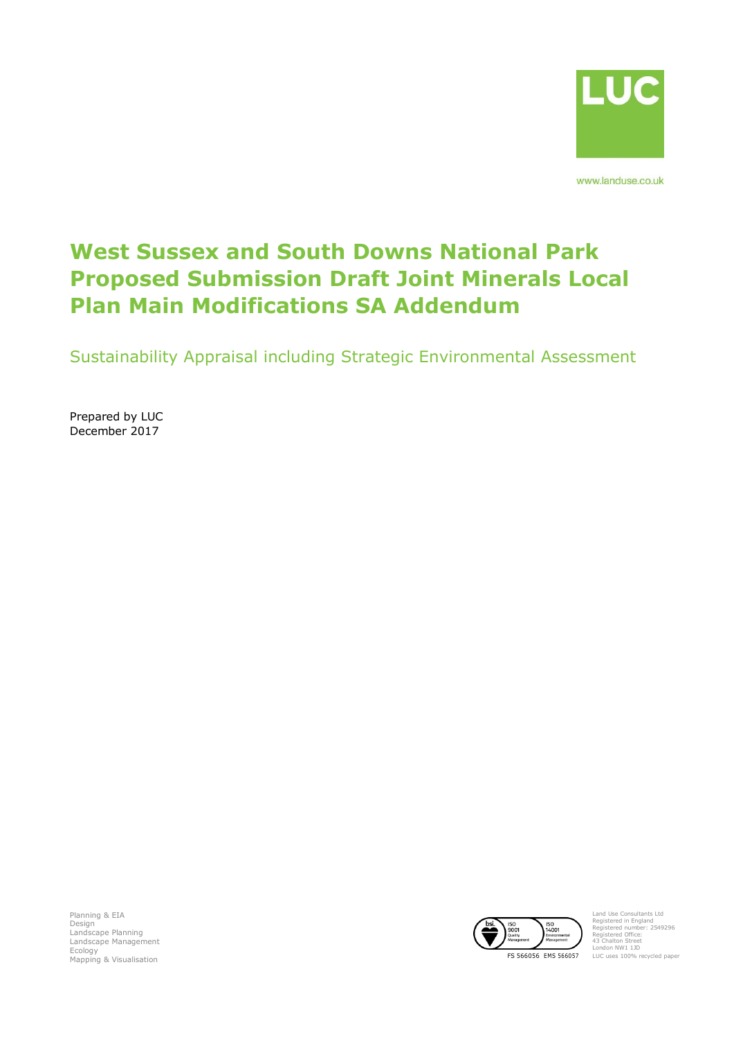LUC

www.landuse.co.uk

# West Sussex and South Downs National Park Proposed Submission Draft Joint Minerals Local Plan Main Modifications SA Addendum

Sustainability Appraisal including Strategic Environmental Assessment

Prepared by LUC
December 2017

Planning & EIA
Design
Landscape Planning
Landscape Management
Ecology
Mapping & Visualisation

FS 566056 EMS 566057

Land Use Consultants Ltd
Registered in England
Registered number: 2549296
Registered Office:
43 Chalton Street
London NW1 1JD
LUC uses 100% recycled paper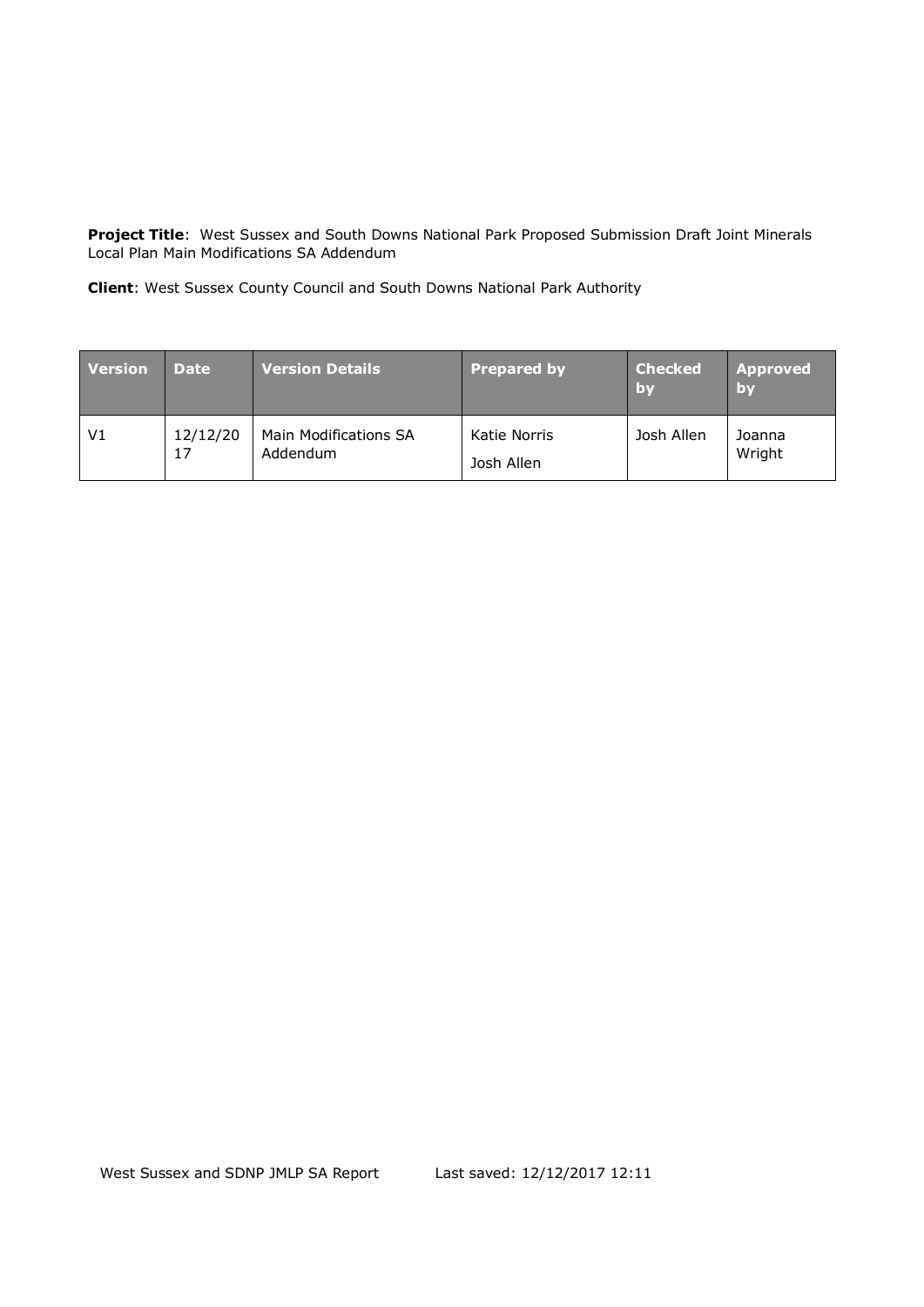**Project Title**: West Sussex and South Downs National Park Proposed Submission Draft Joint Minerals Local Plan Main Modifications SA Addendum

**Client**: West Sussex County Council and South Downs National Park Authority

| Version | Date | Version Details | Prepared by | Checked by | Approved by |
|---|---|---|---|---|---|
| V1 | 12/12/2017 | Main Modifications SA Addendum | Katie Norris<br>Josh Allen | Josh Allen | Joanna Wright |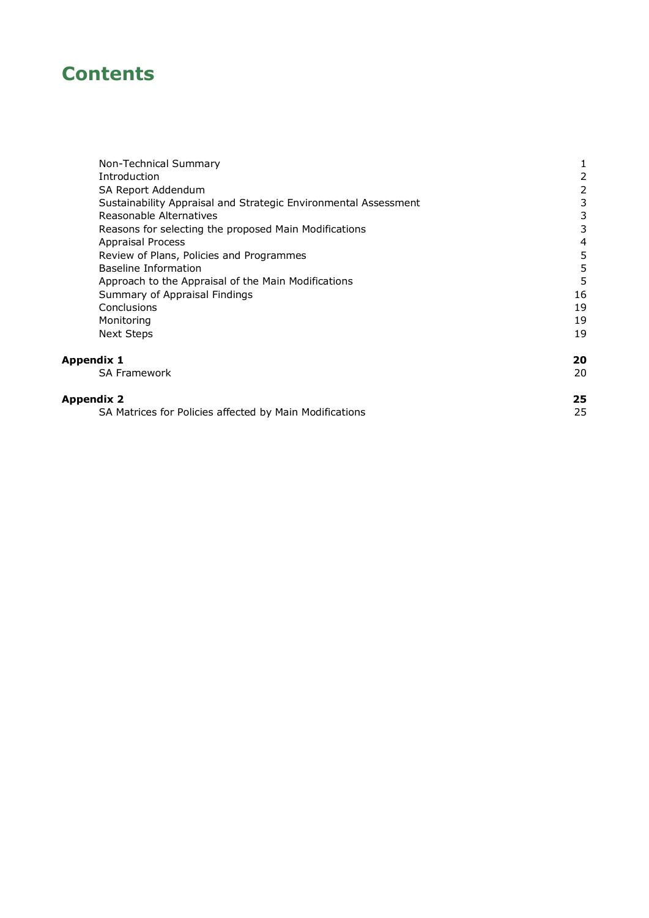# Contents

| | |
|---|---|
| Non-Technical Summary | 1 |
| Introduction | 2 |
| SA Report Addendum | 2 |
| Sustainability Appraisal and Strategic Environmental Assessment | 3 |
| Reasonable Alternatives | 3 |
| Reasons for selecting the proposed Main Modifications | 3 |
| Appraisal Process | 4 |
| Review of Plans, Policies and Programmes | 5 |
| Baseline Information | 5 |
| Approach to the Appraisal of the Main Modifications | 5 |
| Summary of Appraisal Findings | 16 |
| Conclusions | 19 |
| Monitoring | 19 |
| Next Steps | 19 |
| **Appendix 1** | **20** |
| SA Framework | 20 |
| **Appendix 2** | **25** |
| SA Matrices for Policies affected by Main Modifications | 25 |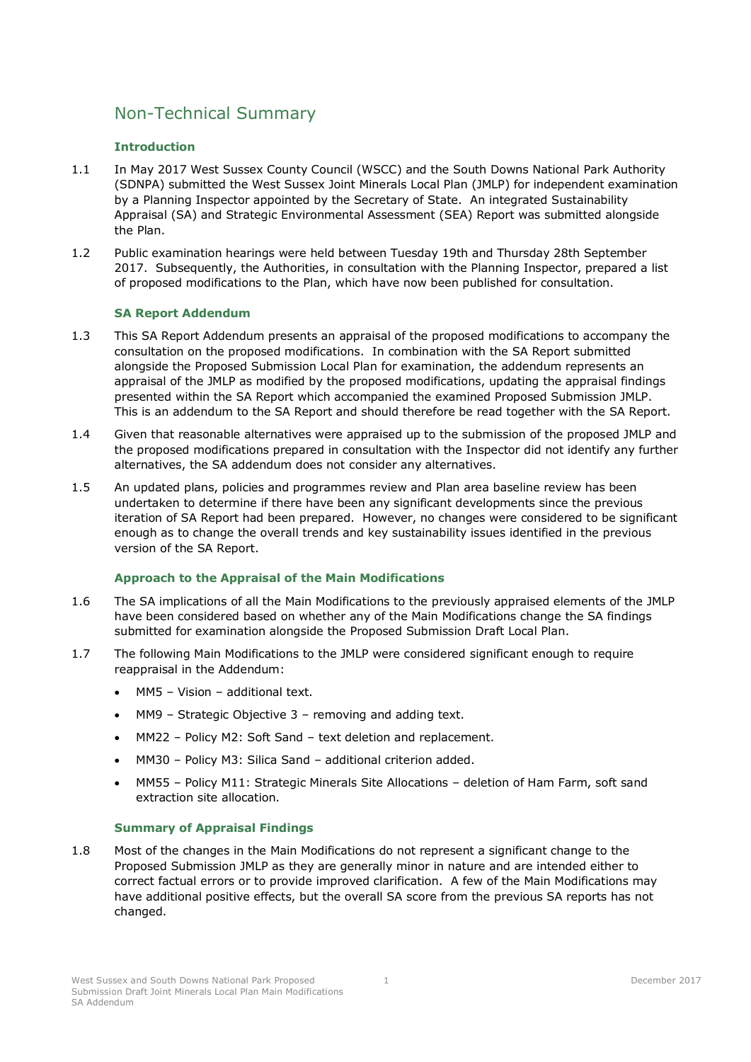# Non-Technical Summary

### Introduction

1.1 In May 2017 West Sussex County Council (WSCC) and the South Downs National Park Authority (SDNPA) submitted the West Sussex Joint Minerals Local Plan (JMLP) for independent examination by a Planning Inspector appointed by the Secretary of State. An integrated Sustainability Appraisal (SA) and Strategic Environmental Assessment (SEA) Report was submitted alongside the Plan.

1.2 Public examination hearings were held between Tuesday 19th and Thursday 28th September 2017. Subsequently, the Authorities, in consultation with the Planning Inspector, prepared a list of proposed modifications to the Plan, which have now been published for consultation.

### SA Report Addendum

1.3 This SA Report Addendum presents an appraisal of the proposed modifications to accompany the consultation on the proposed modifications. In combination with the SA Report submitted alongside the Proposed Submission Local Plan for examination, the addendum represents an appraisal of the JMLP as modified by the proposed modifications, updating the appraisal findings presented within the SA Report which accompanied the examined Proposed Submission JMLP. This is an addendum to the SA Report and should therefore be read together with the SA Report.

1.4 Given that reasonable alternatives were appraised up to the submission of the proposed JMLP and the proposed modifications prepared in consultation with the Inspector did not identify any further alternatives, the SA addendum does not consider any alternatives.

1.5 An updated plans, policies and programmes review and Plan area baseline review has been undertaken to determine if there have been any significant developments since the previous iteration of SA Report had been prepared. However, no changes were considered to be significant enough as to change the overall trends and key sustainability issues identified in the previous version of the SA Report.

### Approach to the Appraisal of the Main Modifications

1.6 The SA implications of all the Main Modifications to the previously appraised elements of the JMLP have been considered based on whether any of the Main Modifications change the SA findings submitted for examination alongside the Proposed Submission Draft Local Plan.

1.7 The following Main Modifications to the JMLP were considered significant enough to require reappraisal in the Addendum:

- MM5 – Vision – additional text.
- MM9 – Strategic Objective 3 – removing and adding text.
- MM22 – Policy M2: Soft Sand – text deletion and replacement.
- MM30 – Policy M3: Silica Sand – additional criterion added.
- MM55 – Policy M11: Strategic Minerals Site Allocations – deletion of Ham Farm, soft sand extraction site allocation.

### Summary of Appraisal Findings

1.8 Most of the changes in the Main Modifications do not represent a significant change to the Proposed Submission JMLP as they are generally minor in nature and are intended either to correct factual errors or to provide improved clarification. A few of the Main Modifications may have additional positive effects, but the overall SA score from the previous SA reports has not changed.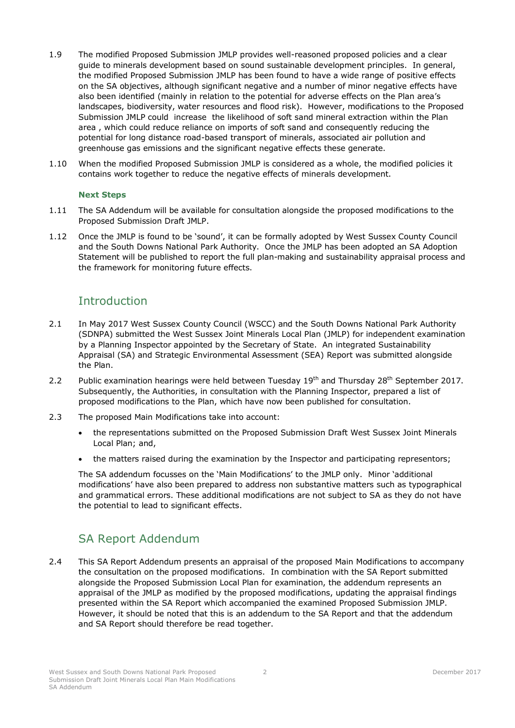1.9 The modified Proposed Submission JMLP provides well-reasoned proposed policies and a clear guide to minerals development based on sound sustainable development principles. In general, the modified Proposed Submission JMLP has been found to have a wide range of positive effects on the SA objectives, although significant negative and a number of minor negative effects have also been identified (mainly in relation to the potential for adverse effects on the Plan area's landscapes, biodiversity, water resources and flood risk). However, modifications to the Proposed Submission JMLP could increase the likelihood of soft sand mineral extraction within the Plan area , which could reduce reliance on imports of soft sand and consequently reducing the potential for long distance road-based transport of minerals, associated air pollution and greenhouse gas emissions and the significant negative effects these generate.

1.10 When the modified Proposed Submission JMLP is considered as a whole, the modified policies it contains work together to reduce the negative effects of minerals development.

### Next Steps

1.11 The SA Addendum will be available for consultation alongside the proposed modifications to the Proposed Submission Draft JMLP.

1.12 Once the JMLP is found to be 'sound', it can be formally adopted by West Sussex County Council and the South Downs National Park Authority. Once the JMLP has been adopted an SA Adoption Statement will be published to report the full plan-making and sustainability appraisal process and the framework for monitoring future effects.

## Introduction

2.1 In May 2017 West Sussex County Council (WSCC) and the South Downs National Park Authority (SDNPA) submitted the West Sussex Joint Minerals Local Plan (JMLP) for independent examination by a Planning Inspector appointed by the Secretary of State. An integrated Sustainability Appraisal (SA) and Strategic Environmental Assessment (SEA) Report was submitted alongside the Plan.

2.2 Public examination hearings were held between Tuesday 19th and Thursday 28th September 2017. Subsequently, the Authorities, in consultation with the Planning Inspector, prepared a list of proposed modifications to the Plan, which have now been published for consultation.

2.3 The proposed Main Modifications take into account:

- the representations submitted on the Proposed Submission Draft West Sussex Joint Minerals Local Plan; and,
- the matters raised during the examination by the Inspector and participating representors;

The SA addendum focusses on the 'Main Modifications' to the JMLP only. Minor 'additional modifications' have also been prepared to address non substantive matters such as typographical and grammatical errors. These additional modifications are not subject to SA as they do not have the potential to lead to significant effects.

## SA Report Addendum

2.4 This SA Report Addendum presents an appraisal of the proposed Main Modifications to accompany the consultation on the proposed modifications. In combination with the SA Report submitted alongside the Proposed Submission Local Plan for examination, the addendum represents an appraisal of the JMLP as modified by the proposed modifications, updating the appraisal findings presented within the SA Report which accompanied the examined Proposed Submission JMLP. However, it should be noted that this is an addendum to the SA Report and that the addendum and SA Report should therefore be read together.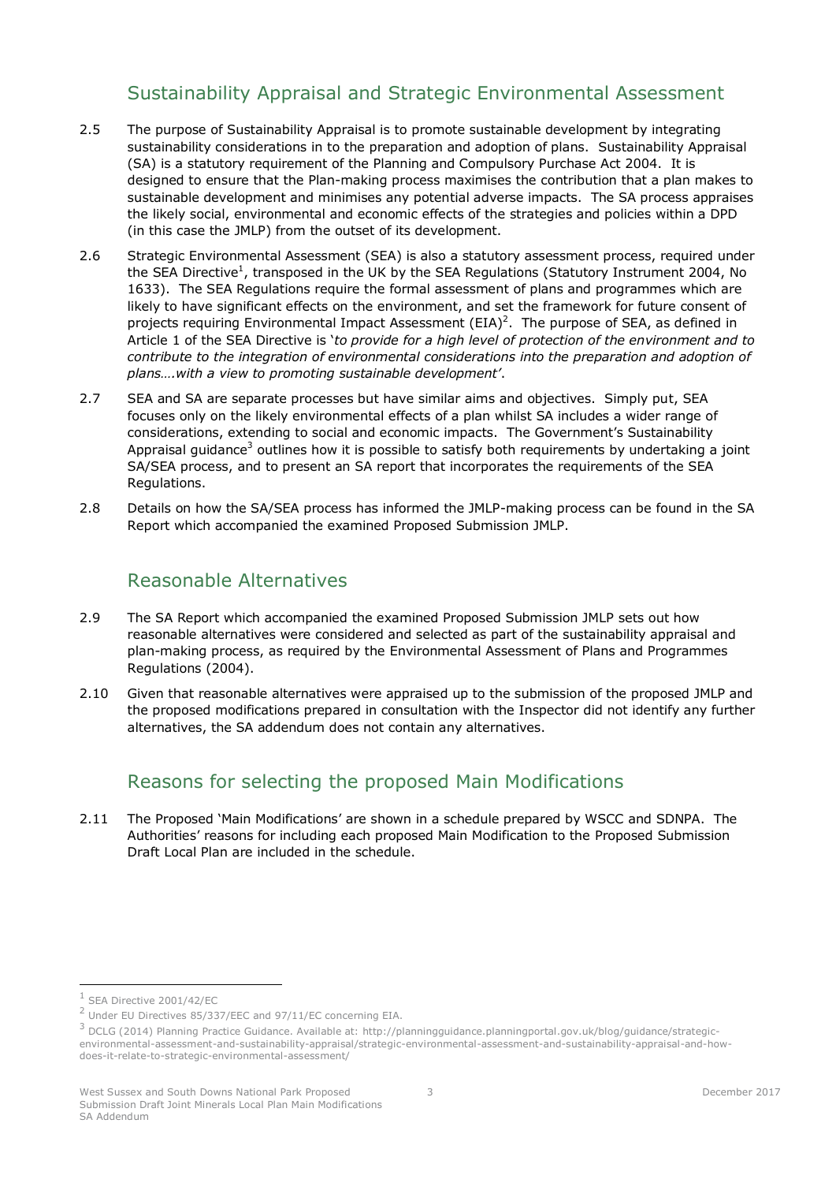## Sustainability Appraisal and Strategic Environmental Assessment

2.5 The purpose of Sustainability Appraisal is to promote sustainable development by integrating sustainability considerations in to the preparation and adoption of plans. Sustainability Appraisal (SA) is a statutory requirement of the Planning and Compulsory Purchase Act 2004. It is designed to ensure that the Plan-making process maximises the contribution that a plan makes to sustainable development and minimises any potential adverse impacts. The SA process appraises the likely social, environmental and economic effects of the strategies and policies within a DPD (in this case the JMLP) from the outset of its development.

2.6 Strategic Environmental Assessment (SEA) is also a statutory assessment process, required under the SEA Directive[1], transposed in the UK by the SEA Regulations (Statutory Instrument 2004, No 1633). The SEA Regulations require the formal assessment of plans and programmes which are likely to have significant effects on the environment, and set the framework for future consent of projects requiring Environmental Impact Assessment (EIA)[2]. The purpose of SEA, as defined in Article 1 of the SEA Directive is '*to provide for a high level of protection of the environment and to contribute to the integration of environmental considerations into the preparation and adoption of plans….with a view to promoting sustainable development'*.

2.7 SEA and SA are separate processes but have similar aims and objectives. Simply put, SEA focuses only on the likely environmental effects of a plan whilst SA includes a wider range of considerations, extending to social and economic impacts. The Government's Sustainability Appraisal guidance[3] outlines how it is possible to satisfy both requirements by undertaking a joint SA/SEA process, and to present an SA report that incorporates the requirements of the SEA Regulations.

2.8 Details on how the SA/SEA process has informed the JMLP-making process can be found in the SA Report which accompanied the examined Proposed Submission JMLP.

## Reasonable Alternatives

2.9 The SA Report which accompanied the examined Proposed Submission JMLP sets out how reasonable alternatives were considered and selected as part of the sustainability appraisal and plan-making process, as required by the Environmental Assessment of Plans and Programmes Regulations (2004).

2.10 Given that reasonable alternatives were appraised up to the submission of the proposed JMLP and the proposed modifications prepared in consultation with the Inspector did not identify any further alternatives, the SA addendum does not contain any alternatives.

## Reasons for selecting the proposed Main Modifications

2.11 The Proposed 'Main Modifications' are shown in a schedule prepared by WSCC and SDNPA. The Authorities' reasons for including each proposed Main Modification to the Proposed Submission Draft Local Plan are included in the schedule.

---

[1] SEA Directive 2001/42/EC

[2] Under EU Directives 85/337/EEC and 97/11/EC concerning EIA.

[3] DCLG (2014) Planning Practice Guidance. Available at: http://planningguidance.planningportal.gov.uk/blog/guidance/strategic-environmental-assessment-and-sustainability-appraisal/strategic-environmental-assessment-and-sustainability-appraisal-and-how-does-it-relate-to-strategic-environmental-assessment/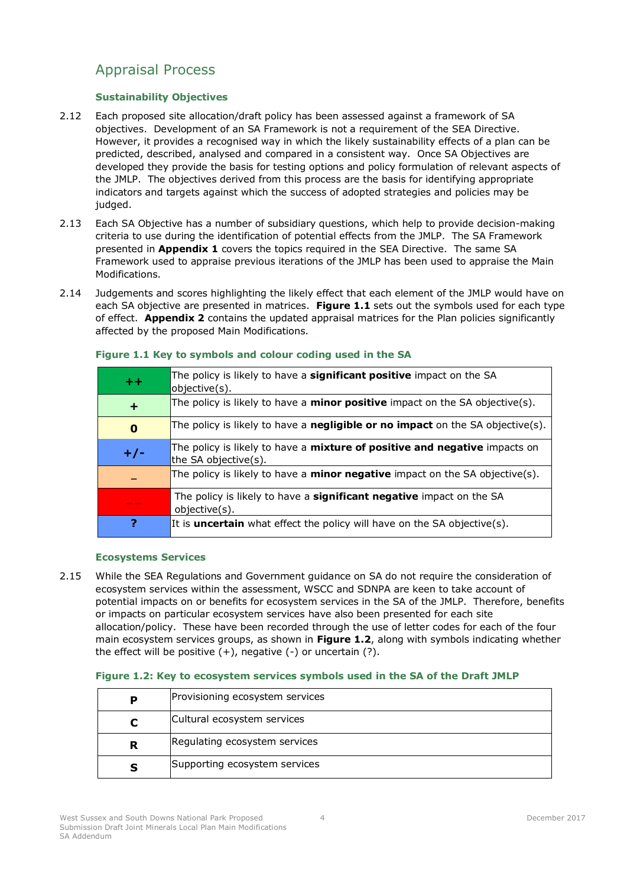## Appraisal Process

### Sustainability Objectives

2.12 Each proposed site allocation/draft policy has been assessed against a framework of SA objectives. Development of an SA Framework is not a requirement of the SEA Directive. However, it provides a recognised way in which the likely sustainability effects of a plan can be predicted, described, analysed and compared in a consistent way. Once SA Objectives are developed they provide the basis for testing options and policy formulation of relevant aspects of the JMLP. The objectives derived from this process are the basis for identifying appropriate indicators and targets against which the success of adopted strategies and policies may be judged.

2.13 Each SA Objective has a number of subsidiary questions, which help to provide decision-making criteria to use during the identification of potential effects from the JMLP. The SA Framework presented in **Appendix 1** covers the topics required in the SEA Directive. The same SA Framework used to appraise previous iterations of the JMLP has been used to appraise the Main Modifications.

2.14 Judgements and scores highlighting the likely effect that each element of the JMLP would have on each SA objective are presented in matrices. **Figure 1.1** sets out the symbols used for each type of effect. **Appendix 2** contains the updated appraisal matrices for the Plan policies significantly affected by the proposed Main Modifications.

**Figure 1.1 Key to symbols and colour coding used in the SA**

| Symbol | Description |
|---|---|
| **++** | The policy is likely to have a **significant positive** impact on the SA objective(s). |
| **+** | The policy is likely to have a **minor positive** impact on the SA objective(s). |
| **0** | The policy is likely to have a **negligible or no impact** on the SA objective(s). |
| **+/-** | The policy is likely to have a **mixture of positive and negative** impacts on the SA objective(s). |
| **–** | The policy is likely to have a **minor negative** impact on the SA objective(s). |
| **– –** | The policy is likely to have a **significant negative** impact on the SA objective(s). |
| **?** | It is **uncertain** what effect the policy will have on the SA objective(s). |

### Ecosystems Services

2.15 While the SEA Regulations and Government guidance on SA do not require the consideration of ecosystem services within the assessment, WSCC and SDNPA are keen to take account of potential impacts on or benefits for ecosystem services in the SA of the JMLP. Therefore, benefits or impacts on particular ecosystem services have also been presented for each site allocation/policy. These have been recorded through the use of letter codes for each of the four main ecosystem services groups, as shown in **Figure 1.2**, along with symbols indicating whether the effect will be positive (+), negative (-) or uncertain (?).

**Figure 1.2: Key to ecosystem services symbols used in the SA of the Draft JMLP**

| Code | Description |
|---|---|
| **P** | Provisioning ecosystem services |
| **C** | Cultural ecosystem services |
| **R** | Regulating ecosystem services |
| **S** | Supporting ecosystem services |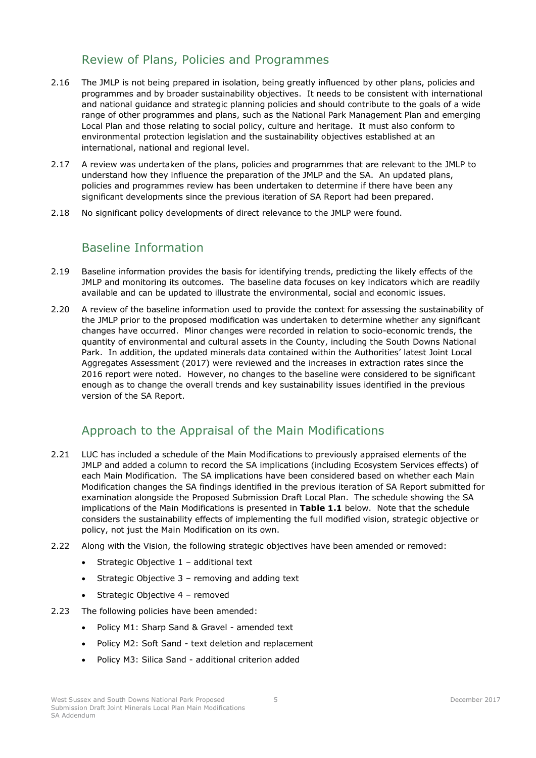## Review of Plans, Policies and Programmes

2.16 The JMLP is not being prepared in isolation, being greatly influenced by other plans, policies and programmes and by broader sustainability objectives. It needs to be consistent with international and national guidance and strategic planning policies and should contribute to the goals of a wide range of other programmes and plans, such as the National Park Management Plan and emerging Local Plan and those relating to social policy, culture and heritage. It must also conform to environmental protection legislation and the sustainability objectives established at an international, national and regional level.

2.17 A review was undertaken of the plans, policies and programmes that are relevant to the JMLP to understand how they influence the preparation of the JMLP and the SA. An updated plans, policies and programmes review has been undertaken to determine if there have been any significant developments since the previous iteration of SA Report had been prepared.

2.18 No significant policy developments of direct relevance to the JMLP were found.

## Baseline Information

2.19 Baseline information provides the basis for identifying trends, predicting the likely effects of the JMLP and monitoring its outcomes. The baseline data focuses on key indicators which are readily available and can be updated to illustrate the environmental, social and economic issues.

2.20 A review of the baseline information used to provide the context for assessing the sustainability of the JMLP prior to the proposed modification was undertaken to determine whether any significant changes have occurred. Minor changes were recorded in relation to socio-economic trends, the quantity of environmental and cultural assets in the County, including the South Downs National Park. In addition, the updated minerals data contained within the Authorities' latest Joint Local Aggregates Assessment (2017) were reviewed and the increases in extraction rates since the 2016 report were noted. However, no changes to the baseline were considered to be significant enough as to change the overall trends and key sustainability issues identified in the previous version of the SA Report.

## Approach to the Appraisal of the Main Modifications

2.21 LUC has included a schedule of the Main Modifications to previously appraised elements of the JMLP and added a column to record the SA implications (including Ecosystem Services effects) of each Main Modification. The SA implications have been considered based on whether each Main Modification changes the SA findings identified in the previous iteration of SA Report submitted for examination alongside the Proposed Submission Draft Local Plan. The schedule showing the SA implications of the Main Modifications is presented in **Table 1.1** below. Note that the schedule considers the sustainability effects of implementing the full modified vision, strategic objective or policy, not just the Main Modification on its own.

2.22 Along with the Vision, the following strategic objectives have been amended or removed:

- Strategic Objective 1 – additional text
- Strategic Objective 3 – removing and adding text
- Strategic Objective 4 – removed

2.23 The following policies have been amended:

- Policy M1: Sharp Sand & Gravel - amended text
- Policy M2: Soft Sand - text deletion and replacement
- Policy M3: Silica Sand - additional criterion added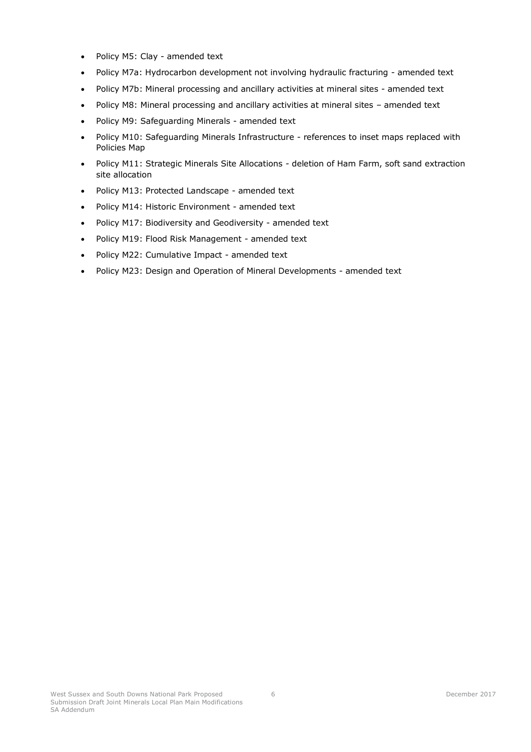- Policy M5: Clay - amended text
- Policy M7a: Hydrocarbon development not involving hydraulic fracturing - amended text
- Policy M7b: Mineral processing and ancillary activities at mineral sites - amended text
- Policy M8: Mineral processing and ancillary activities at mineral sites – amended text
- Policy M9: Safeguarding Minerals - amended text
- Policy M10: Safeguarding Minerals Infrastructure - references to inset maps replaced with Policies Map
- Policy M11: Strategic Minerals Site Allocations - deletion of Ham Farm, soft sand extraction site allocation
- Policy M13: Protected Landscape - amended text
- Policy M14: Historic Environment - amended text
- Policy M17: Biodiversity and Geodiversity - amended text
- Policy M19: Flood Risk Management - amended text
- Policy M22: Cumulative Impact - amended text
- Policy M23: Design and Operation of Mineral Developments - amended text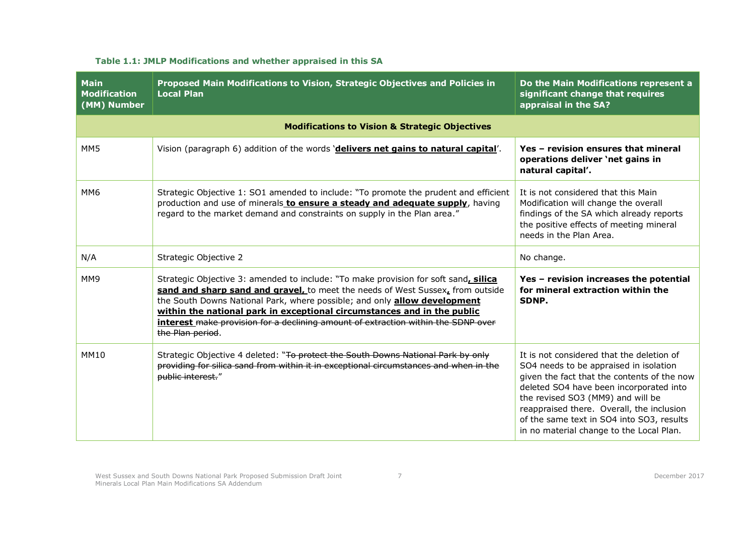**Table 1.1: JMLP Modifications and whether appraised in this SA**

| Main Modification (MM) Number | Proposed Main Modifications to Vision, Strategic Objectives and Policies in Local Plan | Do the Main Modifications represent a significant change that requires appraisal in the SA? |
|---|---|---|
| | **Modifications to Vision & Strategic Objectives** | |
| MM5 | Vision (paragraph 6) addition of the words '**<u>delivers net gains to natural capital</u>**'. | **Yes – revision ensures that mineral operations deliver 'net gains in natural capital'.** |
| MM6 | Strategic Objective 1: SO1 amended to include: "To promote the prudent and efficient production and use of minerals **<u>to ensure a steady and adequate supply</u>**, having regard to the market demand and constraints on supply in the Plan area." | It is not considered that this Main Modification will change the overall findings of the SA which already reports the positive effects of meeting mineral needs in the Plan Area. |
| N/A | Strategic Objective 2 | No change. |
| MM9 | Strategic Objective 3: amended to include: "To make provision for soft sand**<u>, silica sand and sharp sand and gravel,</u>** to meet the needs of West Sussex**<u>,</u>** from outside the South Downs National Park, where possible; and only **<u>allow development within the national park in exceptional circumstances and in the public interest</u>** ~~make provision for a declining amount of extraction within the SDNP over the Plan period~~. | **Yes – revision increases the potential for mineral extraction within the SDNP.** |
| MM10 | Strategic Objective 4 deleted: "~~To protect the South Downs National Park by only providing for silica sand from within it in exceptional circumstances and when in the public interest.~~" | It is not considered that the deletion of SO4 needs to be appraised in isolation given the fact that the contents of the now deleted SO4 have been incorporated into the revised SO3 (MM9) and will be reappraised there. Overall, the inclusion of the same text in SO4 into SO3, results in no material change to the Local Plan. |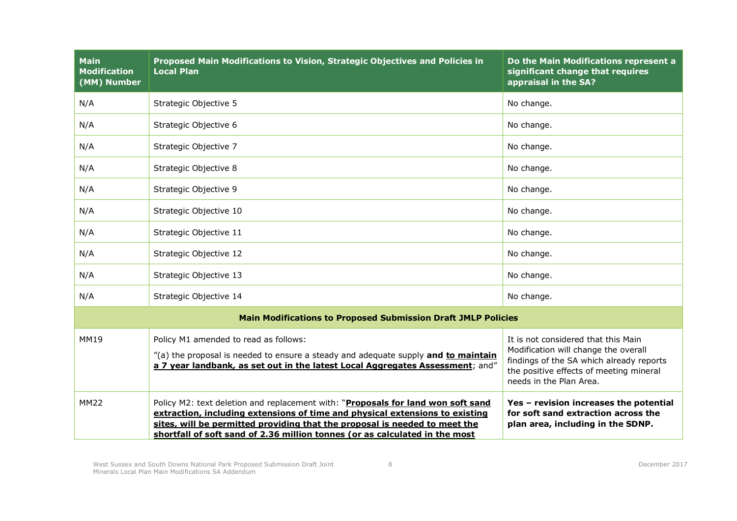| Main Modification (MM) Number | Proposed Main Modifications to Vision, Strategic Objectives and Policies in Local Plan | Do the Main Modifications represent a significant change that requires appraisal in the SA? |
|---|---|---|
| N/A | Strategic Objective 5 | No change. |
| N/A | Strategic Objective 6 | No change. |
| N/A | Strategic Objective 7 | No change. |
| N/A | Strategic Objective 8 | No change. |
| N/A | Strategic Objective 9 | No change. |
| N/A | Strategic Objective 10 | No change. |
| N/A | Strategic Objective 11 | No change. |
| N/A | Strategic Objective 12 | No change. |
| N/A | Strategic Objective 13 | No change. |
| N/A | Strategic Objective 14 | No change. |
| **Main Modifications to Proposed Submission Draft JMLP Policies** | | |
| MM19 | Policy M1 amended to read as follows: "(a) the proposal is needed to ensure a steady and adequate supply **and to maintain a 7 year landbank, as set out in the latest Local Aggregates Assessment**; and" | It is not considered that this Main Modification will change the overall findings of the SA which already reports the positive effects of meeting mineral needs in the Plan Area. |
| MM22 | Policy M2: text deletion and replacement with: "**Proposals for land won soft sand extraction, including extensions of time and physical extensions to existing sites, will be permitted providing that the proposal is needed to meet the shortfall of soft sand of 2.36 million tonnes (or as calculated in the most** | **Yes – revision increases the potential for soft sand extraction across the plan area, including in the SDNP.** |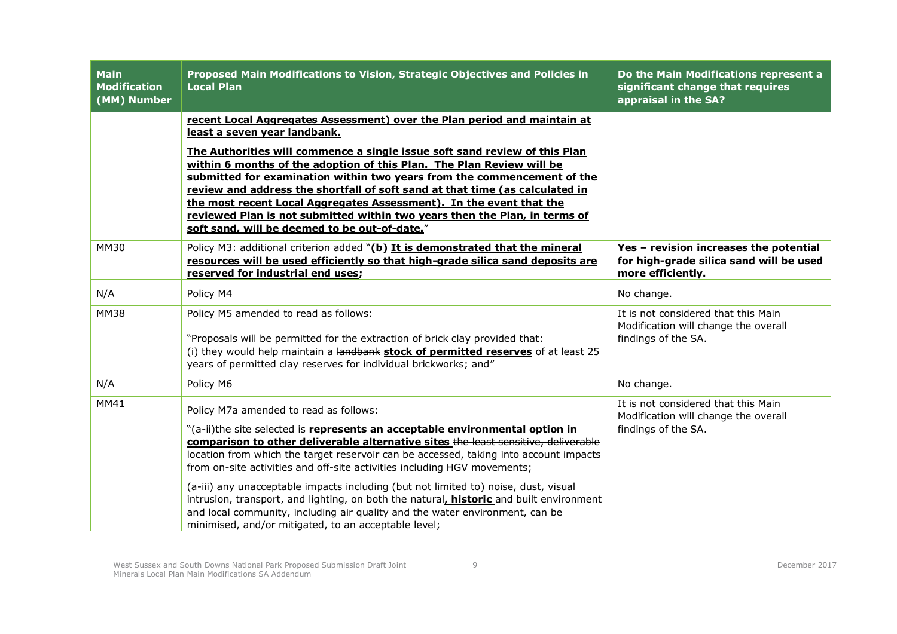| Main Modification (MM) Number | Proposed Main Modifications to Vision, Strategic Objectives and Policies in Local Plan | Do the Main Modifications represent a significant change that requires appraisal in the SA? |
|---|---|---|
| | **recent Local Aggregates Assessment) over the Plan period and maintain at least a seven year landbank.**<br><br>**The Authorities will commence a single issue soft sand review of this Plan within 6 months of the adoption of this Plan. The Plan Review will be submitted for examination within two years from the commencement of the review and address the shortfall of soft sand at that time (as calculated in the most recent Local Aggregates Assessment). In the event that the reviewed Plan is not submitted within two years then the Plan, in terms of soft sand, will be deemed to be out-of-date.**" | |
| MM30 | Policy M3: additional criterion added "**(b) It is demonstrated that the mineral resources will be used efficiently so that high-grade silica sand deposits are reserved for industrial end uses;** | **Yes – revision increases the potential for high-grade silica sand will be used more efficiently.** |
| N/A | Policy M4 | No change. |
| MM38 | Policy M5 amended to read as follows:<br><br>"Proposals will be permitted for the extraction of brick clay provided that:<br>(i) they would help maintain a ~~landbank~~ **stock of permitted reserves** of at least 25 years of permitted clay reserves for individual brickworks; and" | It is not considered that this Main Modification will change the overall findings of the SA. |
| N/A | Policy M6 | No change. |
| MM41 | Policy M7a amended to read as follows:<br><br>"(a-ii)the site selected ~~is~~ **represents an acceptable environmental option in comparison to other deliverable alternative sites** ~~the least sensitive, deliverable location~~ from which the target reservoir can be accessed, taking into account impacts from on-site activities and off-site activities including HGV movements;<br><br>(a-iii) any unacceptable impacts including (but not limited to) noise, dust, visual intrusion, transport, and lighting, on both the natural**, historic** and built environment and local community, including air quality and the water environment, can be minimised, and/or mitigated, to an acceptable level; | It is not considered that this Main Modification will change the overall findings of the SA. |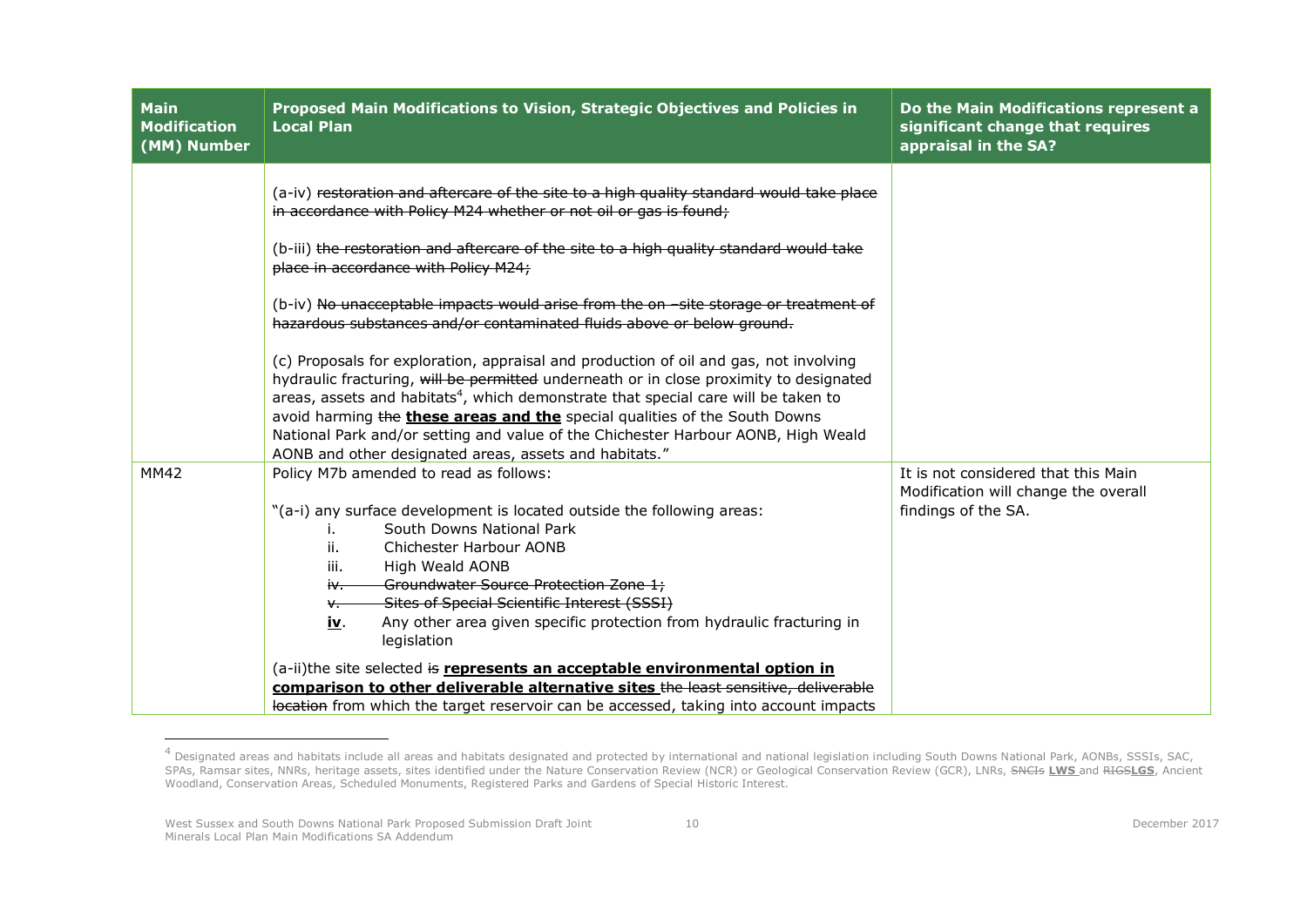| Main Modification (MM) Number | Proposed Main Modifications to Vision, Strategic Objectives and Policies in Local Plan | Do the Main Modifications represent a significant change that requires appraisal in the SA? |
|---|---|---|
| | (a-iv) ~~restoration and aftercare of the site to a high quality standard would take place in accordance with Policy M24 whether or not oil or gas is found;~~<br><br>(b-iii) ~~the restoration and aftercare of the site to a high quality standard would take place in accordance with Policy M24;~~<br><br>(b-iv) ~~No unacceptable impacts would arise from the on –site storage or treatment of hazardous substances and/or contaminated fluids above or below ground.~~<br><br>(c) Proposals for exploration, appraisal and production of oil and gas, not involving hydraulic fracturing, ~~will be permitted~~ underneath or in close proximity to designated areas, assets and habitats[4], which demonstrate that special care will be taken to avoid harming ~~the~~ **<u>these areas and the</u>** special qualities of the South Downs National Park and/or setting and value of the Chichester Harbour AONB, High Weald AONB and other designated areas, assets and habitats." | |
| MM42 | Policy M7b amended to read as follows:<br><br>"(a-i) any surface development is located outside the following areas:<br>i. South Downs National Park<br>ii. Chichester Harbour AONB<br>iii. High Weald AONB<br>~~iv. Groundwater Source Protection Zone 1;~~<br>~~v. Sites of Special Scientific Interest (SSSI)~~<br>**<u>iv</u>**. Any other area given specific protection from hydraulic fracturing in legislation<br><br>(a-ii)the site selected ~~is~~ **<u>represents an acceptable environmental option in comparison to other deliverable alternative sites</u>** ~~the least sensitive, deliverable location~~ from which the target reservoir can be accessed, taking into account impacts | It is not considered that this Main Modification will change the overall findings of the SA. |

[4] Designated areas and habitats include all areas and habitats designated and protected by international and national legislation including South Downs National Park, AONBs, SSSIs, SAC, SPAs, Ramsar sites, NNRs, heritage assets, sites identified under the Nature Conservation Review (NCR) or Geological Conservation Review (GCR), LNRs, ~~SNCIs~~ **<u>LWS</u>** and ~~RIGS~~**<u>LGS</u>**, Ancient Woodland, Conservation Areas, Scheduled Monuments, Registered Parks and Gardens of Special Historic Interest.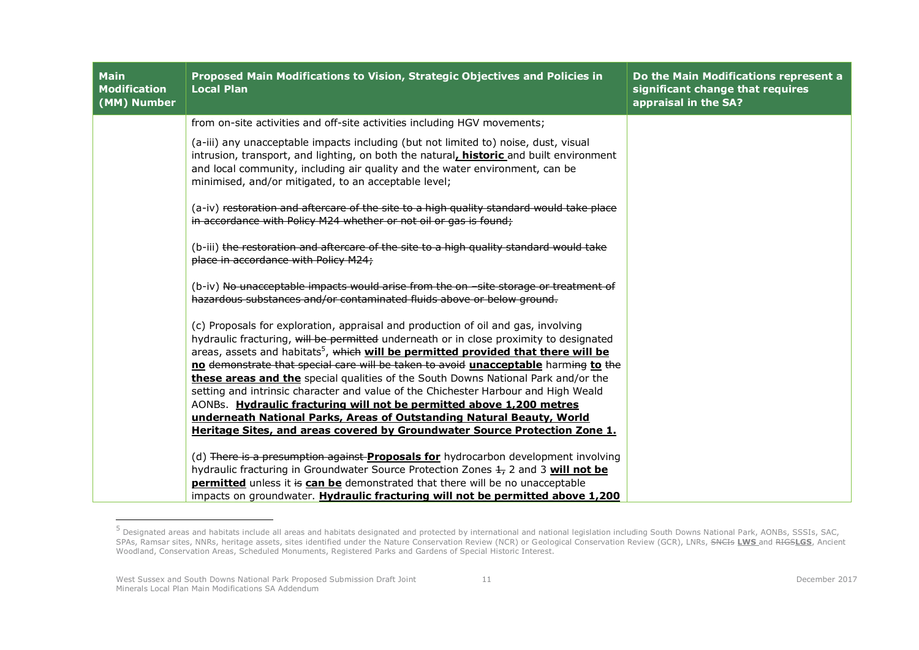| Main Modification (MM) Number | Proposed Main Modifications to Vision, Strategic Objectives and Policies in Local Plan | Do the Main Modifications represent a significant change that requires appraisal in the SA? |
|---|---|---|
| | from on-site activities and off-site activities including HGV movements;<br><br>(a-iii) any unacceptable impacts including (but not limited to) noise, dust, visual intrusion, transport, and lighting, on both the natural**, historic** and built environment and local community, including air quality and the water environment, can be minimised, and/or mitigated, to an acceptable level;<br><br>(a-iv) ~~restoration and aftercare of the site to a high quality standard would take place in accordance with Policy M24 whether or not oil or gas is found;~~<br><br>(b-iii) ~~the restoration and aftercare of the site to a high quality standard would take place in accordance with Policy M24;~~<br><br>(b-iv) ~~No unacceptable impacts would arise from the on –site storage or treatment of hazardous substances and/or contaminated fluids above or below ground.~~<br><br>(c) Proposals for exploration, appraisal and production of oil and gas, involving hydraulic fracturing, ~~will be permitted~~ underneath or in close proximity to designated areas, assets and habitats[5], ~~which~~ **will be permitted provided that there will be no** ~~demonstrate that special care will be taken to avoid~~ **unacceptable** harm~~ing~~ **to** ~~the~~ **these areas and the** special qualities of the South Downs National Park and/or the setting and intrinsic character and value of the Chichester Harbour and High Weald AONBs. **Hydraulic fracturing will not be permitted above 1,200 metres underneath National Parks, Areas of Outstanding Natural Beauty, World Heritage Sites, and areas covered by Groundwater Source Protection Zone 1.**<br><br>(d) ~~There is a presumption against~~ **Proposals for** hydrocarbon development involving hydraulic fracturing in Groundwater Source Protection Zones ~~1,~~ 2 and 3 **will not be permitted** unless it ~~is~~ **can be** demonstrated that there will be no unacceptable impacts on groundwater. **Hydraulic fracturing will not be permitted above 1,200** | |

[5] Designated areas and habitats include all areas and habitats designated and protected by international and national legislation including South Downs National Park, AONBs, SSSIs, SAC, SPAs, Ramsar sites, NNRs, heritage assets, sites identified under the Nature Conservation Review (NCR) or Geological Conservation Review (GCR), LNRs, ~~SNCIs~~ **LWS** and ~~RIGS~~**LGS**, Ancient Woodland, Conservation Areas, Scheduled Monuments, Registered Parks and Gardens of Special Historic Interest.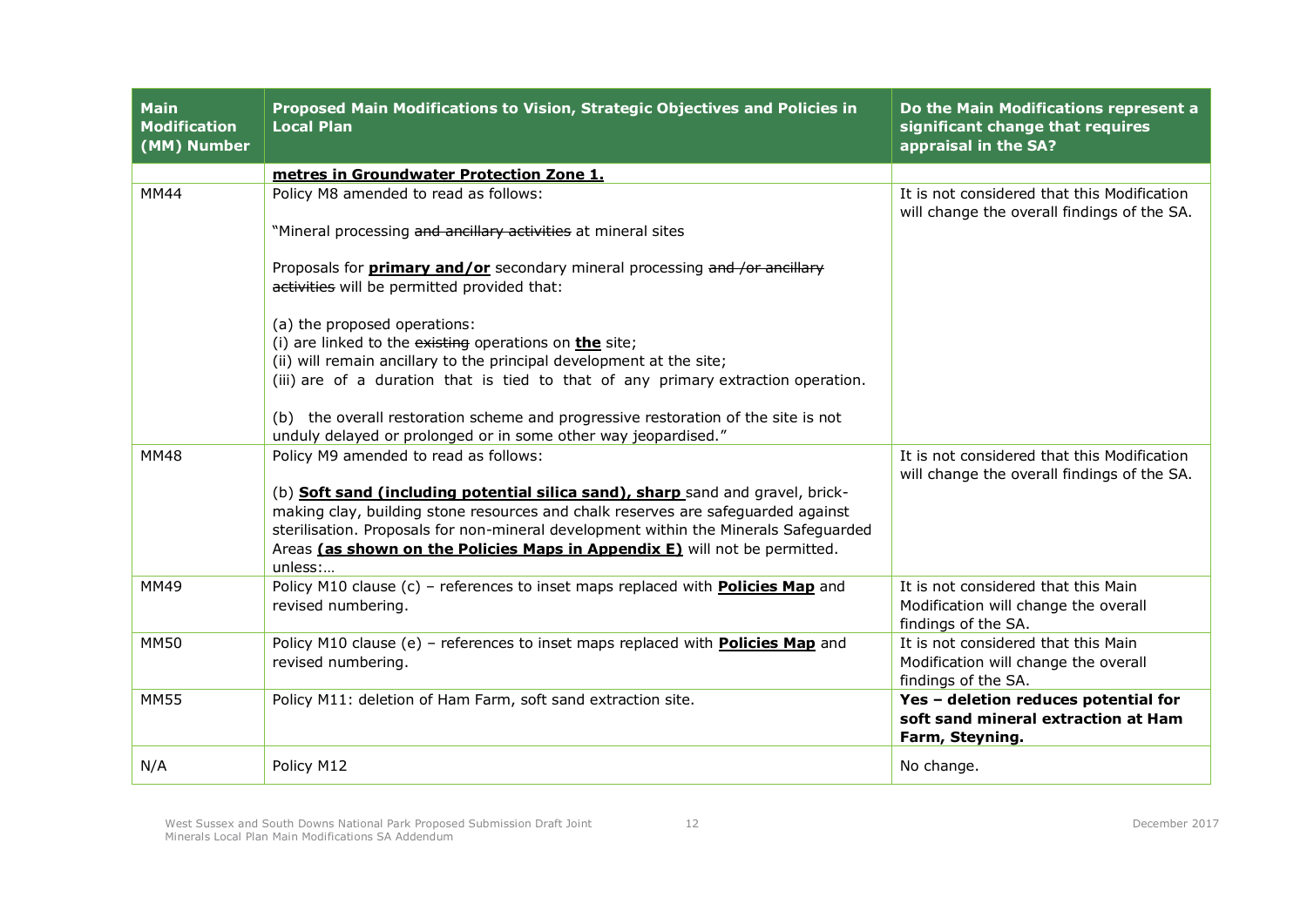| Main Modification (MM) Number | Proposed Main Modifications to Vision, Strategic Objectives and Policies in Local Plan | Do the Main Modifications represent a significant change that requires appraisal in the SA? |
|---|---|---|
| | **metres in Groundwater Protection Zone 1.** | |
| MM44 | Policy M8 amended to read as follows:<br><br>"Mineral processing ~~and ancillary activities~~ at mineral sites<br><br>Proposals for **primary and/or** secondary mineral processing ~~and /or ancillary activities~~ will be permitted provided that:<br><br>(a) the proposed operations:<br>(i) are linked to the ~~existing~~ operations on **the** site;<br>(ii) will remain ancillary to the principal development at the site;<br>(iii) are of a duration that is tied to that of any primary extraction operation.<br><br>(b) the overall restoration scheme and progressive restoration of the site is not unduly delayed or prolonged or in some other way jeopardised." | It is not considered that this Modification will change the overall findings of the SA. |
| MM48 | Policy M9 amended to read as follows:<br><br>(b) **Soft sand (including potential silica sand), sharp** sand and gravel, brick-making clay, building stone resources and chalk reserves are safeguarded against sterilisation. Proposals for non-mineral development within the Minerals Safeguarded Areas **(as shown on the Policies Maps in Appendix E)** will not be permitted. unless:… | It is not considered that this Modification will change the overall findings of the SA. |
| MM49 | Policy M10 clause (c) – references to inset maps replaced with **Policies Map** and revised numbering. | It is not considered that this Main Modification will change the overall findings of the SA. |
| MM50 | Policy M10 clause (e) – references to inset maps replaced with **Policies Map** and revised numbering. | It is not considered that this Main Modification will change the overall findings of the SA. |
| MM55 | Policy M11: deletion of Ham Farm, soft sand extraction site. | **Yes – deletion reduces potential for soft sand mineral extraction at Ham Farm, Steyning.** |
| N/A | Policy M12 | No change. |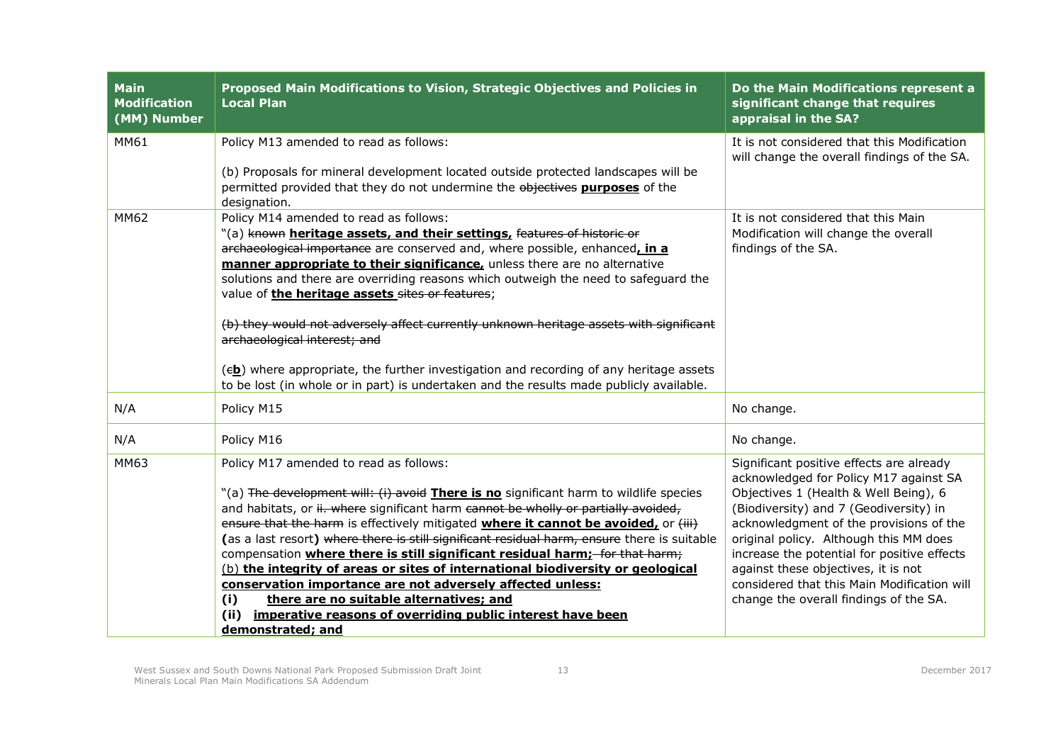| Main Modification (MM) Number | Proposed Main Modifications to Vision, Strategic Objectives and Policies in Local Plan | Do the Main Modifications represent a significant change that requires appraisal in the SA? |
|---|---|---|
| MM61 | Policy M13 amended to read as follows:<br><br>(b) Proposals for mineral development located outside protected landscapes will be permitted provided that they do not undermine the ~~objectives~~ **<u>purposes</u>** of the designation. | It is not considered that this Modification will change the overall findings of the SA. |
| MM62 | Policy M14 amended to read as follows:<br>"(a) ~~known~~ **<u>heritage assets, and their settings,</u>** ~~features of historic or archaeological importance~~ are conserved and, where possible, enhanced**<u>, in a manner appropriate to their significance,</u>** unless there are no alternative solutions and there are overriding reasons which outweigh the need to safeguard the value of **<u>the heritage assets</u>** ~~sites or features~~;<br><br>~~(b) they would not adversely affect currently unknown heritage assets with significant archaeological interest; and~~<br><br>(~~c~~**<u>b</u>**) where appropriate, the further investigation and recording of any heritage assets to be lost (in whole or in part) is undertaken and the results made publicly available. | It is not considered that this Main Modification will change the overall findings of the SA. |
| N/A | Policy M15 | No change. |
| N/A | Policy M16 | No change. |
| MM63 | Policy M17 amended to read as follows:<br><br>"(a) ~~The development will: (i) avoid~~ **<u>There is no</u>** significant harm to wildlife species and habitats, or ~~ii. where~~ significant harm ~~cannot be wholly or partially avoided, ensure that the harm~~ is effectively mitigated **<u>where it cannot be avoided,</u>** or ~~(iii)~~ **(**as a last resort**)** ~~where there is still significant residual harm, ensure~~ there is suitable compensation **<u>where there is still significant residual harm;</u>** ~~for that harm;~~<br><u>(b)</u> **<u>the integrity of areas or sites of international biodiversity or geological conservation importance are not adversely affected unless:</u>**<br>**<u>(i) there are no suitable alternatives; and</u>**<br>**<u>(ii) imperative reasons of overriding public interest have been demonstrated; and</u>** | Significant positive effects are already acknowledged for Policy M17 against SA Objectives 1 (Health & Well Being), 6 (Biodiversity) and 7 (Geodiversity) in acknowledgment of the provisions of the original policy. Although this MM does increase the potential for positive effects against these objectives, it is not considered that this Main Modification will change the overall findings of the SA. |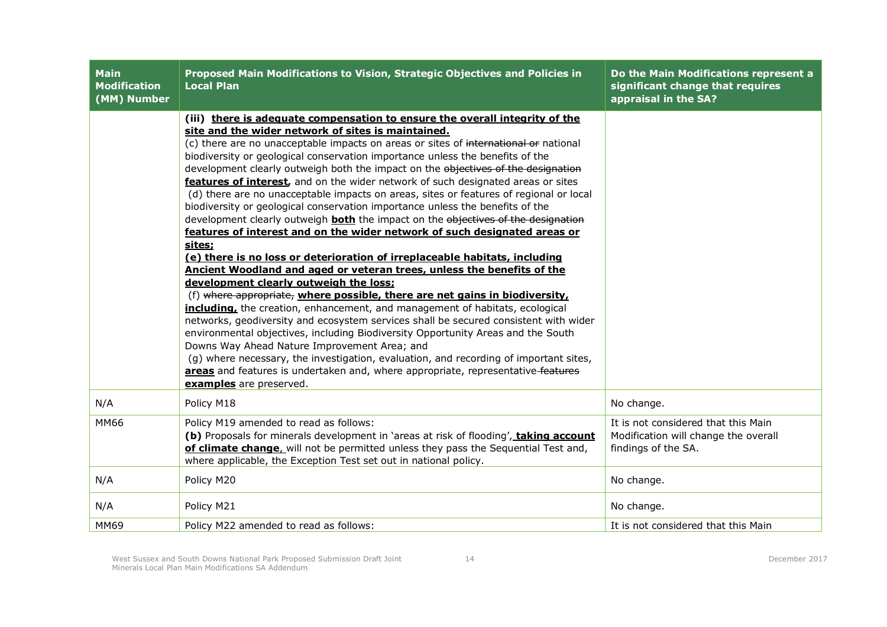| Main Modification (MM) Number | Proposed Main Modifications to Vision, Strategic Objectives and Policies in Local Plan | Do the Main Modifications represent a significant change that requires appraisal in the SA? |
|---|---|---|
| | **(iii) there is adequate compensation to ensure the overall integrity of the site and the wider network of sites is maintained.** (c) there are no unacceptable impacts on areas or sites of ~~international or~~ national biodiversity or geological conservation importance unless the benefits of the development clearly outweigh both the impact on the ~~objectives of the designation~~ **features of interest**, and on the wider network of such designated areas or sites (d) there are no unacceptable impacts on areas, sites or features of regional or local biodiversity or geological conservation importance unless the benefits of the development clearly outweigh **both** the impact on the ~~objectives of the designation~~ **features of interest and on the wider network of such designated areas or sites;** **(e) there is no loss or deterioration of irreplaceable habitats, including Ancient Woodland and aged or veteran trees, unless the benefits of the development clearly outweigh the loss;** (f) ~~where appropriate,~~ **where possible, there are net gains in biodiversity, including,** the creation, enhancement, and management of habitats, ecological networks, geodiversity and ecosystem services shall be secured consistent with wider environmental objectives, including Biodiversity Opportunity Areas and the South Downs Way Ahead Nature Improvement Area; and (g) where necessary, the investigation, evaluation, and recording of important sites, **areas** and features is undertaken and, where appropriate, representative ~~features~~ **examples** are preserved. | |
| N/A | Policy M18 | No change. |
| MM66 | Policy M19 amended to read as follows: **(b)** Proposals for minerals development in 'areas at risk of flooding', **taking account of climate change**, will not be permitted unless they pass the Sequential Test and, where applicable, the Exception Test set out in national policy. | It is not considered that this Main Modification will change the overall findings of the SA. |
| N/A | Policy M20 | No change. |
| N/A | Policy M21 | No change. |
| MM69 | Policy M22 amended to read as follows: | It is not considered that this Main |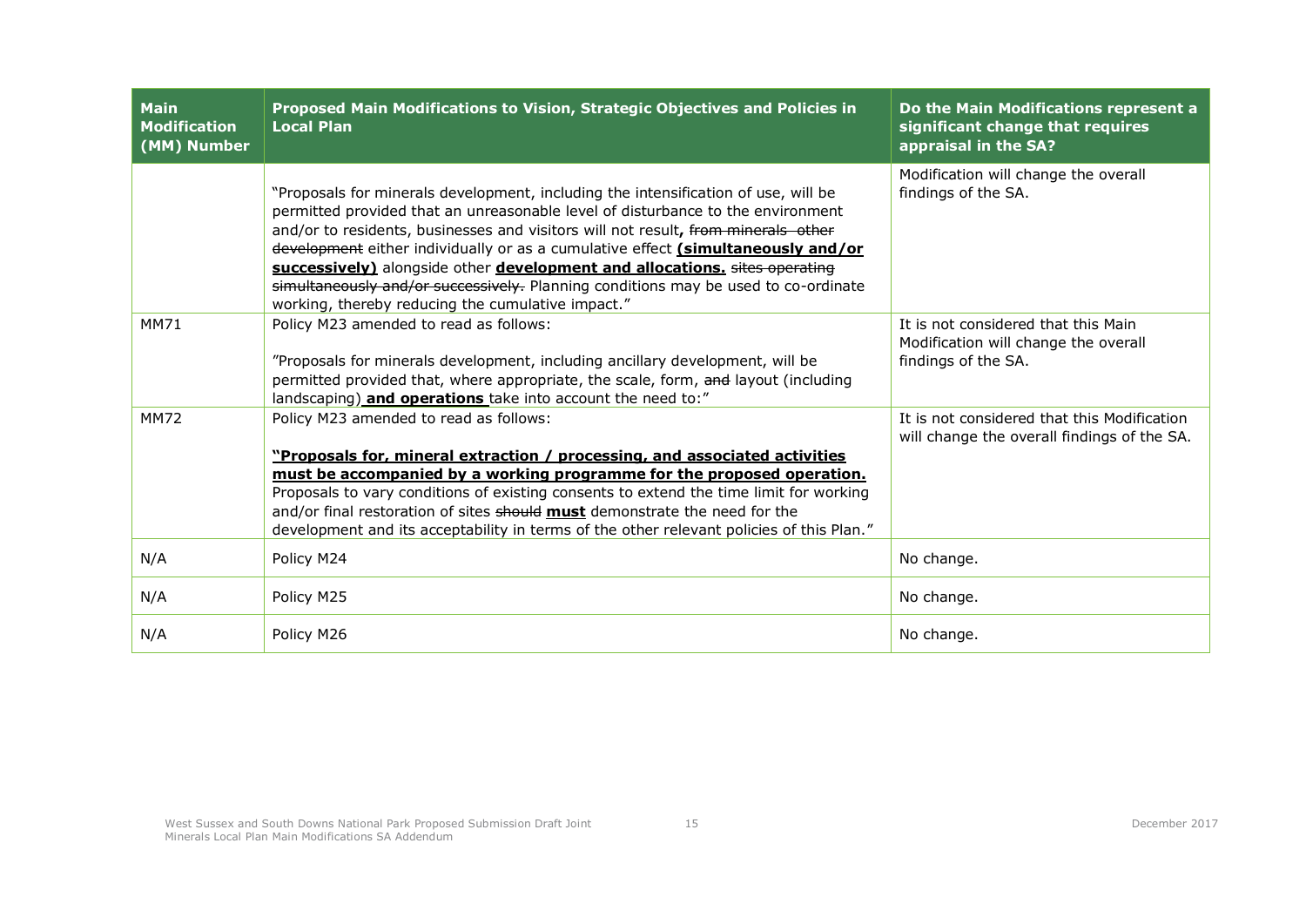| Main Modification (MM) Number | Proposed Main Modifications to Vision, Strategic Objectives and Policies in Local Plan | Do the Main Modifications represent a significant change that requires appraisal in the SA? |
|---|---|---|
| | "Proposals for minerals development, including the intensification of use, will be permitted provided that an unreasonable level of disturbance to the environment and/or to residents, businesses and visitors will not result**,** ~~from minerals other development~~ either individually or as a cumulative effect **(simultaneously and/or successively)** alongside other **development and allocations.** ~~sites operating simultaneously and/or successively.~~ Planning conditions may be used to co-ordinate working, thereby reducing the cumulative impact." | Modification will change the overall findings of the SA. |
| MM71 | Policy M23 amended to read as follows:<br><br>"Proposals for minerals development, including ancillary development, will be permitted provided that, where appropriate, the scale, form, ~~and~~ layout (including landscaping) **and operations** take into account the need to:" | It is not considered that this Main Modification will change the overall findings of the SA. |
| MM72 | Policy M23 amended to read as follows:<br><br>**"Proposals for, mineral extraction / processing, and associated activities must be accompanied by a working programme for the proposed operation.** Proposals to vary conditions of existing consents to extend the time limit for working and/or final restoration of sites ~~should~~ **must** demonstrate the need for the development and its acceptability in terms of the other relevant policies of this Plan." | It is not considered that this Modification will change the overall findings of the SA. |
| N/A | Policy M24 | No change. |
| N/A | Policy M25 | No change. |
| N/A | Policy M26 | No change. |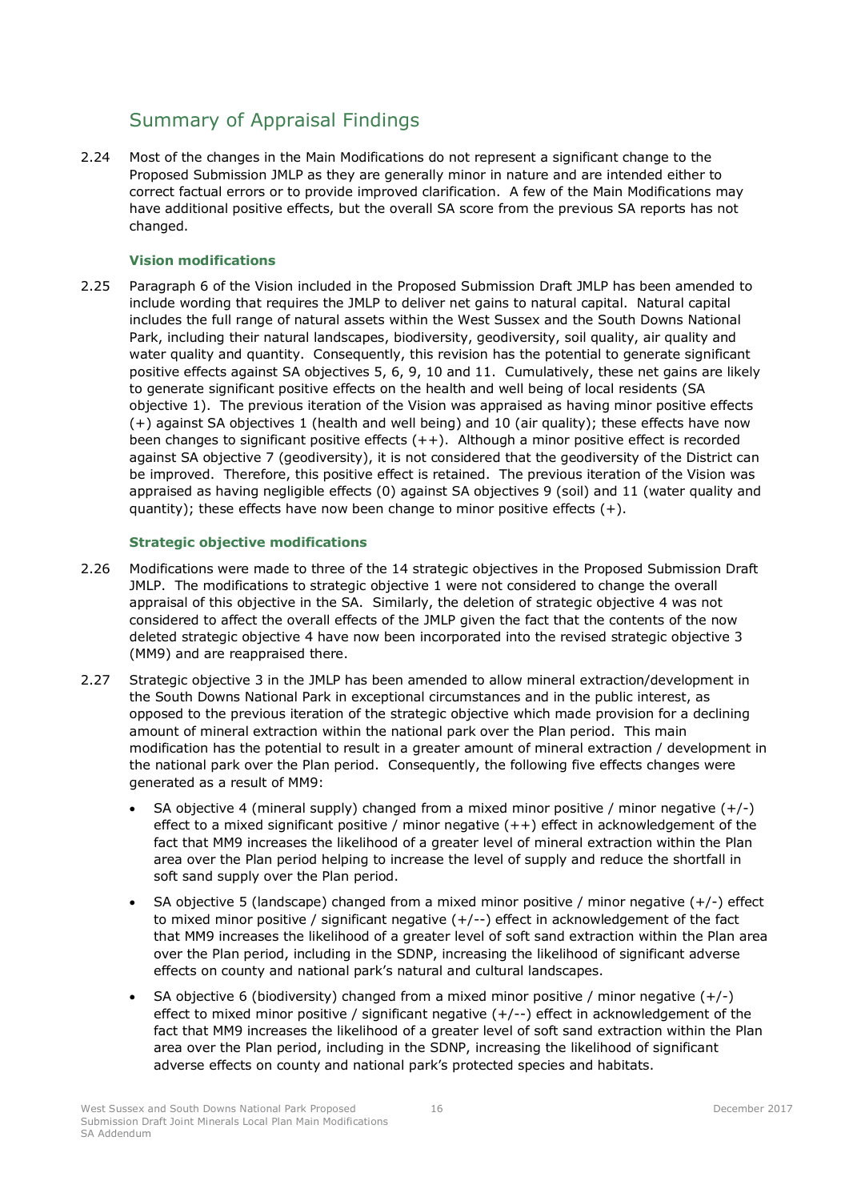## Summary of Appraisal Findings

2.24 Most of the changes in the Main Modifications do not represent a significant change to the Proposed Submission JMLP as they are generally minor in nature and are intended either to correct factual errors or to provide improved clarification. A few of the Main Modifications may have additional positive effects, but the overall SA score from the previous SA reports has not changed.

### Vision modifications

2.25 Paragraph 6 of the Vision included in the Proposed Submission Draft JMLP has been amended to include wording that requires the JMLP to deliver net gains to natural capital. Natural capital includes the full range of natural assets within the West Sussex and the South Downs National Park, including their natural landscapes, biodiversity, geodiversity, soil quality, air quality and water quality and quantity. Consequently, this revision has the potential to generate significant positive effects against SA objectives 5, 6, 9, 10 and 11. Cumulatively, these net gains are likely to generate significant positive effects on the health and well being of local residents (SA objective 1). The previous iteration of the Vision was appraised as having minor positive effects (+) against SA objectives 1 (health and well being) and 10 (air quality); these effects have now been changes to significant positive effects (++). Although a minor positive effect is recorded against SA objective 7 (geodiversity), it is not considered that the geodiversity of the District can be improved. Therefore, this positive effect is retained. The previous iteration of the Vision was appraised as having negligible effects (0) against SA objectives 9 (soil) and 11 (water quality and quantity); these effects have now been change to minor positive effects (+).

### Strategic objective modifications

2.26 Modifications were made to three of the 14 strategic objectives in the Proposed Submission Draft JMLP. The modifications to strategic objective 1 were not considered to change the overall appraisal of this objective in the SA. Similarly, the deletion of strategic objective 4 was not considered to affect the overall effects of the JMLP given the fact that the contents of the now deleted strategic objective 4 have now been incorporated into the revised strategic objective 3 (MM9) and are reappraised there.

2.27 Strategic objective 3 in the JMLP has been amended to allow mineral extraction/development in the South Downs National Park in exceptional circumstances and in the public interest, as opposed to the previous iteration of the strategic objective which made provision for a declining amount of mineral extraction within the national park over the Plan period. This main modification has the potential to result in a greater amount of mineral extraction / development in the national park over the Plan period. Consequently, the following five effects changes were generated as a result of MM9:

- SA objective 4 (mineral supply) changed from a mixed minor positive / minor negative (+/-) effect to a mixed significant positive / minor negative (++) effect in acknowledgement of the fact that MM9 increases the likelihood of a greater level of mineral extraction within the Plan area over the Plan period helping to increase the level of supply and reduce the shortfall in soft sand supply over the Plan period.
- SA objective 5 (landscape) changed from a mixed minor positive / minor negative (+/-) effect to mixed minor positive / significant negative (+/--) effect in acknowledgement of the fact that MM9 increases the likelihood of a greater level of soft sand extraction within the Plan area over the Plan period, including in the SDNP, increasing the likelihood of significant adverse effects on county and national park's natural and cultural landscapes.
- SA objective 6 (biodiversity) changed from a mixed minor positive / minor negative (+/-) effect to mixed minor positive / significant negative (+/--) effect in acknowledgement of the fact that MM9 increases the likelihood of a greater level of soft sand extraction within the Plan area over the Plan period, including in the SDNP, increasing the likelihood of significant adverse effects on county and national park's protected species and habitats.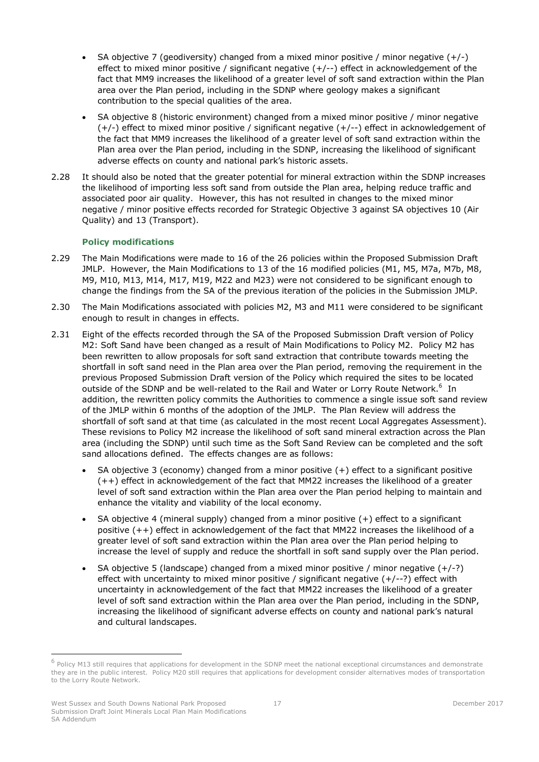- SA objective 7 (geodiversity) changed from a mixed minor positive / minor negative (+/-) effect to mixed minor positive / significant negative (+/--) effect in acknowledgement of the fact that MM9 increases the likelihood of a greater level of soft sand extraction within the Plan area over the Plan period, including in the SDNP where geology makes a significant contribution to the special qualities of the area.
- SA objective 8 (historic environment) changed from a mixed minor positive / minor negative (+/-) effect to mixed minor positive / significant negative (+/--) effect in acknowledgement of the fact that MM9 increases the likelihood of a greater level of soft sand extraction within the Plan area over the Plan period, including in the SDNP, increasing the likelihood of significant adverse effects on county and national park's historic assets.

2.28 It should also be noted that the greater potential for mineral extraction within the SDNP increases the likelihood of importing less soft sand from outside the Plan area, helping reduce traffic and associated poor air quality. However, this has not resulted in changes to the mixed minor negative / minor positive effects recorded for Strategic Objective 3 against SA objectives 10 (Air Quality) and 13 (Transport).

### Policy modifications

2.29 The Main Modifications were made to 16 of the 26 policies within the Proposed Submission Draft JMLP. However, the Main Modifications to 13 of the 16 modified policies (M1, M5, M7a, M7b, M8, M9, M10, M13, M14, M17, M19, M22 and M23) were not considered to be significant enough to change the findings from the SA of the previous iteration of the policies in the Submission JMLP.

2.30 The Main Modifications associated with policies M2, M3 and M11 were considered to be significant enough to result in changes in effects.

2.31 Eight of the effects recorded through the SA of the Proposed Submission Draft version of Policy M2: Soft Sand have been changed as a result of Main Modifications to Policy M2. Policy M2 has been rewritten to allow proposals for soft sand extraction that contribute towards meeting the shortfall in soft sand need in the Plan area over the Plan period, removing the requirement in the previous Proposed Submission Draft version of the Policy which required the sites to be located outside of the SDNP and be well-related to the Rail and Water or Lorry Route Network.[6] In addition, the rewritten policy commits the Authorities to commence a single issue soft sand review of the JMLP within 6 months of the adoption of the JMLP. The Plan Review will address the shortfall of soft sand at that time (as calculated in the most recent Local Aggregates Assessment). These revisions to Policy M2 increase the likelihood of soft sand mineral extraction across the Plan area (including the SDNP) until such time as the Soft Sand Review can be completed and the soft sand allocations defined. The effects changes are as follows:

- SA objective 3 (economy) changed from a minor positive (+) effect to a significant positive (++) effect in acknowledgement of the fact that MM22 increases the likelihood of a greater level of soft sand extraction within the Plan area over the Plan period helping to maintain and enhance the vitality and viability of the local economy.
- SA objective 4 (mineral supply) changed from a minor positive (+) effect to a significant positive (++) effect in acknowledgement of the fact that MM22 increases the likelihood of a greater level of soft sand extraction within the Plan area over the Plan period helping to increase the level of supply and reduce the shortfall in soft sand supply over the Plan period.
- SA objective 5 (landscape) changed from a mixed minor positive / minor negative (+/-?) effect with uncertainty to mixed minor positive / significant negative (+/--?) effect with uncertainty in acknowledgement of the fact that MM22 increases the likelihood of a greater level of soft sand extraction within the Plan area over the Plan period, including in the SDNP, increasing the likelihood of significant adverse effects on county and national park's natural and cultural landscapes.

[6] Policy M13 still requires that applications for development in the SDNP meet the national exceptional circumstances and demonstrate they are in the public interest. Policy M20 still requires that applications for development consider alternatives modes of transportation to the Lorry Route Network.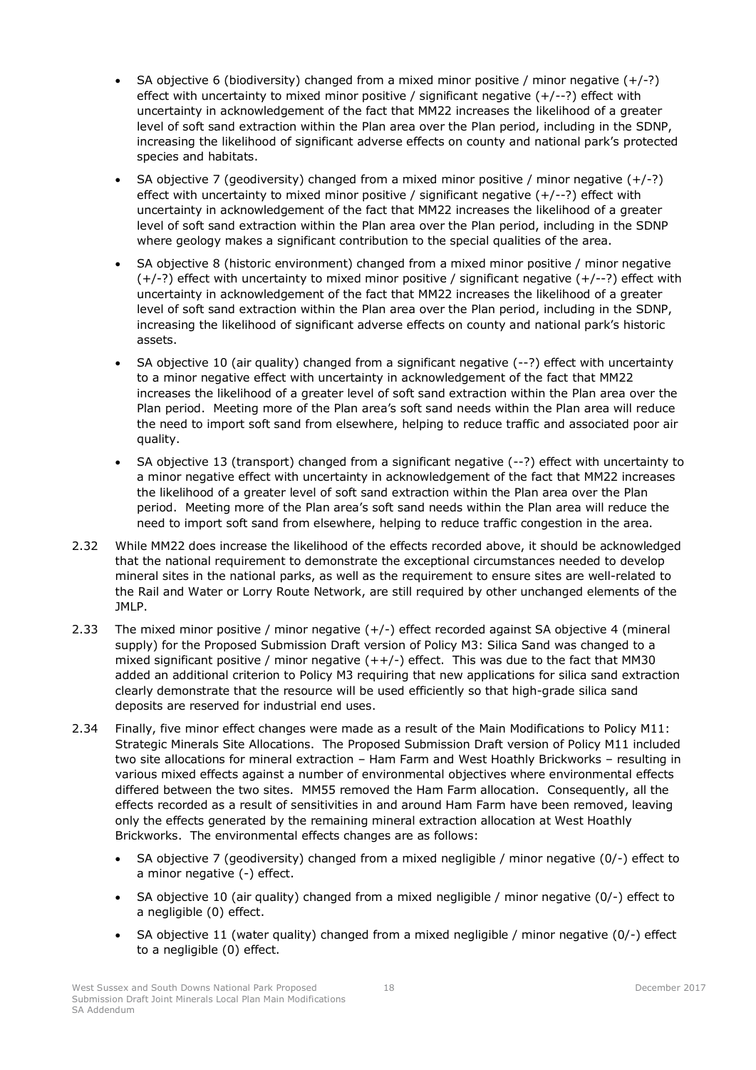- SA objective 6 (biodiversity) changed from a mixed minor positive / minor negative (+/-?) effect with uncertainty to mixed minor positive / significant negative (+/--?) effect with uncertainty in acknowledgement of the fact that MM22 increases the likelihood of a greater level of soft sand extraction within the Plan area over the Plan period, including in the SDNP, increasing the likelihood of significant adverse effects on county and national park's protected species and habitats.
- SA objective 7 (geodiversity) changed from a mixed minor positive / minor negative (+/-?) effect with uncertainty to mixed minor positive / significant negative (+/--?) effect with uncertainty in acknowledgement of the fact that MM22 increases the likelihood of a greater level of soft sand extraction within the Plan area over the Plan period, including in the SDNP where geology makes a significant contribution to the special qualities of the area.
- SA objective 8 (historic environment) changed from a mixed minor positive / minor negative (+/-?) effect with uncertainty to mixed minor positive / significant negative (+/--?) effect with uncertainty in acknowledgement of the fact that MM22 increases the likelihood of a greater level of soft sand extraction within the Plan area over the Plan period, including in the SDNP, increasing the likelihood of significant adverse effects on county and national park's historic assets.
- SA objective 10 (air quality) changed from a significant negative (--?) effect with uncertainty to a minor negative effect with uncertainty in acknowledgement of the fact that MM22 increases the likelihood of a greater level of soft sand extraction within the Plan area over the Plan period. Meeting more of the Plan area's soft sand needs within the Plan area will reduce the need to import soft sand from elsewhere, helping to reduce traffic and associated poor air quality.
- SA objective 13 (transport) changed from a significant negative (--?) effect with uncertainty to a minor negative effect with uncertainty in acknowledgement of the fact that MM22 increases the likelihood of a greater level of soft sand extraction within the Plan area over the Plan period. Meeting more of the Plan area's soft sand needs within the Plan area will reduce the need to import soft sand from elsewhere, helping to reduce traffic congestion in the area.

2.32 While MM22 does increase the likelihood of the effects recorded above, it should be acknowledged that the national requirement to demonstrate the exceptional circumstances needed to develop mineral sites in the national parks, as well as the requirement to ensure sites are well-related to the Rail and Water or Lorry Route Network, are still required by other unchanged elements of the JMLP.

2.33 The mixed minor positive / minor negative (+/-) effect recorded against SA objective 4 (mineral supply) for the Proposed Submission Draft version of Policy M3: Silica Sand was changed to a mixed significant positive / minor negative (++/-) effect. This was due to the fact that MM30 added an additional criterion to Policy M3 requiring that new applications for silica sand extraction clearly demonstrate that the resource will be used efficiently so that high-grade silica sand deposits are reserved for industrial end uses.

2.34 Finally, five minor effect changes were made as a result of the Main Modifications to Policy M11: Strategic Minerals Site Allocations. The Proposed Submission Draft version of Policy M11 included two site allocations for mineral extraction – Ham Farm and West Hoathly Brickworks – resulting in various mixed effects against a number of environmental objectives where environmental effects differed between the two sites. MM55 removed the Ham Farm allocation. Consequently, all the effects recorded as a result of sensitivities in and around Ham Farm have been removed, leaving only the effects generated by the remaining mineral extraction allocation at West Hoathly Brickworks. The environmental effects changes are as follows:

- SA objective 7 (geodiversity) changed from a mixed negligible / minor negative (0/-) effect to a minor negative (-) effect.
- SA objective 10 (air quality) changed from a mixed negligible / minor negative (0/-) effect to a negligible (0) effect.
- SA objective 11 (water quality) changed from a mixed negligible / minor negative (0/-) effect to a negligible (0) effect.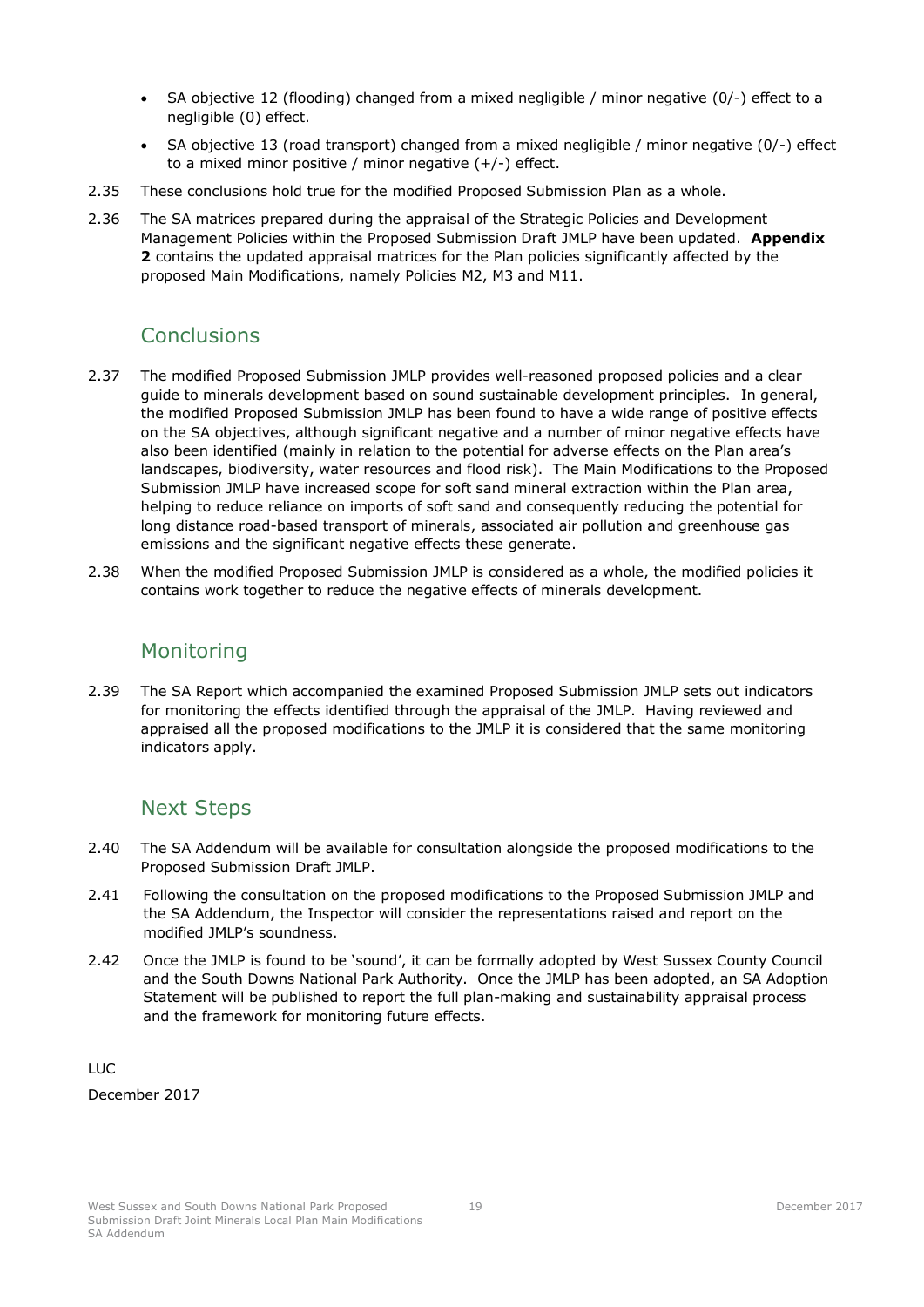- SA objective 12 (flooding) changed from a mixed negligible / minor negative (0/-) effect to a negligible (0) effect.
- SA objective 13 (road transport) changed from a mixed negligible / minor negative (0/-) effect to a mixed minor positive / minor negative (+/-) effect.

2.35 These conclusions hold true for the modified Proposed Submission Plan as a whole.

2.36 The SA matrices prepared during the appraisal of the Strategic Policies and Development Management Policies within the Proposed Submission Draft JMLP have been updated. **Appendix 2** contains the updated appraisal matrices for the Plan policies significantly affected by the proposed Main Modifications, namely Policies M2, M3 and M11.

## Conclusions

2.37 The modified Proposed Submission JMLP provides well-reasoned proposed policies and a clear guide to minerals development based on sound sustainable development principles. In general, the modified Proposed Submission JMLP has been found to have a wide range of positive effects on the SA objectives, although significant negative and a number of minor negative effects have also been identified (mainly in relation to the potential for adverse effects on the Plan area's landscapes, biodiversity, water resources and flood risk). The Main Modifications to the Proposed Submission JMLP have increased scope for soft sand mineral extraction within the Plan area, helping to reduce reliance on imports of soft sand and consequently reducing the potential for long distance road-based transport of minerals, associated air pollution and greenhouse gas emissions and the significant negative effects these generate.

2.38 When the modified Proposed Submission JMLP is considered as a whole, the modified policies it contains work together to reduce the negative effects of minerals development.

## Monitoring

2.39 The SA Report which accompanied the examined Proposed Submission JMLP sets out indicators for monitoring the effects identified through the appraisal of the JMLP. Having reviewed and appraised all the proposed modifications to the JMLP it is considered that the same monitoring indicators apply.

## Next Steps

2.40 The SA Addendum will be available for consultation alongside the proposed modifications to the Proposed Submission Draft JMLP.

2.41 Following the consultation on the proposed modifications to the Proposed Submission JMLP and the SA Addendum, the Inspector will consider the representations raised and report on the modified JMLP's soundness.

2.42 Once the JMLP is found to be 'sound', it can be formally adopted by West Sussex County Council and the South Downs National Park Authority. Once the JMLP has been adopted, an SA Adoption Statement will be published to report the full plan-making and sustainability appraisal process and the framework for monitoring future effects.

LUC

December 2017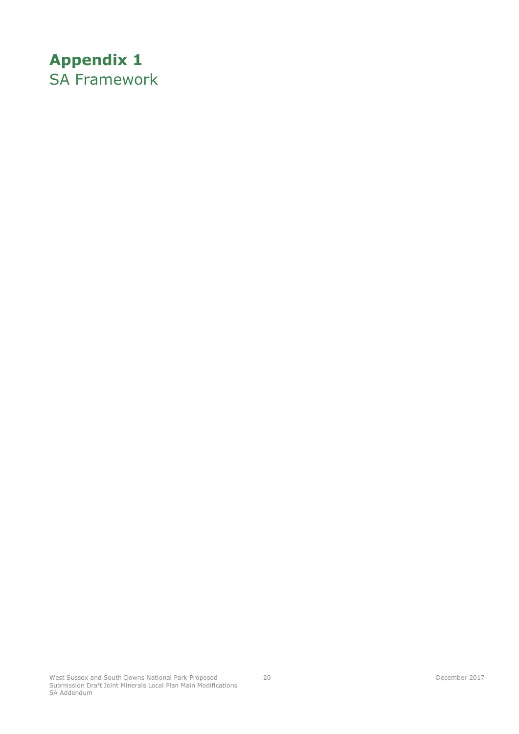# Appendix 1
## SA Framework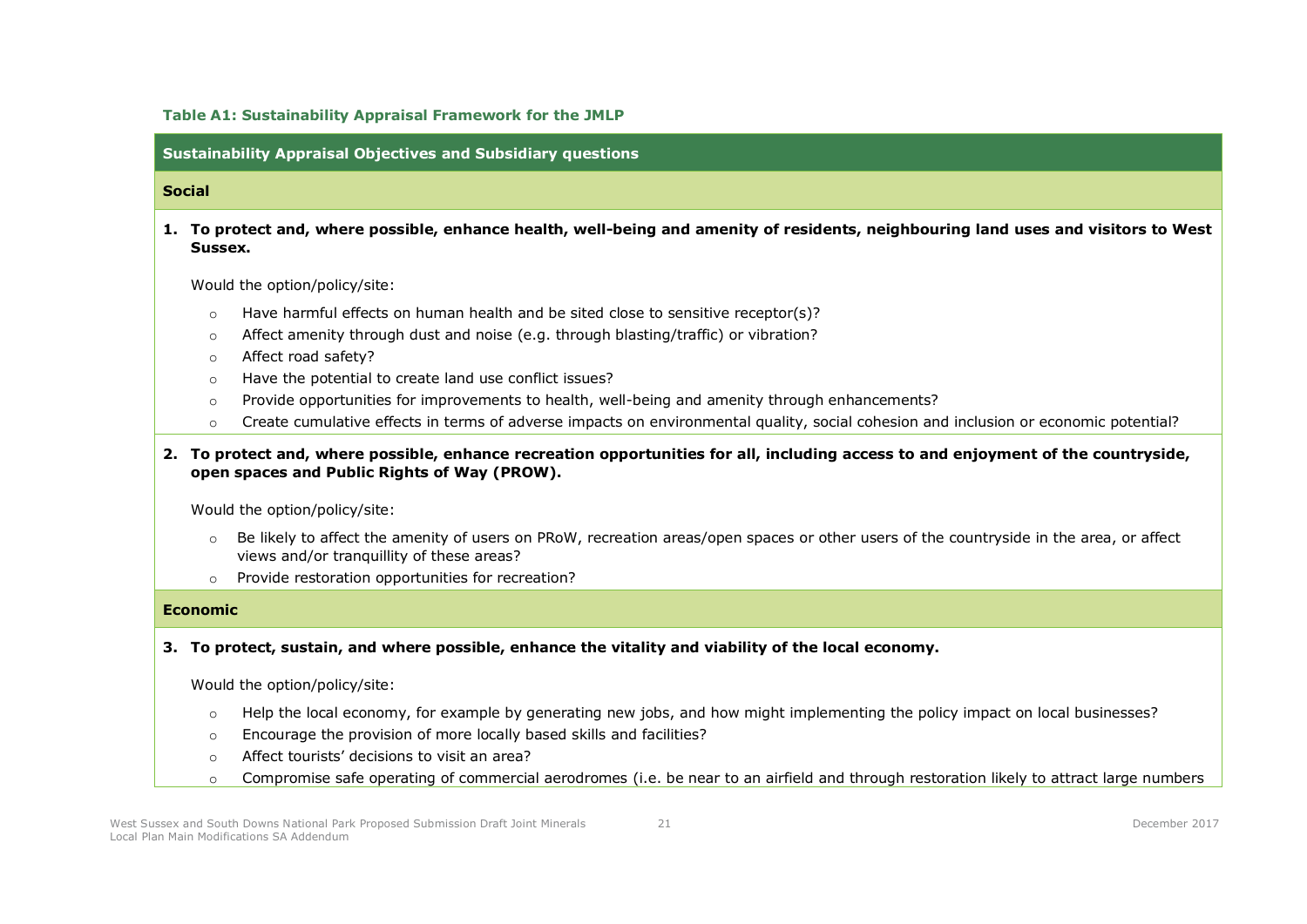**Table A1: Sustainability Appraisal Framework for the JMLP**

| Sustainability Appraisal Objectives and Subsidiary questions |
|---|
| **Social** |
| **1. To protect and, where possible, enhance health, well-being and amenity of residents, neighbouring land uses and visitors to West Sussex.**<br><br>Would the option/policy/site:<br>o Have harmful effects on human health and be sited close to sensitive receptor(s)?<br>o Affect amenity through dust and noise (e.g. through blasting/traffic) or vibration?<br>o Affect road safety?<br>o Have the potential to create land use conflict issues?<br>o Provide opportunities for improvements to health, well-being and amenity through enhancements?<br>o Create cumulative effects in terms of adverse impacts on environmental quality, social cohesion and inclusion or economic potential? |
| **2. To protect and, where possible, enhance recreation opportunities for all, including access to and enjoyment of the countryside, open spaces and Public Rights of Way (PROW).**<br><br>Would the option/policy/site:<br>o Be likely to affect the amenity of users on PRoW, recreation areas/open spaces or other users of the countryside in the area, or affect views and/or tranquillity of these areas?<br>o Provide restoration opportunities for recreation? |
| **Economic** |
| **3. To protect, sustain, and where possible, enhance the vitality and viability of the local economy.**<br><br>Would the option/policy/site:<br>o Help the local economy, for example by generating new jobs, and how might implementing the policy impact on local businesses?<br>o Encourage the provision of more locally based skills and facilities?<br>o Affect tourists' decisions to visit an area?<br>o Compromise safe operating of commercial aerodromes (i.e. be near to an airfield and through restoration likely to attract large numbers |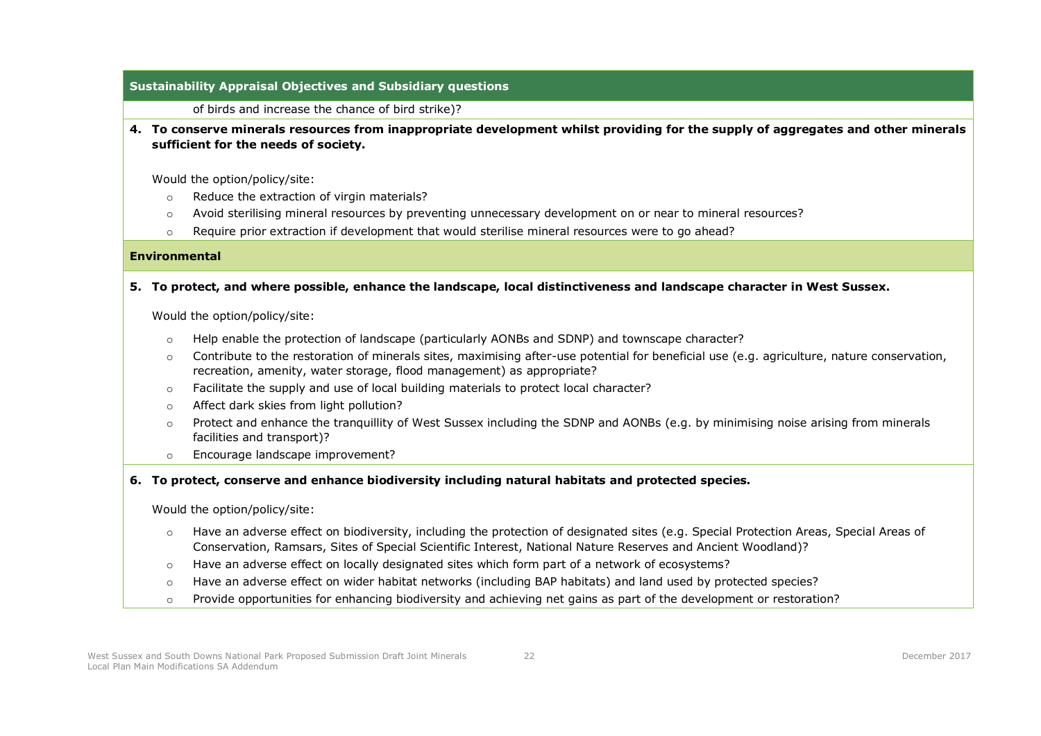**Sustainability Appraisal Objectives and Subsidiary questions**

of birds and increase the chance of bird strike)?

**4. To conserve minerals resources from inappropriate development whilst providing for the supply of aggregates and other minerals sufficient for the needs of society.**

Would the option/policy/site:

- Reduce the extraction of virgin materials?
- Avoid sterilising mineral resources by preventing unnecessary development on or near to mineral resources?
- Require prior extraction if development that would sterilise mineral resources were to go ahead?

**Environmental**

**5. To protect, and where possible, enhance the landscape, local distinctiveness and landscape character in West Sussex.**

Would the option/policy/site:

- Help enable the protection of landscape (particularly AONBs and SDNP) and townscape character?
- Contribute to the restoration of minerals sites, maximising after-use potential for beneficial use (e.g. agriculture, nature conservation, recreation, amenity, water storage, flood management) as appropriate?
- Facilitate the supply and use of local building materials to protect local character?
- Affect dark skies from light pollution?
- Protect and enhance the tranquillity of West Sussex including the SDNP and AONBs (e.g. by minimising noise arising from minerals facilities and transport)?
- Encourage landscape improvement?

**6. To protect, conserve and enhance biodiversity including natural habitats and protected species.**

Would the option/policy/site:

- Have an adverse effect on biodiversity, including the protection of designated sites (e.g. Special Protection Areas, Special Areas of Conservation, Ramsars, Sites of Special Scientific Interest, National Nature Reserves and Ancient Woodland)?
- Have an adverse effect on locally designated sites which form part of a network of ecosystems?
- Have an adverse effect on wider habitat networks (including BAP habitats) and land used by protected species?
- Provide opportunities for enhancing biodiversity and achieving net gains as part of the development or restoration?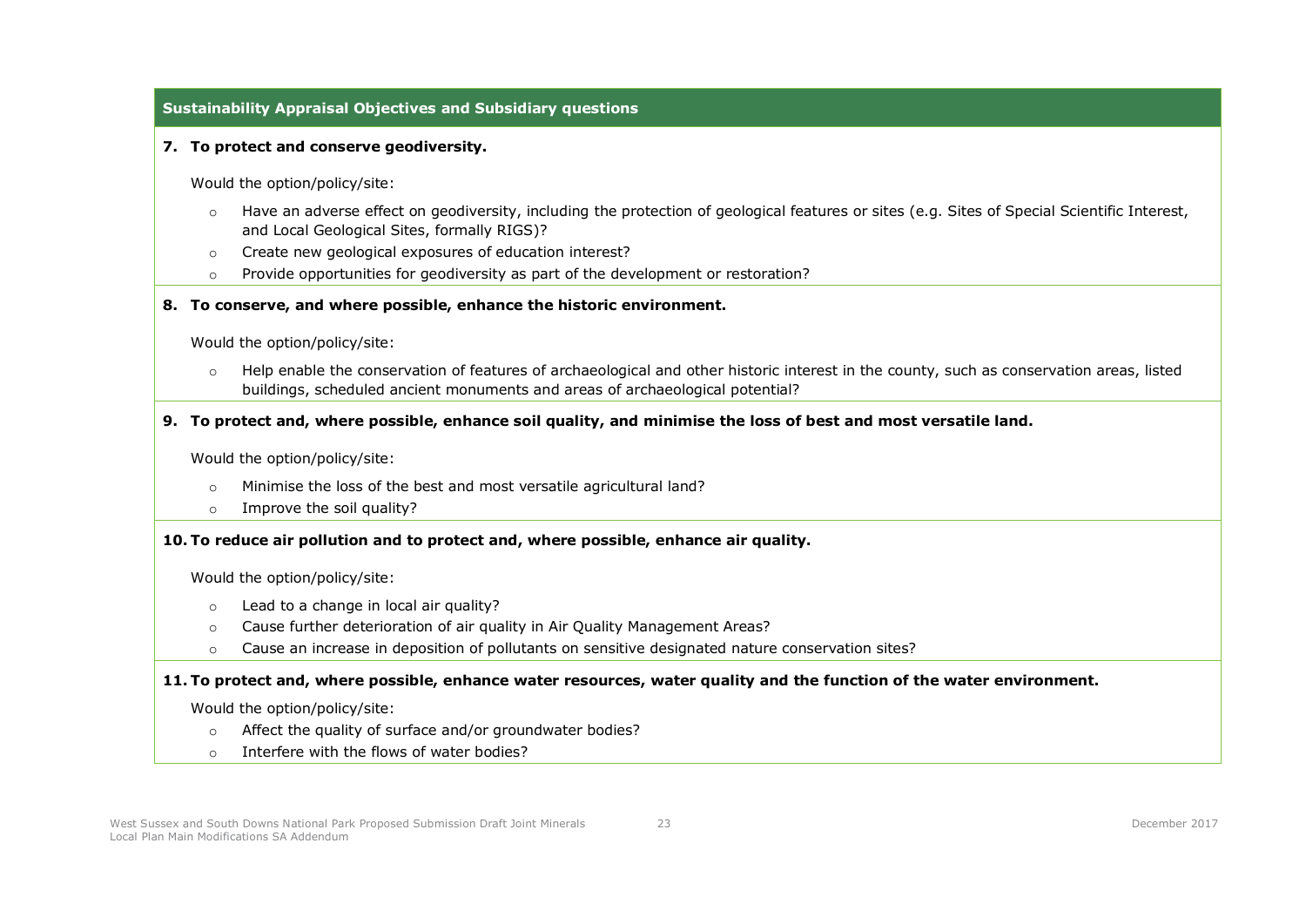| Sustainability Appraisal Objectives and Subsidiary questions |
|---|
| **7. To protect and conserve geodiversity.**<br><br>Would the option/policy/site:<br>◦ Have an adverse effect on geodiversity, including the protection of geological features or sites (e.g. Sites of Special Scientific Interest, and Local Geological Sites, formally RIGS)?<br>◦ Create new geological exposures of education interest?<br>◦ Provide opportunities for geodiversity as part of the development or restoration? |
| **8. To conserve, and where possible, enhance the historic environment.**<br><br>Would the option/policy/site:<br>◦ Help enable the conservation of features of archaeological and other historic interest in the county, such as conservation areas, listed buildings, scheduled ancient monuments and areas of archaeological potential? |
| **9. To protect and, where possible, enhance soil quality, and minimise the loss of best and most versatile land.**<br><br>Would the option/policy/site:<br>◦ Minimise the loss of the best and most versatile agricultural land?<br>◦ Improve the soil quality? |
| **10. To reduce air pollution and to protect and, where possible, enhance air quality.**<br><br>Would the option/policy/site:<br>◦ Lead to a change in local air quality?<br>◦ Cause further deterioration of air quality in Air Quality Management Areas?<br>◦ Cause an increase in deposition of pollutants on sensitive designated nature conservation sites? |
| **11. To protect and, where possible, enhance water resources, water quality and the function of the water environment.**<br><br>Would the option/policy/site:<br>◦ Affect the quality of surface and/or groundwater bodies?<br>◦ Interfere with the flows of water bodies? |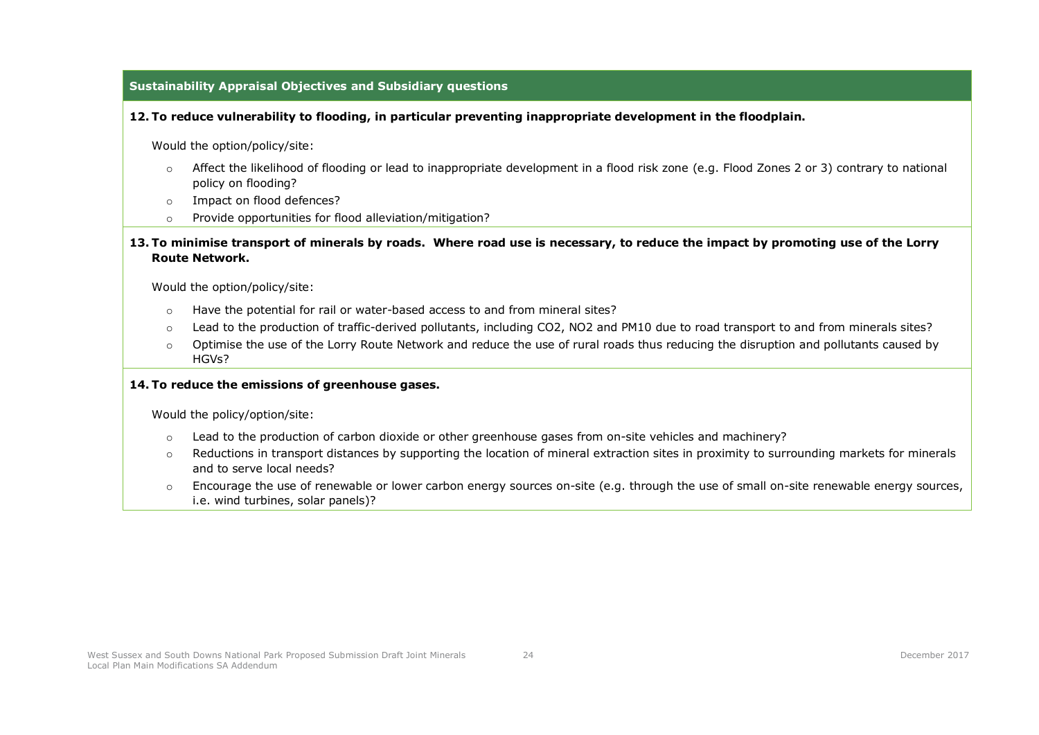**Sustainability Appraisal Objectives and Subsidiary questions**

**12. To reduce vulnerability to flooding, in particular preventing inappropriate development in the floodplain.**

Would the option/policy/site:

- Affect the likelihood of flooding or lead to inappropriate development in a flood risk zone (e.g. Flood Zones 2 or 3) contrary to national policy on flooding?
- Impact on flood defences?
- Provide opportunities for flood alleviation/mitigation?

**13. To minimise transport of minerals by roads. Where road use is necessary, to reduce the impact by promoting use of the Lorry Route Network.**

Would the option/policy/site:

- Have the potential for rail or water-based access to and from mineral sites?
- Lead to the production of traffic-derived pollutants, including $CO_2$, $NO_2$ and $PM_{10}$ due to road transport to and from minerals sites?
- Optimise the use of the Lorry Route Network and reduce the use of rural roads thus reducing the disruption and pollutants caused by HGVs?

**14. To reduce the emissions of greenhouse gases.**

Would the policy/option/site:

- Lead to the production of carbon dioxide or other greenhouse gases from on-site vehicles and machinery?
- Reductions in transport distances by supporting the location of mineral extraction sites in proximity to surrounding markets for minerals and to serve local needs?
- Encourage the use of renewable or lower carbon energy sources on-site (e.g. through the use of small on-site renewable energy sources, i.e. wind turbines, solar panels)?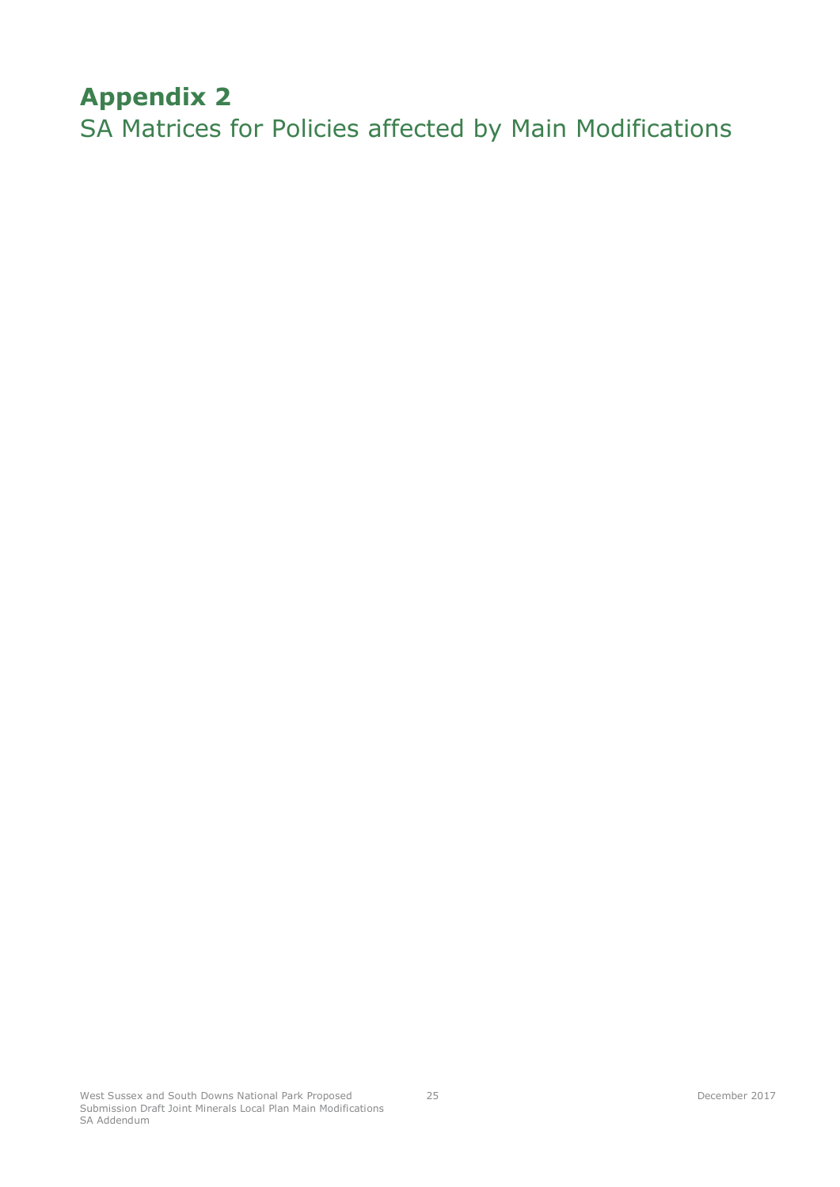# Appendix 2

SA Matrices for Policies affected by Main Modifications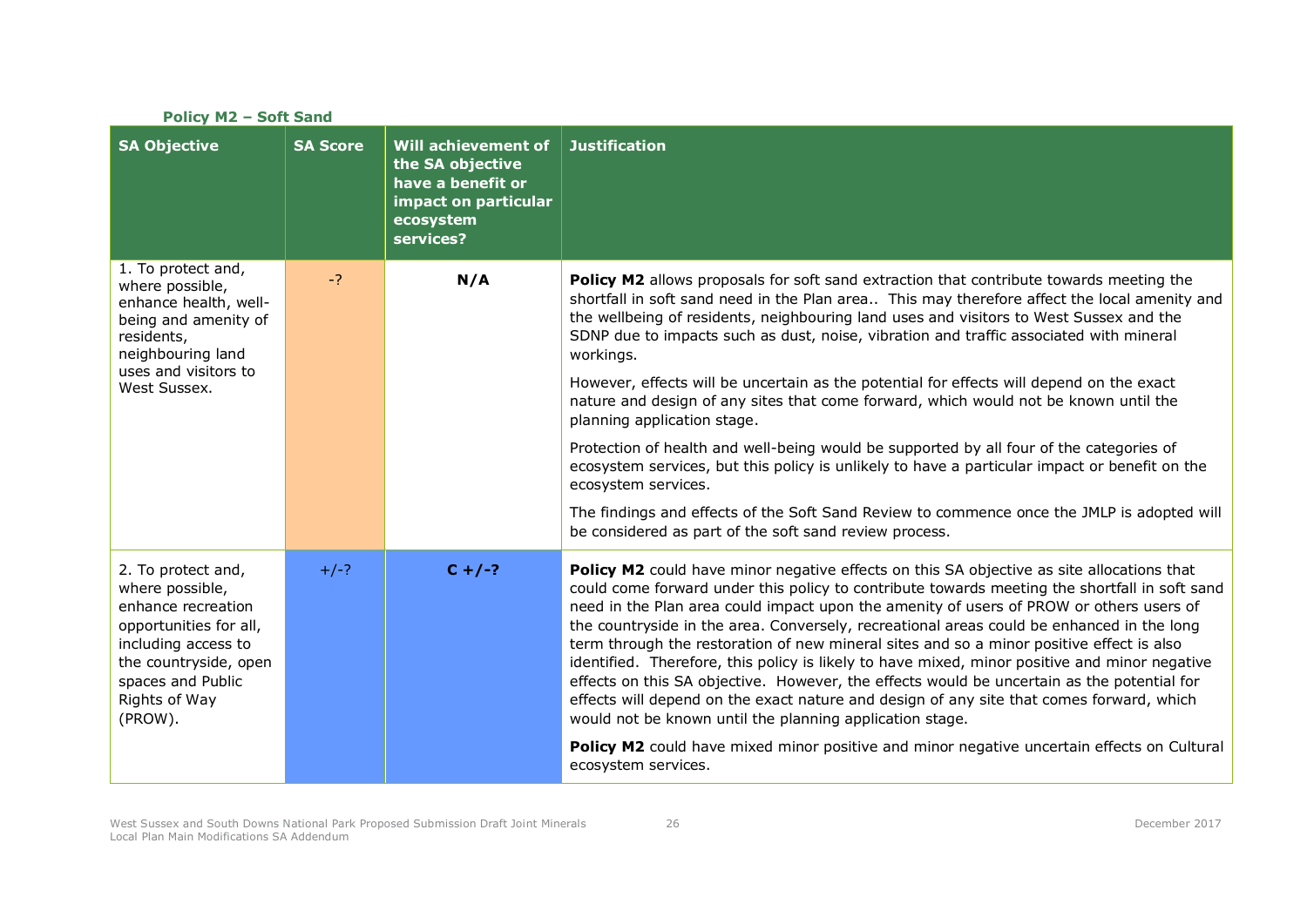### Policy M2 – Soft Sand

| SA Objective | SA Score | Will achievement of the SA objective have a benefit or impact on particular ecosystem services? | Justification |
|---|---|---|---|
| 1. To protect and, where possible, enhance health, well-being and amenity of residents, neighbouring land uses and visitors to West Sussex. | -? | N/A | **Policy M2** allows proposals for soft sand extraction that contribute towards meeting the shortfall in soft sand need in the Plan area.. This may therefore affect the local amenity and the wellbeing of residents, neighbouring land uses and visitors to West Sussex and the SDNP due to impacts such as dust, noise, vibration and traffic associated with mineral workings.<br><br>However, effects will be uncertain as the potential for effects will depend on the exact nature and design of any sites that come forward, which would not be known until the planning application stage.<br><br>Protection of health and well-being would be supported by all four of the categories of ecosystem services, but this policy is unlikely to have a particular impact or benefit on the ecosystem services.<br><br>The findings and effects of the Soft Sand Review to commence once the JMLP is adopted will be considered as part of the soft sand review process. |
| 2. To protect and, where possible, enhance recreation opportunities for all, including access to the countryside, open spaces and Public Rights of Way (PROW). | +/-? | C +/-? | **Policy M2** could have minor negative effects on this SA objective as site allocations that could come forward under this policy to contribute towards meeting the shortfall in soft sand need in the Plan area could impact upon the amenity of users of PROW or others users of the countryside in the area. Conversely, recreational areas could be enhanced in the long term through the restoration of new mineral sites and so a minor positive effect is also identified. Therefore, this policy is likely to have mixed, minor positive and minor negative effects on this SA objective. However, the effects would be uncertain as the potential for effects will depend on the exact nature and design of any site that comes forward, which would not be known until the planning application stage.<br><br>**Policy M2** could have mixed minor positive and minor negative uncertain effects on Cultural ecosystem services. |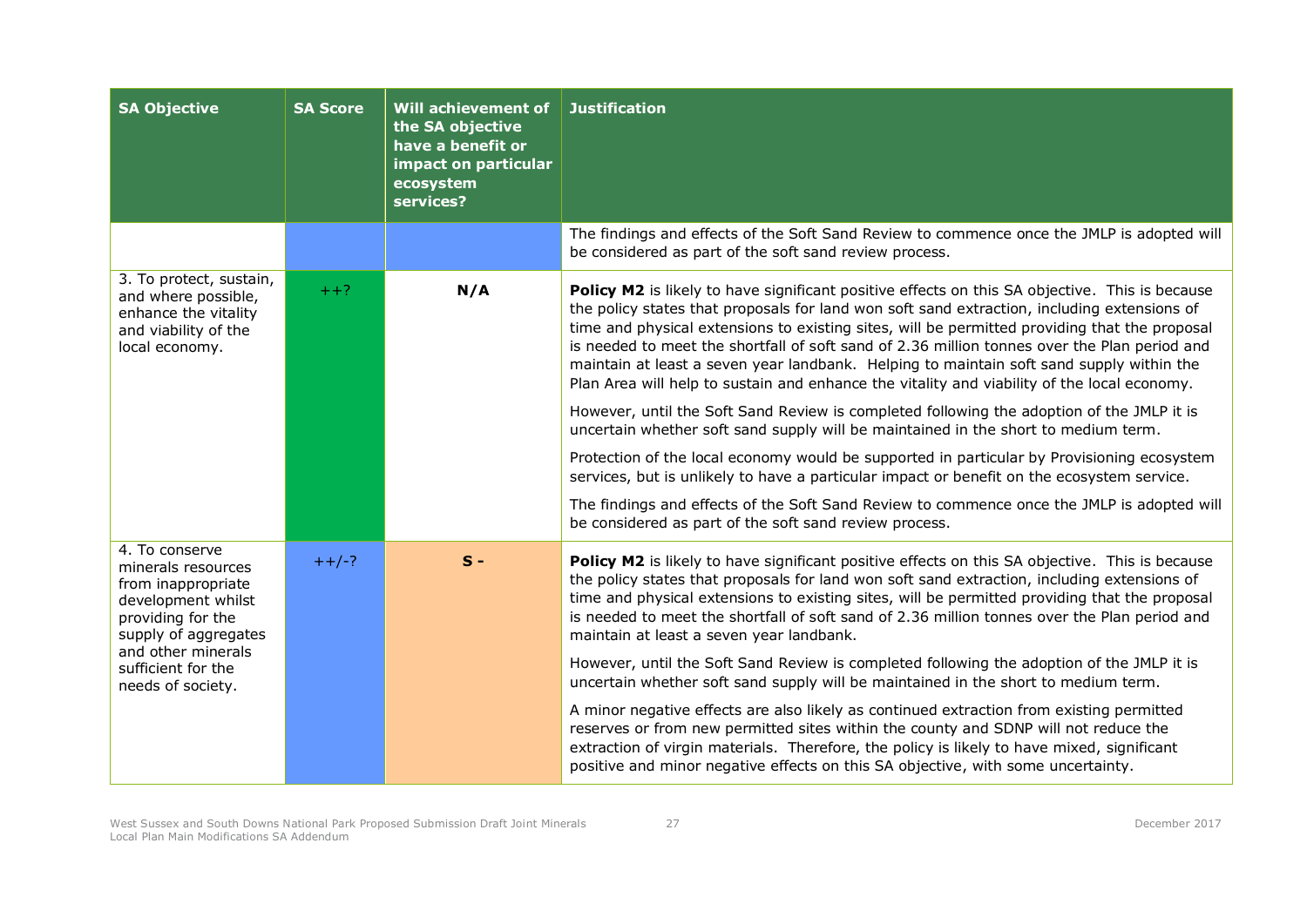| SA Objective | SA Score | Will achievement of the SA objective have a benefit or impact on particular ecosystem services? | Justification |
|---|---|---|---|
| | | | The findings and effects of the Soft Sand Review to commence once the JMLP is adopted will be considered as part of the soft sand review process. |
| 3. To protect, sustain, and where possible, enhance the vitality and viability of the local economy. | ++? | N/A | **Policy M2** is likely to have significant positive effects on this SA objective. This is because the policy states that proposals for land won soft sand extraction, including extensions of time and physical extensions to existing sites, will be permitted providing that the proposal is needed to meet the shortfall of soft sand of 2.36 million tonnes over the Plan period and maintain at least a seven year landbank. Helping to maintain soft sand supply within the Plan Area will help to sustain and enhance the vitality and viability of the local economy.<br><br>However, until the Soft Sand Review is completed following the adoption of the JMLP it is uncertain whether soft sand supply will be maintained in the short to medium term.<br><br>Protection of the local economy would be supported in particular by Provisioning ecosystem services, but is unlikely to have a particular impact or benefit on the ecosystem service.<br><br>The findings and effects of the Soft Sand Review to commence once the JMLP is adopted will be considered as part of the soft sand review process. |
| 4. To conserve minerals resources from inappropriate development whilst providing for the supply of aggregates and other minerals sufficient for the needs of society. | ++/-? | S - | **Policy M2** is likely to have significant positive effects on this SA objective. This is because the policy states that proposals for land won soft sand extraction, including extensions of time and physical extensions to existing sites, will be permitted providing that the proposal is needed to meet the shortfall of soft sand of 2.36 million tonnes over the Plan period and maintain at least a seven year landbank.<br><br>However, until the Soft Sand Review is completed following the adoption of the JMLP it is uncertain whether soft sand supply will be maintained in the short to medium term.<br><br>A minor negative effects are also likely as continued extraction from existing permitted reserves or from new permitted sites within the county and SDNP will not reduce the extraction of virgin materials. Therefore, the policy is likely to have mixed, significant positive and minor negative effects on this SA objective, with some uncertainty. |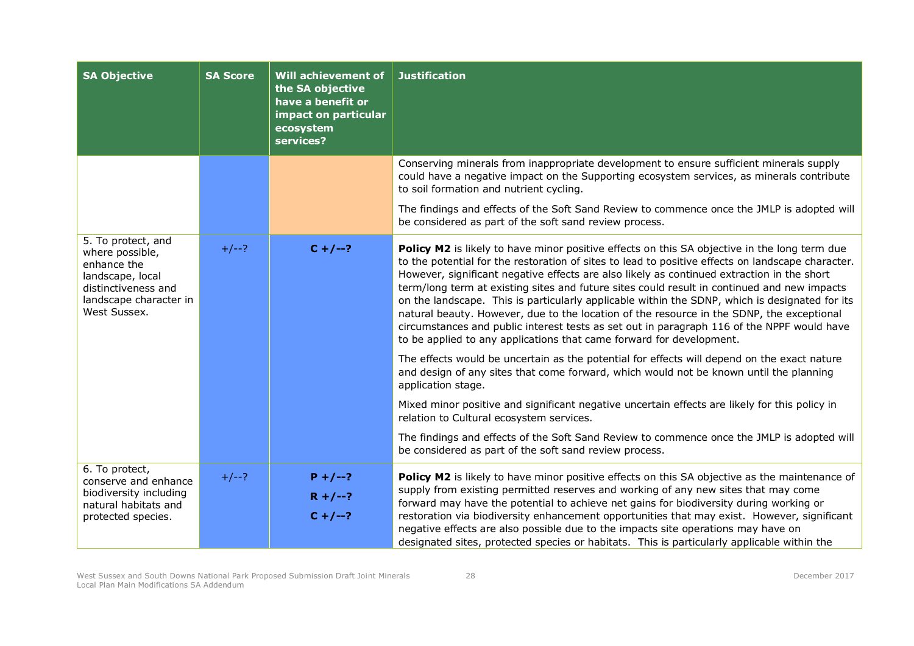| SA Objective | SA Score | Will achievement of the SA objective have a benefit or impact on particular ecosystem services? | Justification |
|---|---|---|---|
| | | | Conserving minerals from inappropriate development to ensure sufficient minerals supply could have a negative impact on the Supporting ecosystem services, as minerals contribute to soil formation and nutrient cycling.<br><br>The findings and effects of the Soft Sand Review to commence once the JMLP is adopted will be considered as part of the soft sand review process. |
| 5. To protect, and where possible, enhance the landscape, local distinctiveness and landscape character in West Sussex. | +/--? | **C +/--?** | **Policy M2** is likely to have minor positive effects on this SA objective in the long term due to the potential for the restoration of sites to lead to positive effects on landscape character. However, significant negative effects are also likely as continued extraction in the short term/long term at existing sites and future sites could result in continued and new impacts on the landscape. This is particularly applicable within the SDNP, which is designated for its natural beauty. However, due to the location of the resource in the SDNP, the exceptional circumstances and public interest tests as set out in paragraph 116 of the NPPF would have to be applied to any applications that came forward for development.<br><br>The effects would be uncertain as the potential for effects will depend on the exact nature and design of any sites that come forward, which would not be known until the planning application stage.<br><br>Mixed minor positive and significant negative uncertain effects are likely for this policy in relation to Cultural ecosystem services.<br><br>The findings and effects of the Soft Sand Review to commence once the JMLP is adopted will be considered as part of the soft sand review process. |
| 6. To protect, conserve and enhance biodiversity including natural habitats and protected species. | +/--? | **P +/--?**<br>**R +/--?**<br>**C +/--?** | **Policy M2** is likely to have minor positive effects on this SA objective as the maintenance of supply from existing permitted reserves and working of any new sites that may come forward may have the potential to achieve net gains for biodiversity during working or restoration via biodiversity enhancement opportunities that may exist. However, significant negative effects are also possible due to the impacts site operations may have on designated sites, protected species or habitats. This is particularly applicable within the |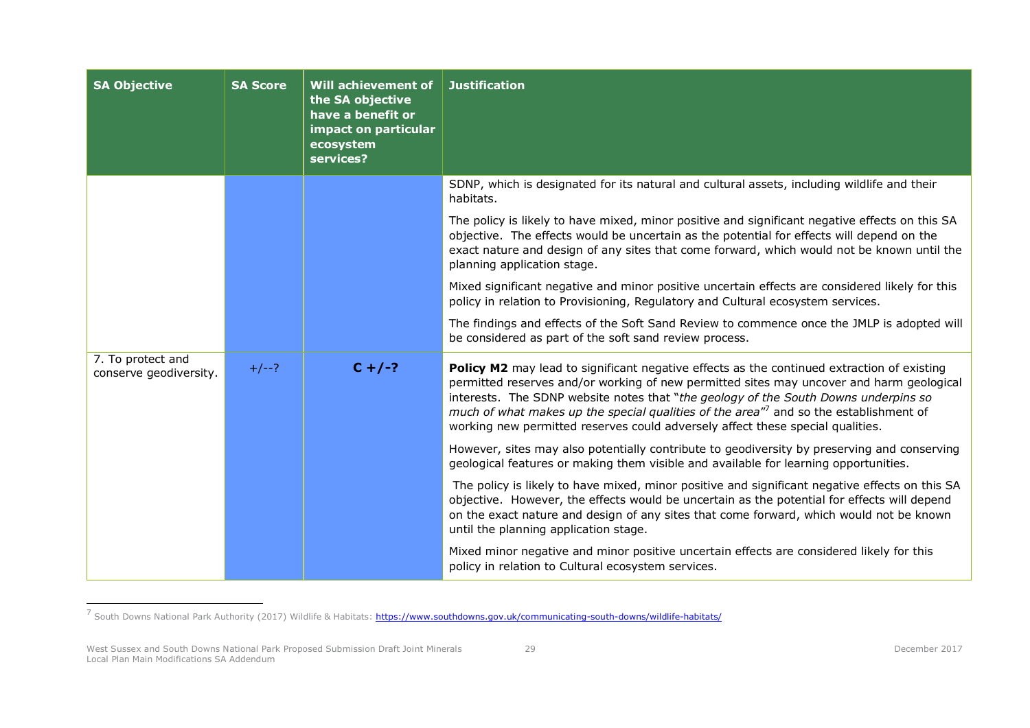| SA Objective | SA Score | Will achievement of the SA objective have a benefit or impact on particular ecosystem services? | Justification |
|---|---|---|---|
| | | | SDNP, which is designated for its natural and cultural assets, including wildlife and their habitats.<br><br>The policy is likely to have mixed, minor positive and significant negative effects on this SA objective. The effects would be uncertain as the potential for effects will depend on the exact nature and design of any sites that come forward, which would not be known until the planning application stage.<br><br>Mixed significant negative and minor positive uncertain effects are considered likely for this policy in relation to Provisioning, Regulatory and Cultural ecosystem services.<br><br>The findings and effects of the Soft Sand Review to commence once the JMLP is adopted will be considered as part of the soft sand review process. |
| 7. To protect and conserve geodiversity. | +/--? | **C +/-?** | **Policy M2** may lead to significant negative effects as the continued extraction of existing permitted reserves and/or working of new permitted sites may uncover and harm geological interests. The SDNP website notes that "*the geology of the South Downs underpins so much of what makes up the special qualities of the area*"[7] and so the establishment of working new permitted reserves could adversely affect these special qualities.<br><br>However, sites may also potentially contribute to geodiversity by preserving and conserving geological features or making them visible and available for learning opportunities.<br><br>The policy is likely to have mixed, minor positive and significant negative effects on this SA objective. However, the effects would be uncertain as the potential for effects will depend on the exact nature and design of any sites that come forward, which would not be known until the planning application stage.<br><br>Mixed minor negative and minor positive uncertain effects are considered likely for this policy in relation to Cultural ecosystem services. |

[7] South Downs National Park Authority (2017) Wildlife & Habitats: https://www.southdowns.gov.uk/communicating-south-downs/wildlife-habitats/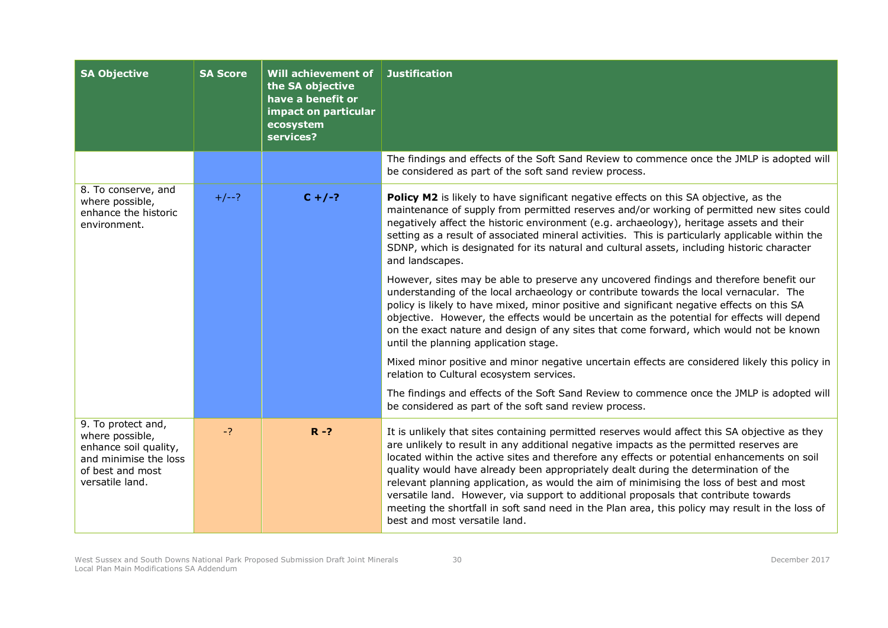| SA Objective | SA Score | Will achievement of the SA objective have a benefit or impact on particular ecosystem services? | Justification |
|---|---|---|---|
| | | | The findings and effects of the Soft Sand Review to commence once the JMLP is adopted will be considered as part of the soft sand review process. |
| 8. To conserve, and where possible, enhance the historic environment. | +/--? | **C +/-?** | **Policy M2** is likely to have significant negative effects on this SA objective, as the maintenance of supply from permitted reserves and/or working of permitted new sites could negatively affect the historic environment (e.g. archaeology), heritage assets and their setting as a result of associated mineral activities. This is particularly applicable within the SDNP, which is designated for its natural and cultural assets, including historic character and landscapes.<br><br>However, sites may be able to preserve any uncovered findings and therefore benefit our understanding of the local archaeology or contribute towards the local vernacular. The policy is likely to have mixed, minor positive and significant negative effects on this SA objective. However, the effects would be uncertain as the potential for effects will depend on the exact nature and design of any sites that come forward, which would not be known until the planning application stage.<br><br>Mixed minor positive and minor negative uncertain effects are considered likely this policy in relation to Cultural ecosystem services.<br><br>The findings and effects of the Soft Sand Review to commence once the JMLP is adopted will be considered as part of the soft sand review process. |
| 9. To protect and, where possible, enhance soil quality, and minimise the loss of best and most versatile land. | -? | **R -?** | It is unlikely that sites containing permitted reserves would affect this SA objective as they are unlikely to result in any additional negative impacts as the permitted reserves are located within the active sites and therefore any effects or potential enhancements on soil quality would have already been appropriately dealt during the determination of the relevant planning application, as would the aim of minimising the loss of best and most versatile land. However, via support to additional proposals that contribute towards meeting the shortfall in soft sand need in the Plan area, this policy may result in the loss of best and most versatile land. |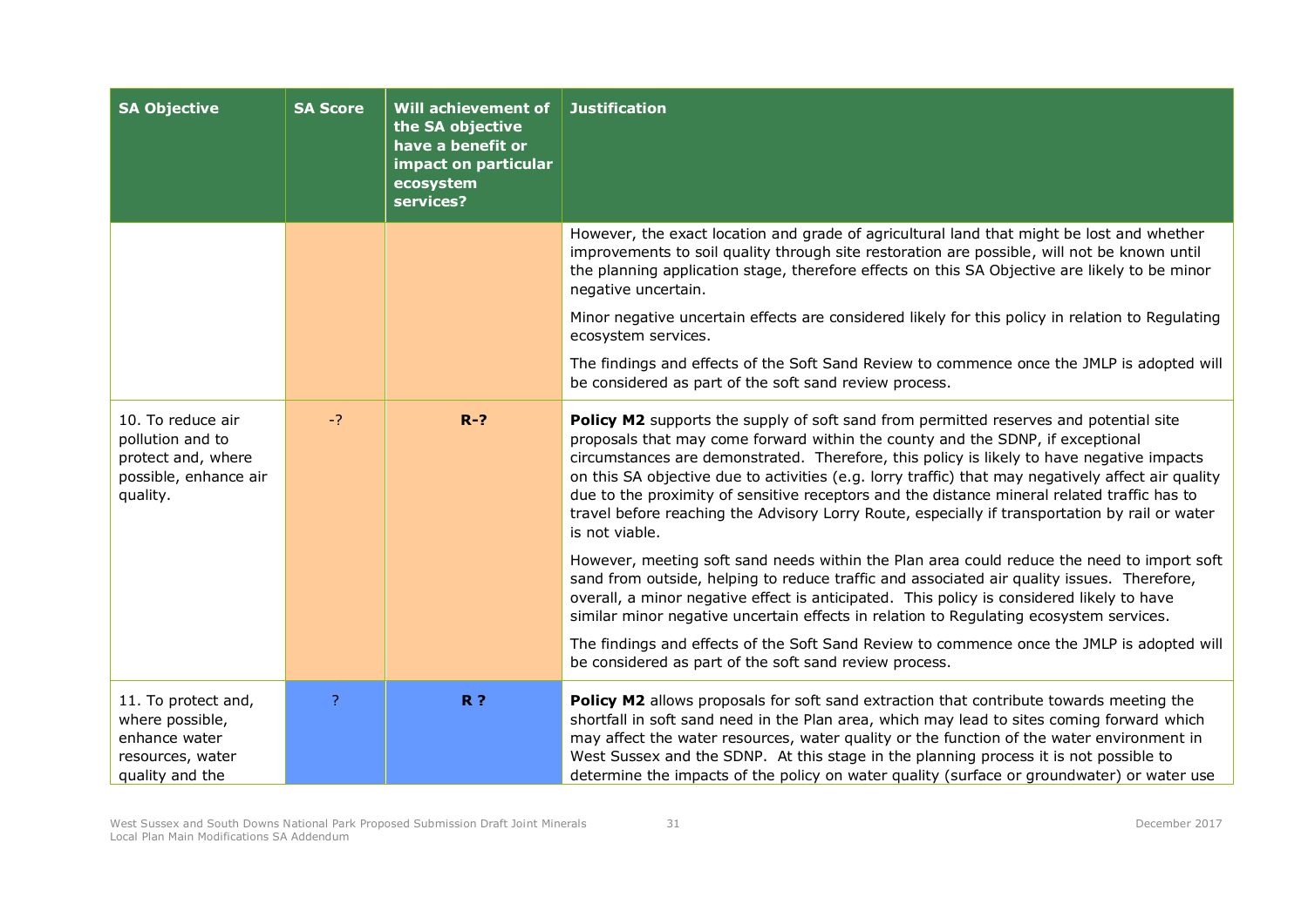| SA Objective | SA Score | Will achievement of the SA objective have a benefit or impact on particular ecosystem services? | Justification |
| --- | --- | --- | --- |
| | | | However, the exact location and grade of agricultural land that might be lost and whether improvements to soil quality through site restoration are possible, will not be known until the planning application stage, therefore effects on this SA Objective are likely to be minor negative uncertain.<br><br>Minor negative uncertain effects are considered likely for this policy in relation to Regulating ecosystem services.<br><br>The findings and effects of the Soft Sand Review to commence once the JMLP is adopted will be considered as part of the soft sand review process. |
| 10. To reduce air pollution and to protect and, where possible, enhance air quality. | -? | **R-?** | **Policy M2** supports the supply of soft sand from permitted reserves and potential site proposals that may come forward within the county and the SDNP, if exceptional circumstances are demonstrated. Therefore, this policy is likely to have negative impacts on this SA objective due to activities (e.g. lorry traffic) that may negatively affect air quality due to the proximity of sensitive receptors and the distance mineral related traffic has to travel before reaching the Advisory Lorry Route, especially if transportation by rail or water is not viable.<br><br>However, meeting soft sand needs within the Plan area could reduce the need to import soft sand from outside, helping to reduce traffic and associated air quality issues. Therefore, overall, a minor negative effect is anticipated. This policy is considered likely to have similar minor negative uncertain effects in relation to Regulating ecosystem services.<br><br>The findings and effects of the Soft Sand Review to commence once the JMLP is adopted will be considered as part of the soft sand review process. |
| 11. To protect and, where possible, enhance water resources, water quality and the | ? | **R ?** | **Policy M2** allows proposals for soft sand extraction that contribute towards meeting the shortfall in soft sand need in the Plan area, which may lead to sites coming forward which may affect the water resources, water quality or the function of the water environment in West Sussex and the SDNP. At this stage in the planning process it is not possible to determine the impacts of the policy on water quality (surface or groundwater) or water use |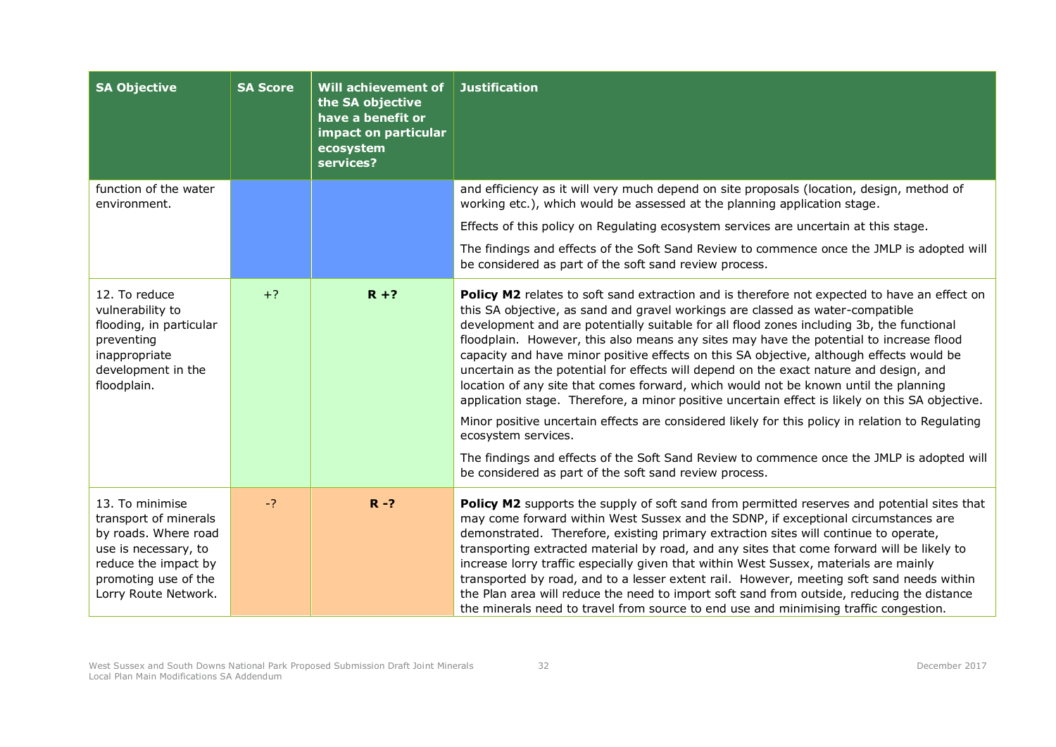| SA Objective | SA Score | Will achievement of the SA objective have a benefit or impact on particular ecosystem services? | Justification |
|---|---|---|---|
| function of the water environment. | | | and efficiency as it will very much depend on site proposals (location, design, method of working etc.), which would be assessed at the planning application stage.<br><br>Effects of this policy on Regulating ecosystem services are uncertain at this stage.<br><br>The findings and effects of the Soft Sand Review to commence once the JMLP is adopted will be considered as part of the soft sand review process. |
| 12. To reduce vulnerability to flooding, in particular preventing inappropriate development in the floodplain. | +? | **R +?** | **Policy M2** relates to soft sand extraction and is therefore not expected to have an effect on this SA objective, as sand and gravel workings are classed as water-compatible development and are potentially suitable for all flood zones including 3b, the functional floodplain. However, this also means any sites may have the potential to increase flood capacity and have minor positive effects on this SA objective, although effects would be uncertain as the potential for effects will depend on the exact nature and design, and location of any site that comes forward, which would not be known until the planning application stage. Therefore, a minor positive uncertain effect is likely on this SA objective.<br><br>Minor positive uncertain effects are considered likely for this policy in relation to Regulating ecosystem services.<br><br>The findings and effects of the Soft Sand Review to commence once the JMLP is adopted will be considered as part of the soft sand review process. |
| 13. To minimise transport of minerals by roads. Where road use is necessary, to reduce the impact by promoting use of the Lorry Route Network. | -? | **R -?** | **Policy M2** supports the supply of soft sand from permitted reserves and potential sites that may come forward within West Sussex and the SDNP, if exceptional circumstances are demonstrated. Therefore, existing primary extraction sites will continue to operate, transporting extracted material by road, and any sites that come forward will be likely to increase lorry traffic especially given that within West Sussex, materials are mainly transported by road, and to a lesser extent rail. However, meeting soft sand needs within the Plan area will reduce the need to import soft sand from outside, reducing the distance the minerals need to travel from source to end use and minimising traffic congestion. |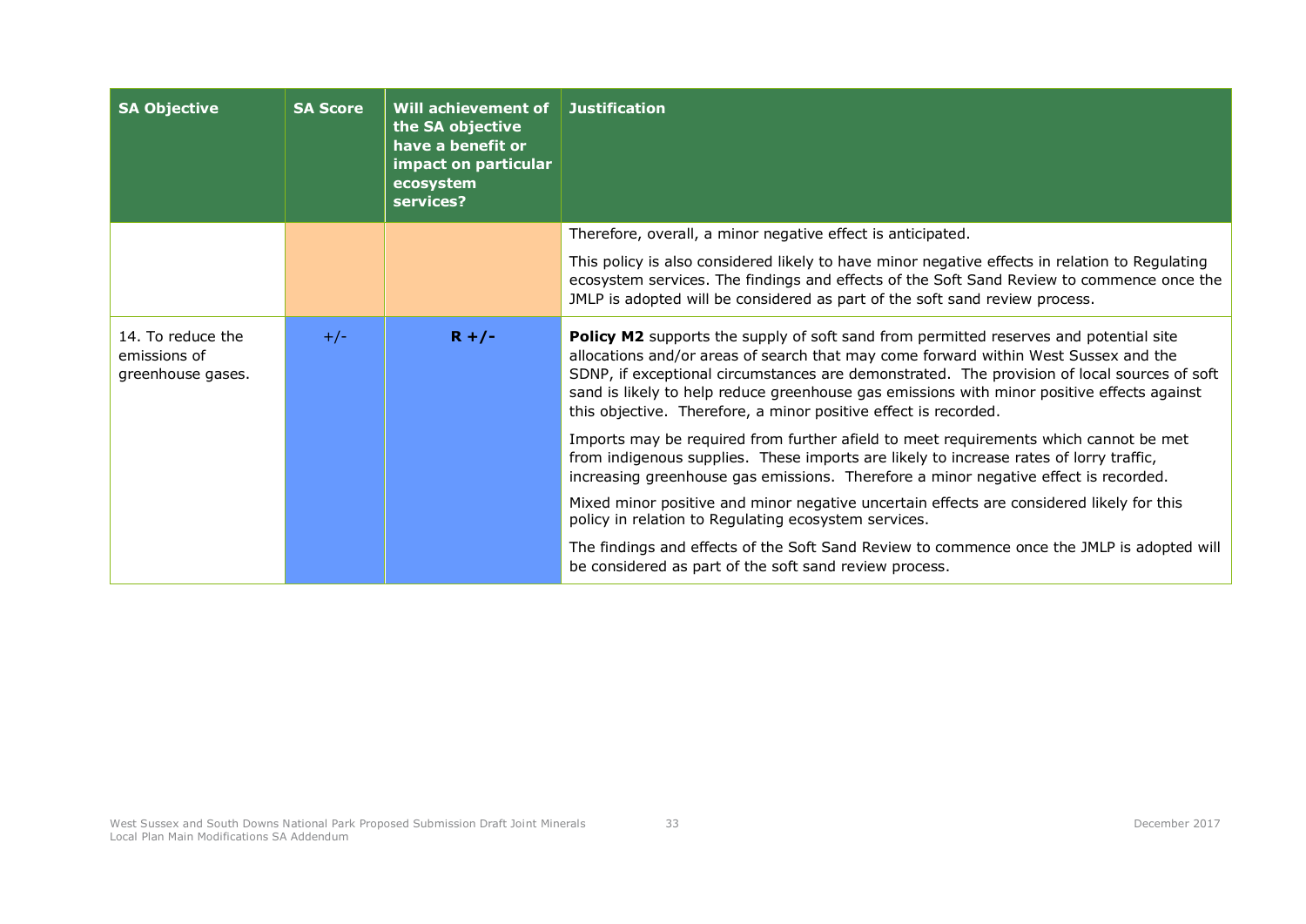| SA Objective | SA Score | Will achievement of the SA objective have a benefit or impact on particular ecosystem services? | Justification |
|---|---|---|---|
| | | | Therefore, overall, a minor negative effect is anticipated.<br><br>This policy is also considered likely to have minor negative effects in relation to Regulating ecosystem services. The findings and effects of the Soft Sand Review to commence once the JMLP is adopted will be considered as part of the soft sand review process. |
| 14. To reduce the emissions of greenhouse gases. | +/- | **R +/-** | **Policy M2** supports the supply of soft sand from permitted reserves and potential site allocations and/or areas of search that may come forward within West Sussex and the SDNP, if exceptional circumstances are demonstrated. The provision of local sources of soft sand is likely to help reduce greenhouse gas emissions with minor positive effects against this objective. Therefore, a minor positive effect is recorded.<br><br>Imports may be required from further afield to meet requirements which cannot be met from indigenous supplies. These imports are likely to increase rates of lorry traffic, increasing greenhouse gas emissions. Therefore a minor negative effect is recorded.<br><br>Mixed minor positive and minor negative uncertain effects are considered likely for this policy in relation to Regulating ecosystem services.<br><br>The findings and effects of the Soft Sand Review to commence once the JMLP is adopted will be considered as part of the soft sand review process. |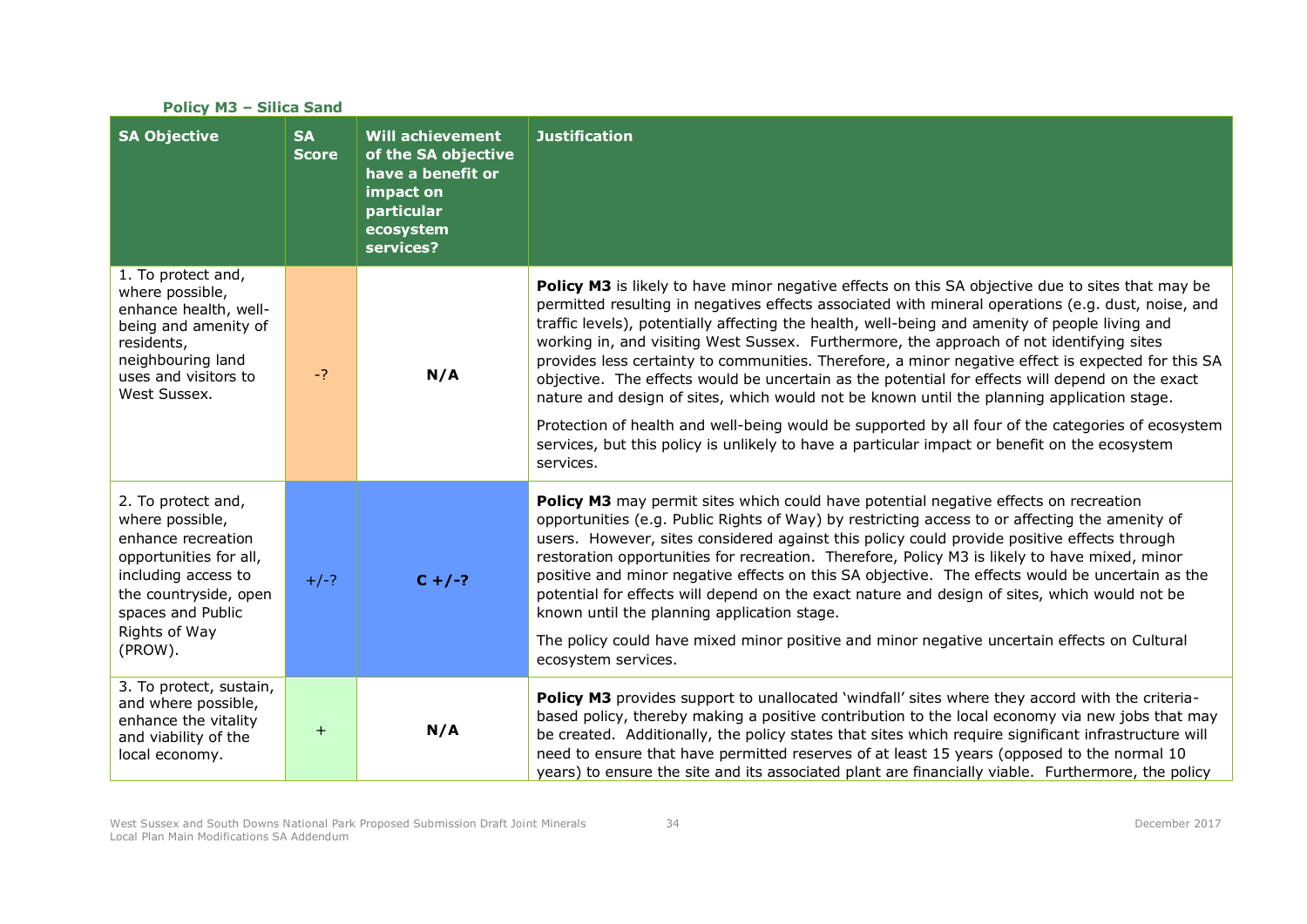**Policy M3 – Silica Sand**

| SA Objective | SA Score | Will achievement of the SA objective have a benefit or impact on particular ecosystem services? | Justification |
|---|---|---|---|
| 1. To protect and, where possible, enhance health, well-being and amenity of residents, neighbouring land uses and visitors to West Sussex. | -? | N/A | **Policy M3** is likely to have minor negative effects on this SA objective due to sites that may be permitted resulting in negatives effects associated with mineral operations (e.g. dust, noise, and traffic levels), potentially affecting the health, well-being and amenity of people living and working in, and visiting West Sussex. Furthermore, the approach of not identifying sites provides less certainty to communities. Therefore, a minor negative effect is expected for this SA objective. The effects would be uncertain as the potential for effects will depend on the exact nature and design of sites, which would not be known until the planning application stage.<br><br>Protection of health and well-being would be supported by all four of the categories of ecosystem services, but this policy is unlikely to have a particular impact or benefit on the ecosystem services. |
| 2. To protect and, where possible, enhance recreation opportunities for all, including access to the countryside, open spaces and Public Rights of Way (PROW). | +/-? | C +/-? | **Policy M3** may permit sites which could have potential negative effects on recreation opportunities (e.g. Public Rights of Way) by restricting access to or affecting the amenity of users. However, sites considered against this policy could provide positive effects through restoration opportunities for recreation. Therefore, Policy M3 is likely to have mixed, minor positive and minor negative effects on this SA objective. The effects would be uncertain as the potential for effects will depend on the exact nature and design of sites, which would not be known until the planning application stage.<br><br>The policy could have mixed minor positive and minor negative uncertain effects on Cultural ecosystem services. |
| 3. To protect, sustain, and where possible, enhance the vitality and viability of the local economy. | + | N/A | **Policy M3** provides support to unallocated 'windfall' sites where they accord with the criteria-based policy, thereby making a positive contribution to the local economy via new jobs that may be created. Additionally, the policy states that sites which require significant infrastructure will need to ensure that have permitted reserves of at least 15 years (opposed to the normal 10 years) to ensure the site and its associated plant are financially viable. Furthermore, the policy |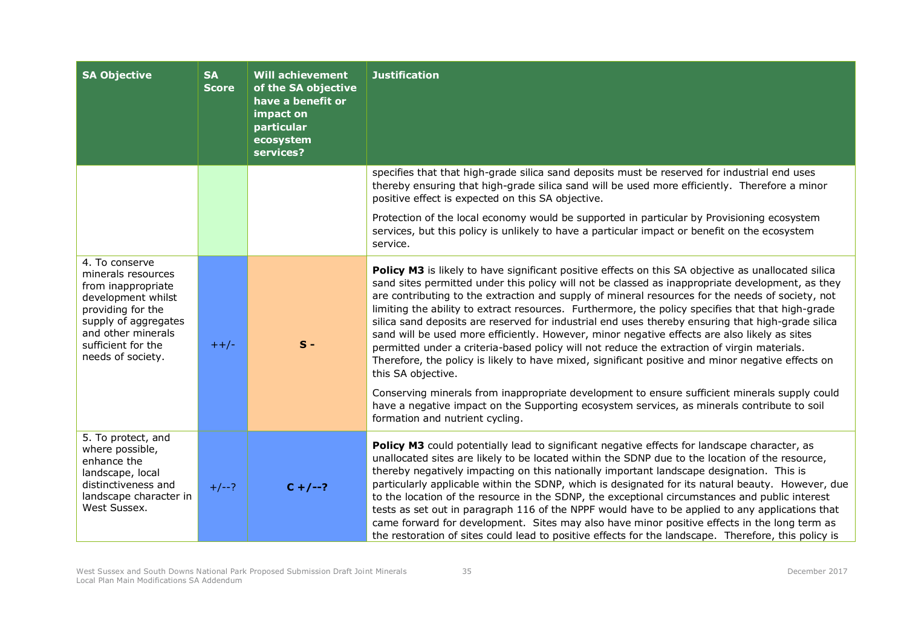| SA Objective | SA Score | Will achievement of the SA objective have a benefit or impact on particular ecosystem services? | Justification |
|---|---|---|---|
| | | | specifies that that high-grade silica sand deposits must be reserved for industrial end uses thereby ensuring that high-grade silica sand will be used more efficiently. Therefore a minor positive effect is expected on this SA objective.<br><br>Protection of the local economy would be supported in particular by Provisioning ecosystem services, but this policy is unlikely to have a particular impact or benefit on the ecosystem service. |
| 4. To conserve minerals resources from inappropriate development whilst providing for the supply of aggregates and other minerals sufficient for the needs of society. | ++/- | **S -** | **Policy M3** is likely to have significant positive effects on this SA objective as unallocated silica sand sites permitted under this policy will not be classed as inappropriate development, as they are contributing to the extraction and supply of mineral resources for the needs of society, not limiting the ability to extract resources. Furthermore, the policy specifies that that high-grade silica sand deposits are reserved for industrial end uses thereby ensuring that high-grade silica sand will be used more efficiently. However, minor negative effects are also likely as sites permitted under a criteria-based policy will not reduce the extraction of virgin materials. Therefore, the policy is likely to have mixed, significant positive and minor negative effects on this SA objective.<br><br>Conserving minerals from inappropriate development to ensure sufficient minerals supply could have a negative impact on the Supporting ecosystem services, as minerals contribute to soil formation and nutrient cycling. |
| 5. To protect, and where possible, enhance the landscape, local distinctiveness and landscape character in West Sussex. | +/--? | **C +/--?** | **Policy M3** could potentially lead to significant negative effects for landscape character, as unallocated sites are likely to be located within the SDNP due to the location of the resource, thereby negatively impacting on this nationally important landscape designation. This is particularly applicable within the SDNP, which is designated for its natural beauty. However, due to the location of the resource in the SDNP, the exceptional circumstances and public interest tests as set out in paragraph 116 of the NPPF would have to be applied to any applications that came forward for development. Sites may also have minor positive effects in the long term as the restoration of sites could lead to positive effects for the landscape. Therefore, this policy is |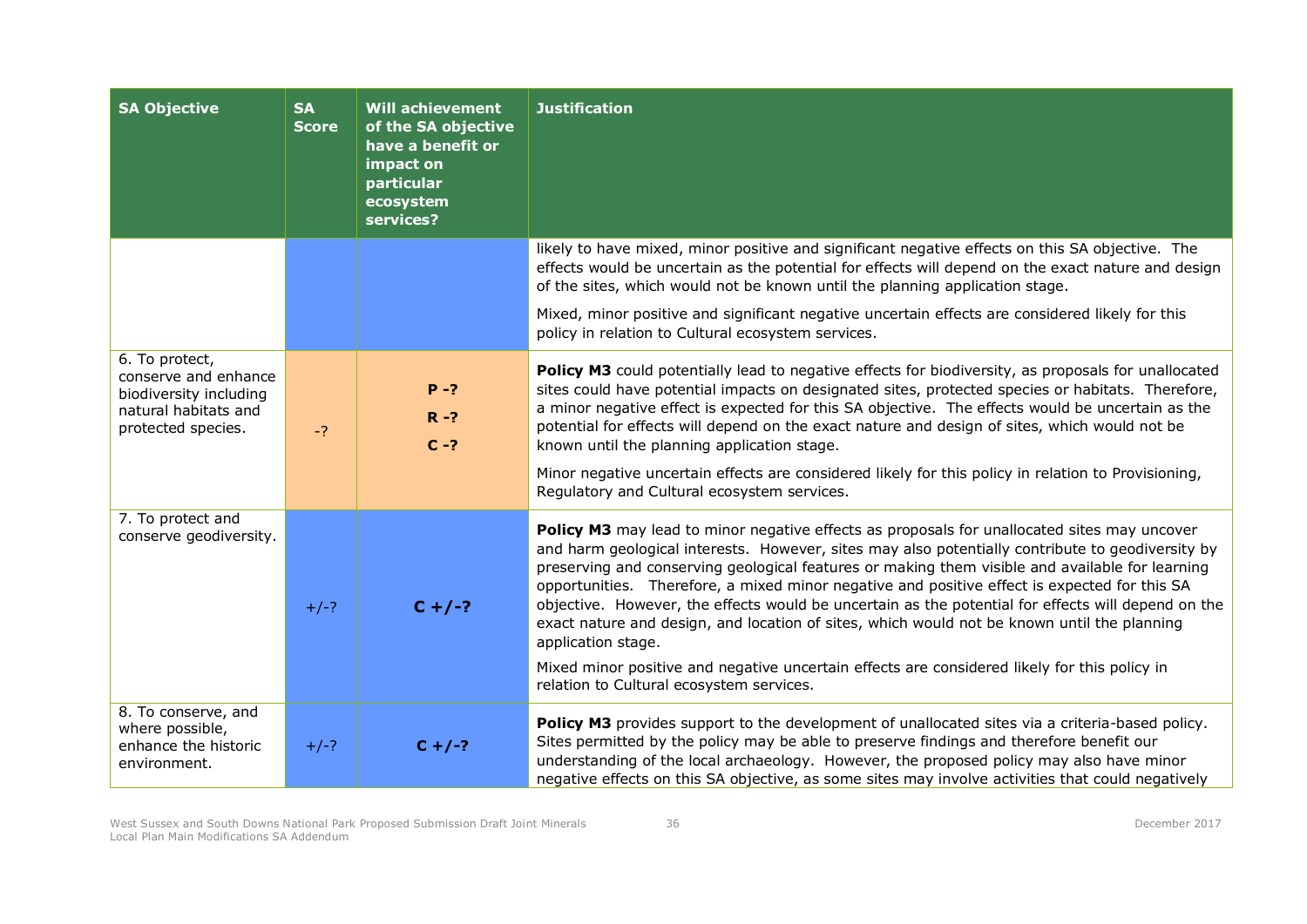| SA Objective | SA Score | Will achievement of the SA objective have a benefit or impact on particular ecosystem services? | Justification |
|---|---|---|---|
| | | | likely to have mixed, minor positive and significant negative effects on this SA objective. The effects would be uncertain as the potential for effects will depend on the exact nature and design of the sites, which would not be known until the planning application stage.<br><br>Mixed, minor positive and significant negative uncertain effects are considered likely for this policy in relation to Cultural ecosystem services. |
| 6. To protect, conserve and enhance biodiversity including natural habitats and protected species. | -? | **P -?**<br>**R -?**<br>**C -?** | **Policy M3** could potentially lead to negative effects for biodiversity, as proposals for unallocated sites could have potential impacts on designated sites, protected species or habitats. Therefore, a minor negative effect is expected for this SA objective. The effects would be uncertain as the potential for effects will depend on the exact nature and design of sites, which would not be known until the planning application stage.<br><br>Minor negative uncertain effects are considered likely for this policy in relation to Provisioning, Regulatory and Cultural ecosystem services. |
| 7. To protect and conserve geodiversity. | +/-? | **C +/-?** | **Policy M3** may lead to minor negative effects as proposals for unallocated sites may uncover and harm geological interests. However, sites may also potentially contribute to geodiversity by preserving and conserving geological features or making them visible and available for learning opportunities. Therefore, a mixed minor negative and positive effect is expected for this SA objective. However, the effects would be uncertain as the potential for effects will depend on the exact nature and design, and location of sites, which would not be known until the planning application stage.<br><br>Mixed minor positive and negative uncertain effects are considered likely for this policy in relation to Cultural ecosystem services. |
| 8. To conserve, and where possible, enhance the historic environment. | +/-? | **C +/-?** | **Policy M3** provides support to the development of unallocated sites via a criteria-based policy. Sites permitted by the policy may be able to preserve findings and therefore benefit our understanding of the local archaeology. However, the proposed policy may also have minor negative effects on this SA objective, as some sites may involve activities that could negatively |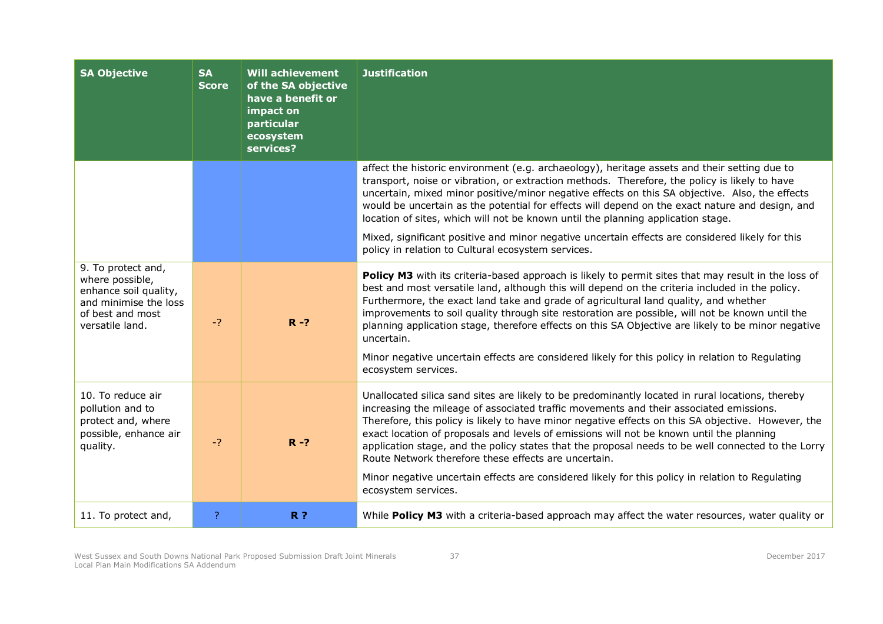| SA Objective | SA Score | Will achievement of the SA objective have a benefit or impact on particular ecosystem services? | Justification |
|---|---|---|---|
| | | | affect the historic environment (e.g. archaeology), heritage assets and their setting due to transport, noise or vibration, or extraction methods. Therefore, the policy is likely to have uncertain, mixed minor positive/minor negative effects on this SA objective. Also, the effects would be uncertain as the potential for effects will depend on the exact nature and design, and location of sites, which will not be known until the planning application stage.<br><br>Mixed, significant positive and minor negative uncertain effects are considered likely for this policy in relation to Cultural ecosystem services. |
| 9. To protect and, where possible, enhance soil quality, and minimise the loss of best and most versatile land. | -? | **R -?** | **Policy M3** with its criteria-based approach is likely to permit sites that may result in the loss of best and most versatile land, although this will depend on the criteria included in the policy. Furthermore, the exact land take and grade of agricultural land quality, and whether improvements to soil quality through site restoration are possible, will not be known until the planning application stage, therefore effects on this SA Objective are likely to be minor negative uncertain.<br><br>Minor negative uncertain effects are considered likely for this policy in relation to Regulating ecosystem services. |
| 10. To reduce air pollution and to protect and, where possible, enhance air quality. | -? | **R -?** | Unallocated silica sand sites are likely to be predominantly located in rural locations, thereby increasing the mileage of associated traffic movements and their associated emissions. Therefore, this policy is likely to have minor negative effects on this SA objective. However, the exact location of proposals and levels of emissions will not be known until the planning application stage, and the policy states that the proposal needs to be well connected to the Lorry Route Network therefore these effects are uncertain.<br><br>Minor negative uncertain effects are considered likely for this policy in relation to Regulating ecosystem services. |
| 11. To protect and, | ? | **R ?** | While **Policy M3** with a criteria-based approach may affect the water resources, water quality or |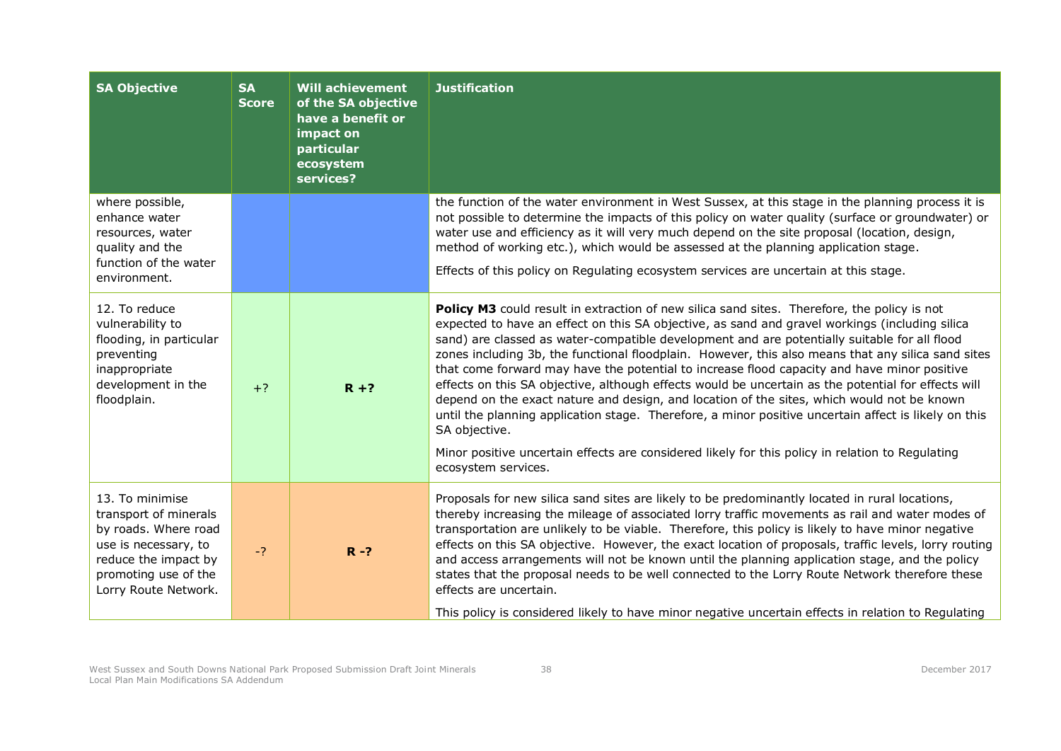| SA Objective | SA Score | Will achievement of the SA objective have a benefit or impact on particular ecosystem services? | Justification |
|---|---|---|---|
| where possible, enhance water resources, water quality and the function of the water environment. | | | the function of the water environment in West Sussex, at this stage in the planning process it is not possible to determine the impacts of this policy on water quality (surface or groundwater) or water use and efficiency as it will very much depend on the site proposal (location, design, method of working etc.), which would be assessed at the planning application stage.<br><br>Effects of this policy on Regulating ecosystem services are uncertain at this stage. |
| 12. To reduce vulnerability to flooding, in particular preventing inappropriate development in the floodplain. | +? | **R +?** | **Policy M3** could result in extraction of new silica sand sites. Therefore, the policy is not expected to have an effect on this SA objective, as sand and gravel workings (including silica sand) are classed as water-compatible development and are potentially suitable for all flood zones including 3b, the functional floodplain. However, this also means that any silica sand sites that come forward may have the potential to increase flood capacity and have minor positive effects on this SA objective, although effects would be uncertain as the potential for effects will depend on the exact nature and design, and location of the sites, which would not be known until the planning application stage. Therefore, a minor positive uncertain affect is likely on this SA objective.<br><br>Minor positive uncertain effects are considered likely for this policy in relation to Regulating ecosystem services. |
| 13. To minimise transport of minerals by roads. Where road use is necessary, to reduce the impact by promoting use of the Lorry Route Network. | -? | **R -?** | Proposals for new silica sand sites are likely to be predominantly located in rural locations, thereby increasing the mileage of associated lorry traffic movements as rail and water modes of transportation are unlikely to be viable. Therefore, this policy is likely to have minor negative effects on this SA objective. However, the exact location of proposals, traffic levels, lorry routing and access arrangements will not be known until the planning application stage, and the policy states that the proposal needs to be well connected to the Lorry Route Network therefore these effects are uncertain.<br><br>This policy is considered likely to have minor negative uncertain effects in relation to Regulating |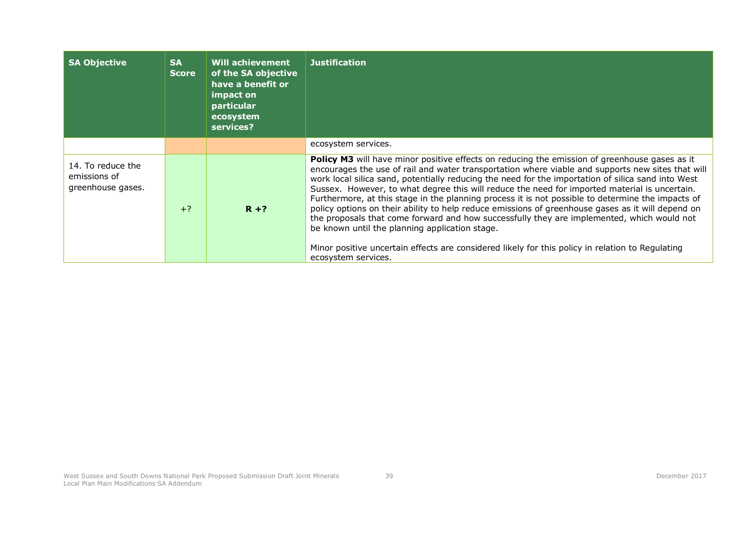| SA Objective | SA Score | Will achievement of the SA objective have a benefit or impact on particular ecosystem services? | Justification |
|---|---|---|---|
| | | | ecosystem services. |
| 14. To reduce the emissions of greenhouse gases. | +? | **R +?** | **Policy M3** will have minor positive effects on reducing the emission of greenhouse gases as it encourages the use of rail and water transportation where viable and supports new sites that will work local silica sand, potentially reducing the need for the importation of silica sand into West Sussex. However, to what degree this will reduce the need for imported material is uncertain. Furthermore, at this stage in the planning process it is not possible to determine the impacts of policy options on their ability to help reduce emissions of greenhouse gases as it will depend on the proposals that come forward and how successfully they are implemented, which would not be known until the planning application stage.<br><br>Minor positive uncertain effects are considered likely for this policy in relation to Regulating ecosystem services. |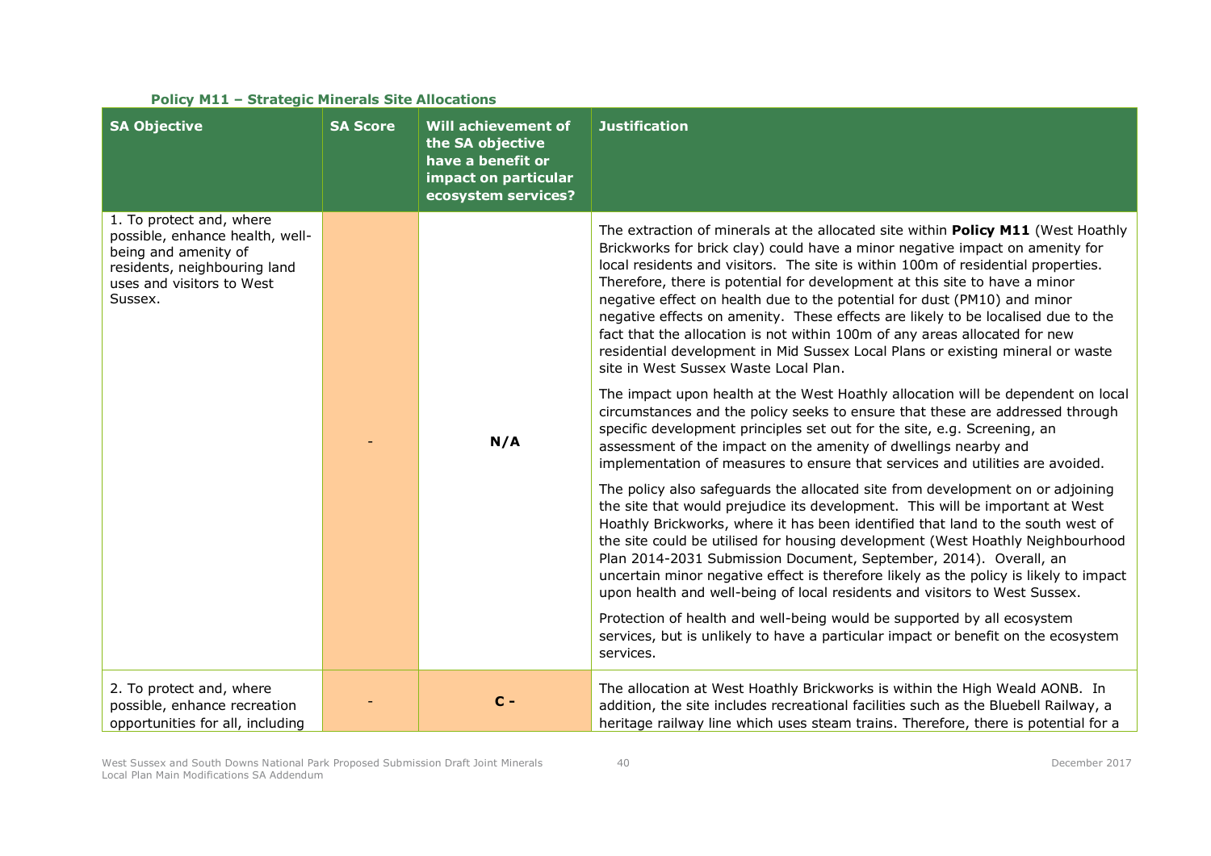**Policy M11 – Strategic Minerals Site Allocations**

| SA Objective | SA Score | Will achievement of the SA objective have a benefit or impact on particular ecosystem services? | Justification |
|---|---|---|---|
| 1. To protect and, where possible, enhance health, well-being and amenity of residents, neighbouring land uses and visitors to West Sussex. | - | N/A | The extraction of minerals at the allocated site within **Policy M11** (West Hoathly Brickworks for brick clay) could have a minor negative impact on amenity for local residents and visitors. The site is within 100m of residential properties. Therefore, there is potential for development at this site to have a minor negative effect on health due to the potential for dust (PM10) and minor negative effects on amenity. These effects are likely to be localised due to the fact that the allocation is not within 100m of any areas allocated for new residential development in Mid Sussex Local Plans or existing mineral or waste site in West Sussex Waste Local Plan.<br><br>The impact upon health at the West Hoathly allocation will be dependent on local circumstances and the policy seeks to ensure that these are addressed through specific development principles set out for the site, e.g. Screening, an assessment of the impact on the amenity of dwellings nearby and implementation of measures to ensure that services and utilities are avoided.<br><br>The policy also safeguards the allocated site from development on or adjoining the site that would prejudice its development. This will be important at West Hoathly Brickworks, where it has been identified that land to the south west of the site could be utilised for housing development (West Hoathly Neighbourhood Plan 2014-2031 Submission Document, September, 2014). Overall, an uncertain minor negative effect is therefore likely as the policy is likely to impact upon health and well-being of local residents and visitors to West Sussex.<br><br>Protection of health and well-being would be supported by all ecosystem services, but is unlikely to have a particular impact or benefit on the ecosystem services. |
| 2. To protect and, where possible, enhance recreation opportunities for all, including | - | C - | The allocation at West Hoathly Brickworks is within the High Weald AONB. In addition, the site includes recreational facilities such as the Bluebell Railway, a heritage railway line which uses steam trains. Therefore, there is potential for a |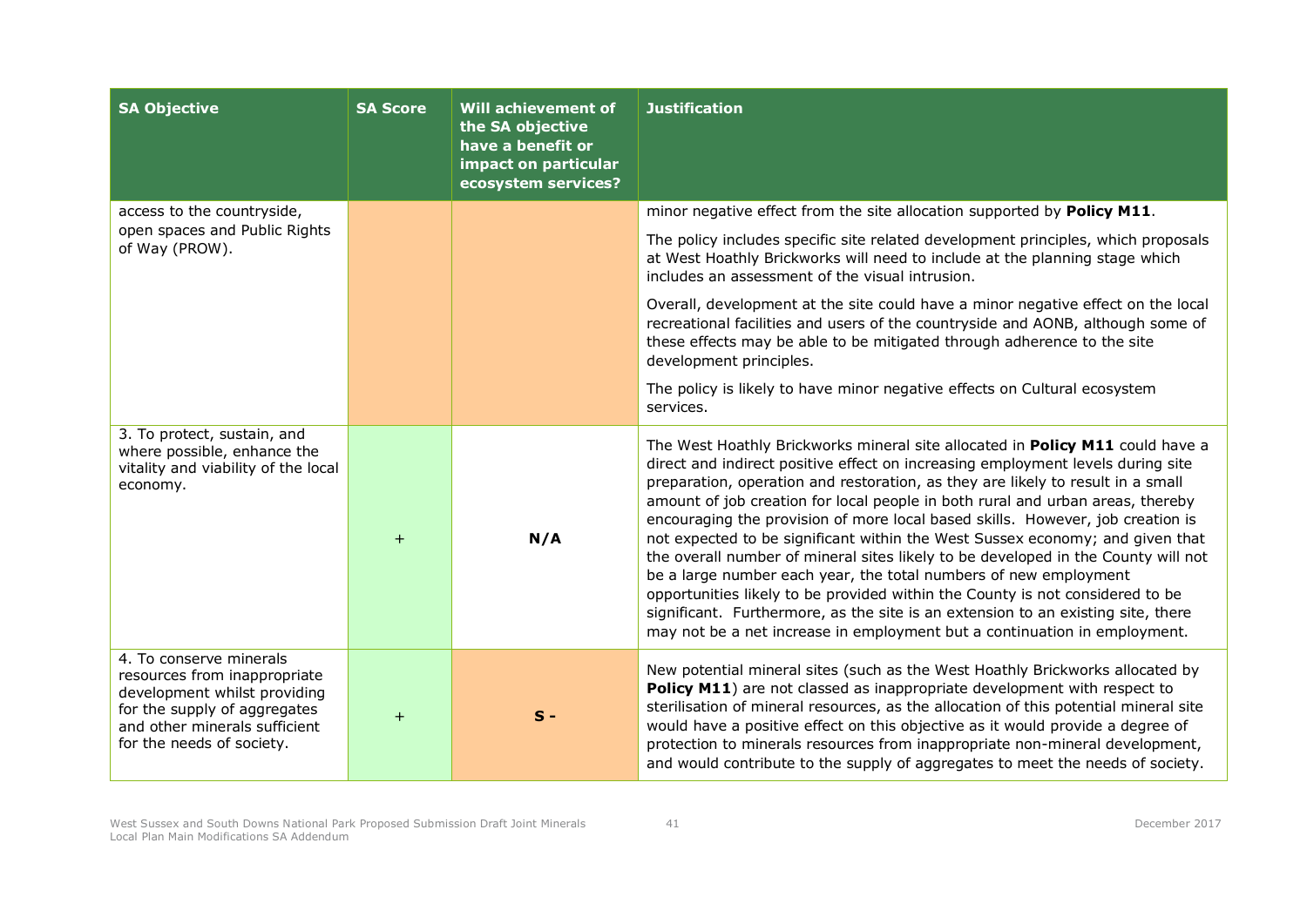| SA Objective | SA Score | Will achievement of the SA objective have a benefit or impact on particular ecosystem services? | Justification |
|---|---|---|---|
| access to the countryside, open spaces and Public Rights of Way (PROW). | | | minor negative effect from the site allocation supported by **Policy M11**.<br><br>The policy includes specific site related development principles, which proposals at West Hoathly Brickworks will need to include at the planning stage which includes an assessment of the visual intrusion.<br><br>Overall, development at the site could have a minor negative effect on the local recreational facilities and users of the countryside and AONB, although some of these effects may be able to be mitigated through adherence to the site development principles.<br><br>The policy is likely to have minor negative effects on Cultural ecosystem services. |
| 3. To protect, sustain, and where possible, enhance the vitality and viability of the local economy. | + | N/A | The West Hoathly Brickworks mineral site allocated in **Policy M11** could have a direct and indirect positive effect on increasing employment levels during site preparation, operation and restoration, as they are likely to result in a small amount of job creation for local people in both rural and urban areas, thereby encouraging the provision of more local based skills. However, job creation is not expected to be significant within the West Sussex economy; and given that the overall number of mineral sites likely to be developed in the County will not be a large number each year, the total numbers of new employment opportunities likely to be provided within the County is not considered to be significant. Furthermore, as the site is an extension to an existing site, there may not be a net increase in employment but a continuation in employment. |
| 4. To conserve minerals resources from inappropriate development whilst providing for the supply of aggregates and other minerals sufficient for the needs of society. | + | S - | New potential mineral sites (such as the West Hoathly Brickworks allocated by **Policy M11**) are not classed as inappropriate development with respect to sterilisation of mineral resources, as the allocation of this potential mineral site would have a positive effect on this objective as it would provide a degree of protection to minerals resources from inappropriate non-mineral development, and would contribute to the supply of aggregates to meet the needs of society. |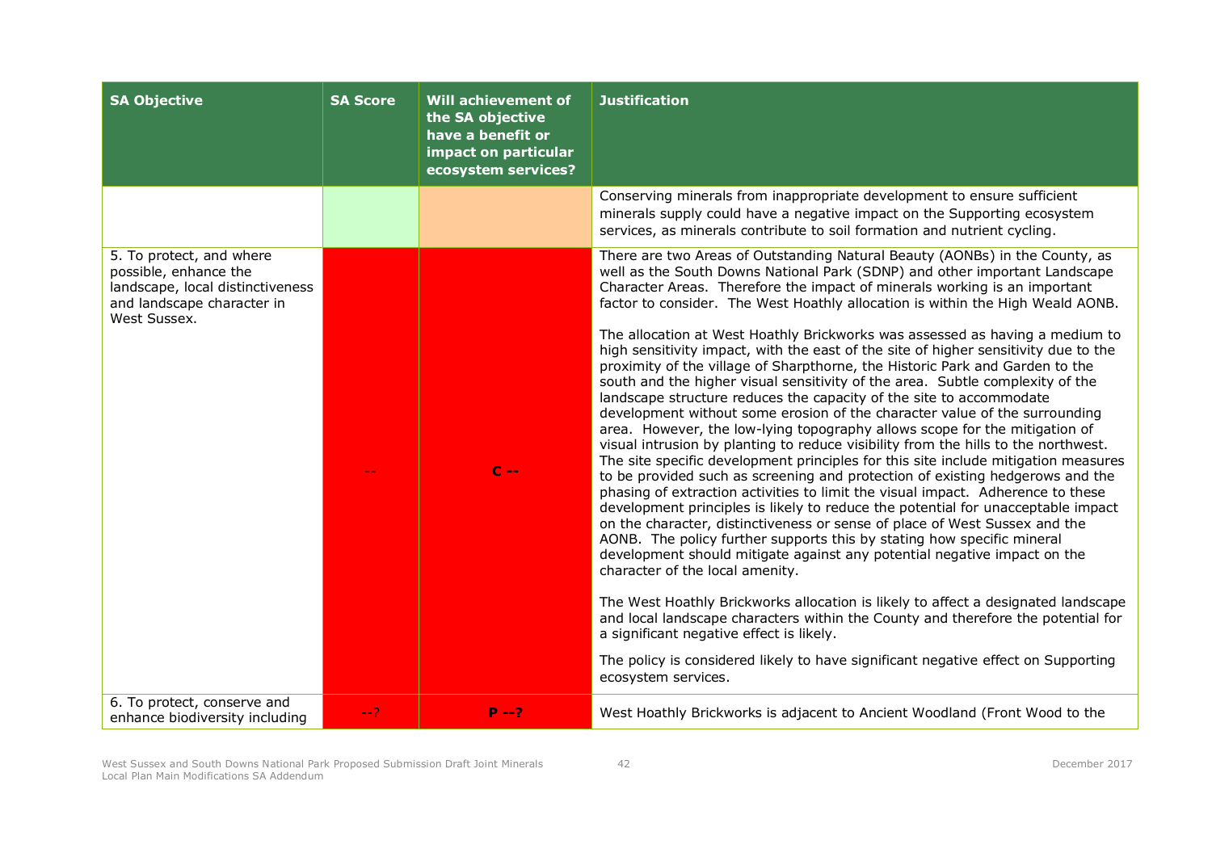| SA Objective | SA Score | Will achievement of the SA objective have a benefit or impact on particular ecosystem services? | Justification |
|---|---|---|---|
| | | | Conserving minerals from inappropriate development to ensure sufficient minerals supply could have a negative impact on the Supporting ecosystem services, as minerals contribute to soil formation and nutrient cycling. |
| 5. To protect, and where possible, enhance the landscape, local distinctiveness and landscape character in West Sussex. | -- | **C --** | There are two Areas of Outstanding Natural Beauty (AONBs) in the County, as well as the South Downs National Park (SDNP) and other important Landscape Character Areas. Therefore the impact of minerals working is an important factor to consider. The West Hoathly allocation is within the High Weald AONB.<br><br>The allocation at West Hoathly Brickworks was assessed as having a medium to high sensitivity impact, with the east of the site of higher sensitivity due to the proximity of the village of Sharpthorne, the Historic Park and Garden to the south and the higher visual sensitivity of the area. Subtle complexity of the landscape structure reduces the capacity of the site to accommodate development without some erosion of the character value of the surrounding area. However, the low-lying topography allows scope for the mitigation of visual intrusion by planting to reduce visibility from the hills to the northwest. The site specific development principles for this site include mitigation measures to be provided such as screening and protection of existing hedgerows and the phasing of extraction activities to limit the visual impact. Adherence to these development principles is likely to reduce the potential for unacceptable impact on the character, distinctiveness or sense of place of West Sussex and the AONB. The policy further supports this by stating how specific mineral development should mitigate against any potential negative impact on the character of the local amenity.<br><br>The West Hoathly Brickworks allocation is likely to affect a designated landscape and local landscape characters within the County and therefore the potential for a significant negative effect is likely.<br><br>The policy is considered likely to have significant negative effect on Supporting ecosystem services. |
| 6. To protect, conserve and enhance biodiversity including | --? | **P --?** | West Hoathly Brickworks is adjacent to Ancient Woodland (Front Wood to the |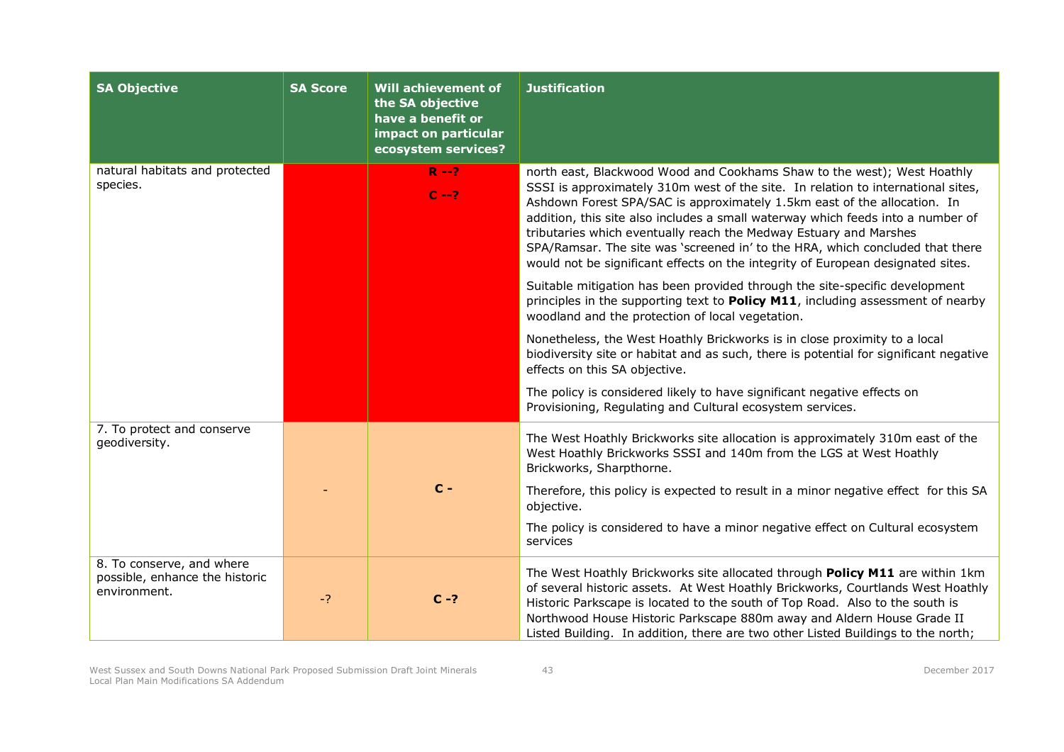| SA Objective | SA Score | Will achievement of the SA objective have a benefit or impact on particular ecosystem services? | Justification |
|---|---|---|---|
| natural habitats and protected species. | | R --? C --? | north east, Blackwood Wood and Cookhams Shaw to the west); West Hoathly SSSI is approximately 310m west of the site. In relation to international sites, Ashdown Forest SPA/SAC is approximately 1.5km east of the allocation. In addition, this site also includes a small waterway which feeds into a number of tributaries which eventually reach the Medway Estuary and Marshes SPA/Ramsar. The site was 'screened in' to the HRA, which concluded that there would not be significant effects on the integrity of European designated sites.<br><br>Suitable mitigation has been provided through the site-specific development principles in the supporting text to **Policy M11**, including assessment of nearby woodland and the protection of local vegetation.<br><br>Nonetheless, the West Hoathly Brickworks is in close proximity to a local biodiversity site or habitat and as such, there is potential for significant negative effects on this SA objective.<br><br>The policy is considered likely to have significant negative effects on Provisioning, Regulating and Cultural ecosystem services. |
| 7. To protect and conserve geodiversity. | - | C - | The West Hoathly Brickworks site allocation is approximately 310m east of the West Hoathly Brickworks SSSI and 140m from the LGS at West Hoathly Brickworks, Sharpthorne.<br><br>Therefore, this policy is expected to result in a minor negative effect for this SA objective.<br><br>The policy is considered to have a minor negative effect on Cultural ecosystem services |
| 8. To conserve, and where possible, enhance the historic environment. | -? | C -? | The West Hoathly Brickworks site allocated through **Policy M11** are within 1km of several historic assets. At West Hoathly Brickworks, Courtlands West Hoathly Historic Parkscape is located to the south of Top Road. Also to the south is Northwood House Historic Parkscape 880m away and Aldern House Grade II Listed Building. In addition, there are two other Listed Buildings to the north; |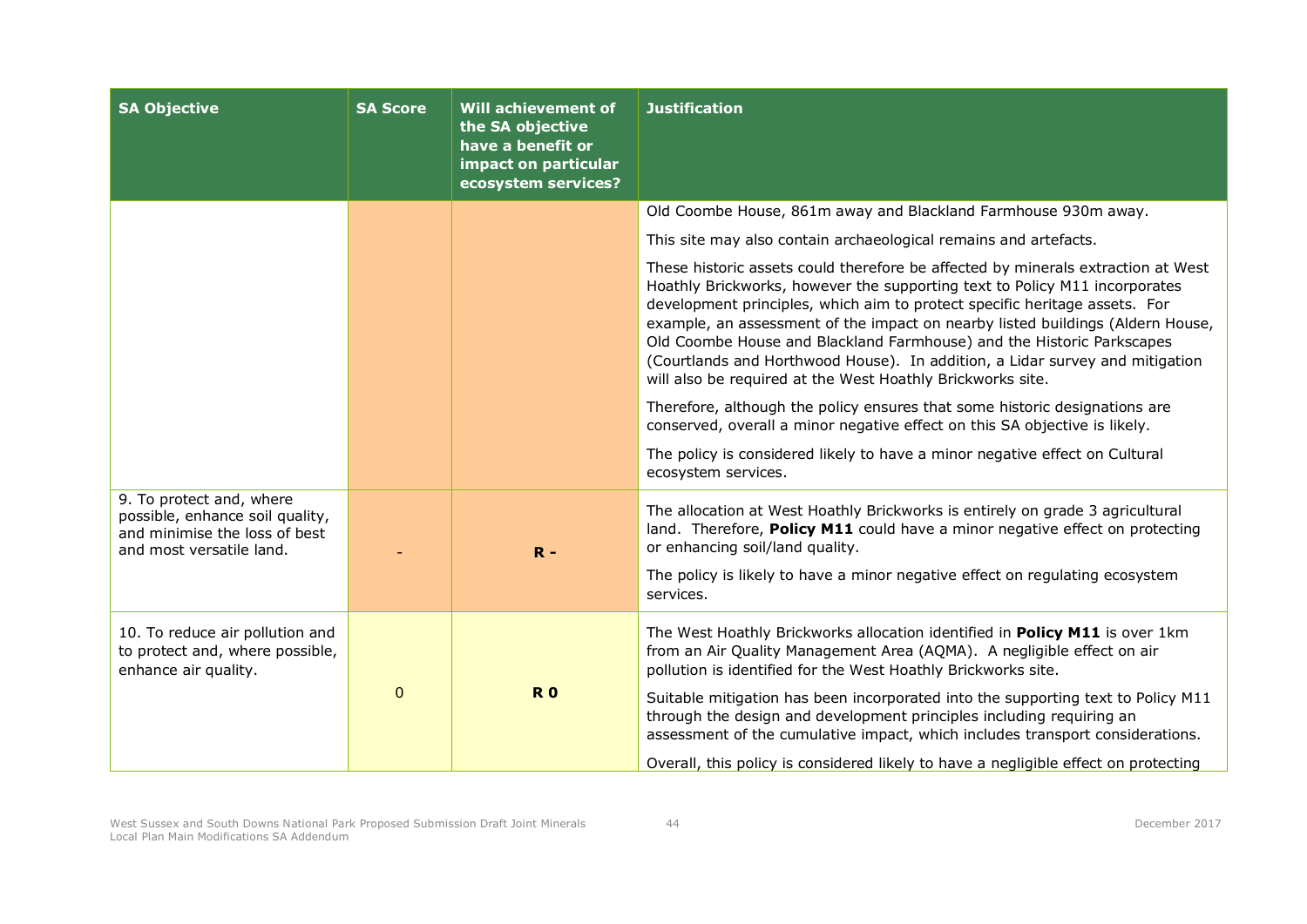| SA Objective | SA Score | Will achievement of the SA objective have a benefit or impact on particular ecosystem services? | Justification |
|---|---|---|---|
| | | | Old Coombe House, 861m away and Blackland Farmhouse 930m away.<br><br>This site may also contain archaeological remains and artefacts.<br><br>These historic assets could therefore be affected by minerals extraction at West Hoathly Brickworks, however the supporting text to Policy M11 incorporates development principles, which aim to protect specific heritage assets. For example, an assessment of the impact on nearby listed buildings (Aldern House, Old Coombe House and Blackland Farmhouse) and the Historic Parkscapes (Courtlands and Horthwood House). In addition, a Lidar survey and mitigation will also be required at the West Hoathly Brickworks site.<br><br>Therefore, although the policy ensures that some historic designations are conserved, overall a minor negative effect on this SA objective is likely.<br><br>The policy is considered likely to have a minor negative effect on Cultural ecosystem services. |
| 9. To protect and, where possible, enhance soil quality, and minimise the loss of best and most versatile land. | - | **R -** | The allocation at West Hoathly Brickworks is entirely on grade 3 agricultural land. Therefore, **Policy M11** could have a minor negative effect on protecting or enhancing soil/land quality.<br><br>The policy is likely to have a minor negative effect on regulating ecosystem services. |
| 10. To reduce air pollution and to protect and, where possible, enhance air quality. | 0 | **R 0** | The West Hoathly Brickworks allocation identified in **Policy M11** is over 1km from an Air Quality Management Area (AQMA). A negligible effect on air pollution is identified for the West Hoathly Brickworks site.<br><br>Suitable mitigation has been incorporated into the supporting text to Policy M11 through the design and development principles including requiring an assessment of the cumulative impact, which includes transport considerations.<br><br>Overall, this policy is considered likely to have a negligible effect on protecting |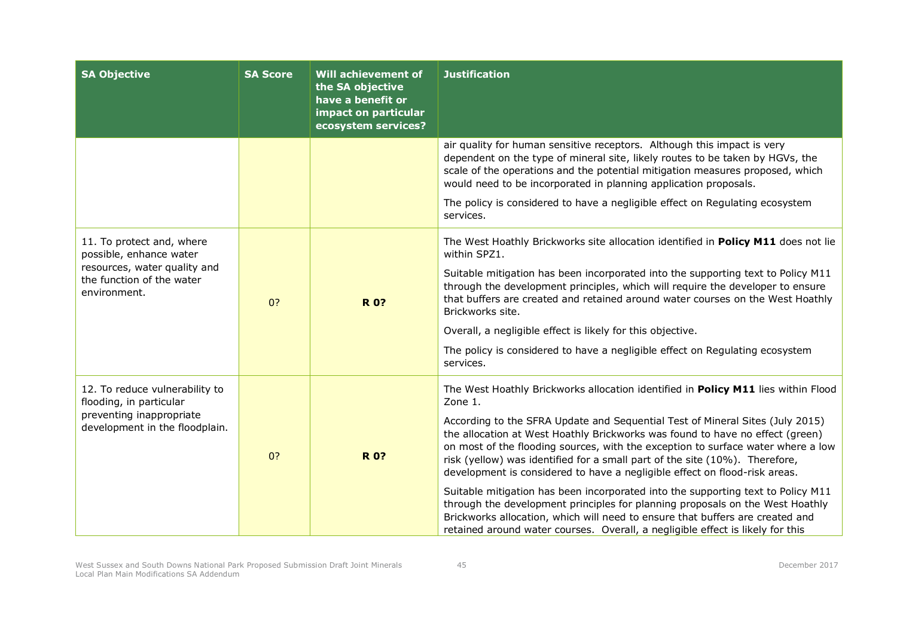| SA Objective | SA Score | Will achievement of the SA objective have a benefit or impact on particular ecosystem services? | Justification |
|---|---|---|---|
| | | | air quality for human sensitive receptors. Although this impact is very dependent on the type of mineral site, likely routes to be taken by HGVs, the scale of the operations and the potential mitigation measures proposed, which would need to be incorporated in planning application proposals.<br><br>The policy is considered to have a negligible effect on Regulating ecosystem services. |
| 11. To protect and, where possible, enhance water resources, water quality and the function of the water environment. | 0? | **R 0?** | The West Hoathly Brickworks site allocation identified in **Policy M11** does not lie within SPZ1.<br><br>Suitable mitigation has been incorporated into the supporting text to Policy M11 through the development principles, which will require the developer to ensure that buffers are created and retained around water courses on the West Hoathly Brickworks site.<br><br>Overall, a negligible effect is likely for this objective.<br><br>The policy is considered to have a negligible effect on Regulating ecosystem services. |
| 12. To reduce vulnerability to flooding, in particular preventing inappropriate development in the floodplain. | 0? | **R 0?** | The West Hoathly Brickworks allocation identified in **Policy M11** lies within Flood Zone 1.<br><br>According to the SFRA Update and Sequential Test of Mineral Sites (July 2015) the allocation at West Hoathly Brickworks was found to have no effect (green) on most of the flooding sources, with the exception to surface water where a low risk (yellow) was identified for a small part of the site (10%). Therefore, development is considered to have a negligible effect on flood-risk areas.<br><br>Suitable mitigation has been incorporated into the supporting text to Policy M11 through the development principles for planning proposals on the West Hoathly Brickworks allocation, which will need to ensure that buffers are created and retained around water courses. Overall, a negligible effect is likely for this |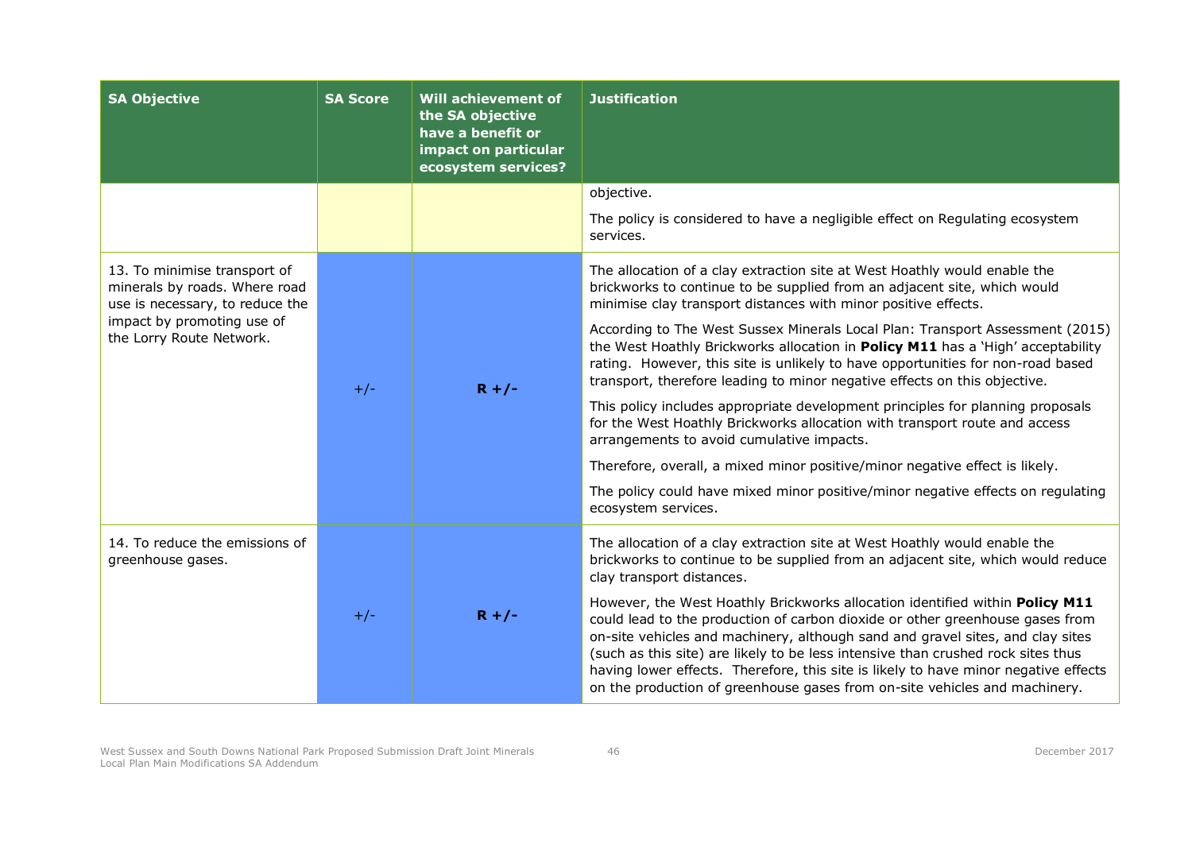| SA Objective | SA Score | Will achievement of the SA objective have a benefit or impact on particular ecosystem services? | Justification |
|---|---|---|---|
| | | | objective.<br><br>The policy is considered to have a negligible effect on Regulating ecosystem services. |
| 13. To minimise transport of minerals by roads. Where road use is necessary, to reduce the impact by promoting use of the Lorry Route Network. | +/- | **R +/-** | The allocation of a clay extraction site at West Hoathly would enable the brickworks to continue to be supplied from an adjacent site, which would minimise clay transport distances with minor positive effects.<br><br>According to The West Sussex Minerals Local Plan: Transport Assessment (2015) the West Hoathly Brickworks allocation in **Policy M11** has a 'High' acceptability rating. However, this site is unlikely to have opportunities for non-road based transport, therefore leading to minor negative effects on this objective.<br><br>This policy includes appropriate development principles for planning proposals for the West Hoathly Brickworks allocation with transport route and access arrangements to avoid cumulative impacts.<br><br>Therefore, overall, a mixed minor positive/minor negative effect is likely.<br><br>The policy could have mixed minor positive/minor negative effects on regulating ecosystem services. |
| 14. To reduce the emissions of greenhouse gases. | +/- | **R +/-** | The allocation of a clay extraction site at West Hoathly would enable the brickworks to continue to be supplied from an adjacent site, which would reduce clay transport distances.<br><br>However, the West Hoathly Brickworks allocation identified within **Policy M11** could lead to the production of carbon dioxide or other greenhouse gases from on-site vehicles and machinery, although sand and gravel sites, and clay sites (such as this site) are likely to be less intensive than crushed rock sites thus having lower effects. Therefore, this site is likely to have minor negative effects on the production of greenhouse gases from on-site vehicles and machinery. |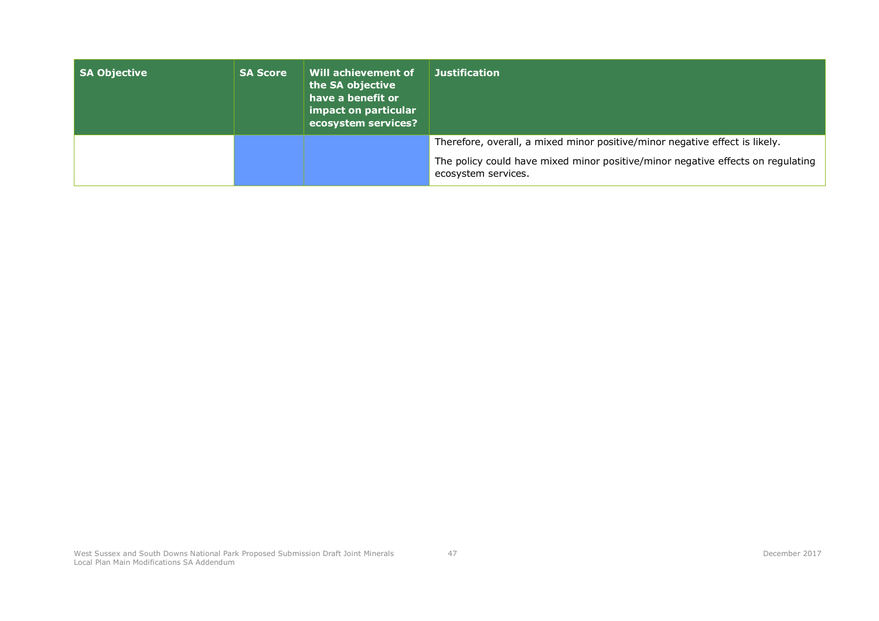| SA Objective | SA Score | Will achievement of the SA objective have a benefit or impact on particular ecosystem services? | Justification |
|---|---|---|---|
| | | | Therefore, overall, a mixed minor positive/minor negative effect is likely. The policy could have mixed minor positive/minor negative effects on regulating ecosystem services. |